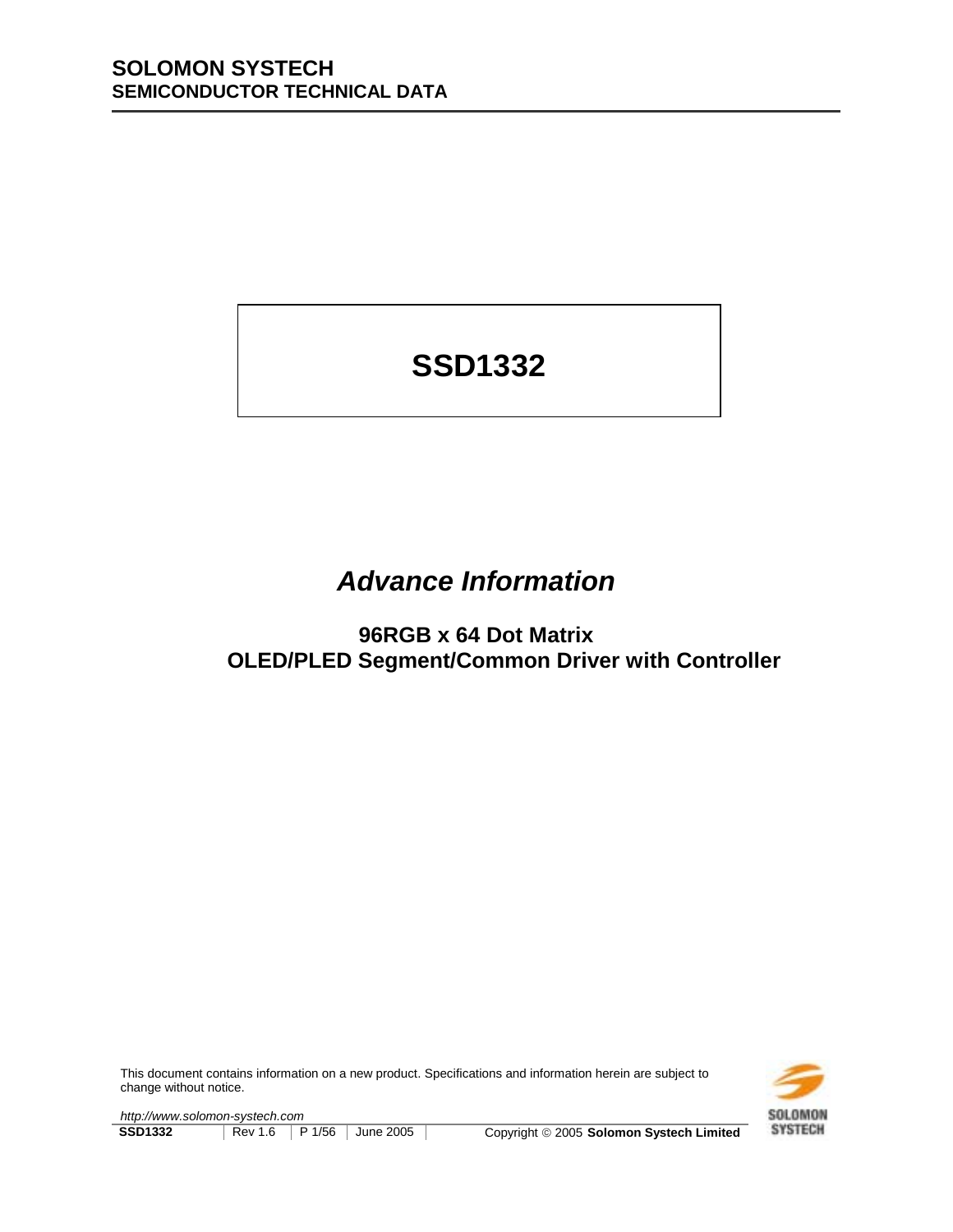**SOLOMON SYSTECH**
**SEMICONDUCTOR TECHNICAL DATA**

# SSD1332

## *Advance Information*

### 96RGB x 64 Dot Matrix
### OLED/PLED Segment/Common Driver with Controller

This document contains information on a new product. Specifications and information herein are subject to change without notice.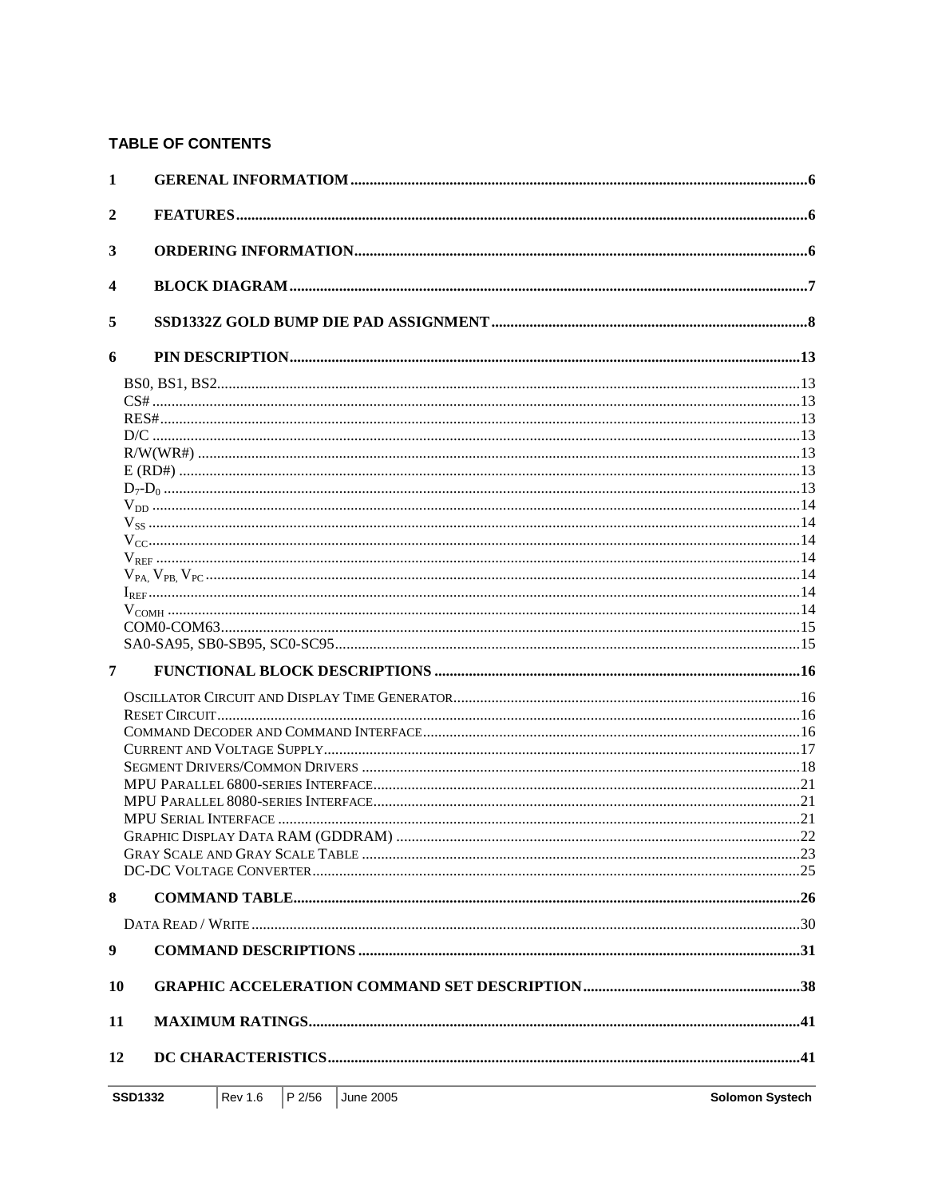## TABLE OF CONTENTS

**1 GERENAL INFORMATIOM** ........ 6

**2 FEATURES** ........ 6

**3 ORDERING INFORMATION** ........ 6

**4 BLOCK DIAGRAM** ........ 7

**5 SSD1332Z GOLD BUMP DIE PAD ASSIGNMENT** ........ 8

**6 PIN DESCRIPTION** ........ 13

- BS0, BS1, BS2 ........ 13
- CS# ........ 13
- RES# ........ 13
- D/C ........ 13
- R/W(WR#) ........ 13
- E (RD#) ........ 13
- $D_7$-$D_0$ ........ 13
- $V_{DD}$ ........ 14
- $V_{SS}$ ........ 14
- $V_{CC}$ ........ 14
- $V_{REF}$ ........ 14
- $V_{PA,}$ $V_{PB,}$ $V_{PC}$ ........ 14
- $I_{REF}$ ........ 14
- $V_{COMH}$ ........ 14
- COM0-COM63 ........ 15
- SA0-SA95, SB0-SB95, SC0-SC95 ........ 15

**7 FUNCTIONAL BLOCK DESCRIPTIONS** ........ 16

- Oscillator Circuit and Display Time Generator ........ 16
- Reset Circuit ........ 16
- Command Decoder and Command Interface ........ 16
- Current and Voltage Supply ........ 17
- Segment Drivers/Common Drivers ........ 18
- MPU Parallel 6800-series Interface ........ 21
- MPU Parallel 8080-series Interface ........ 21
- MPU Serial Interface ........ 21
- Graphic Display Data RAM (GDDRAM) ........ 22
- Gray Scale and Gray Scale Table ........ 23
- DC-DC Voltage Converter ........ 25

**8 COMMAND TABLE** ........ 26

- Data Read / Write ........ 30

**9 COMMAND DESCRIPTIONS** ........ 31

**10 GRAPHIC ACCELERATION COMMAND SET DESCRIPTION** ........ 38

**11 MAXIMUM RATINGS** ........ 41

**12 DC CHARACTERISTICS** ........ 41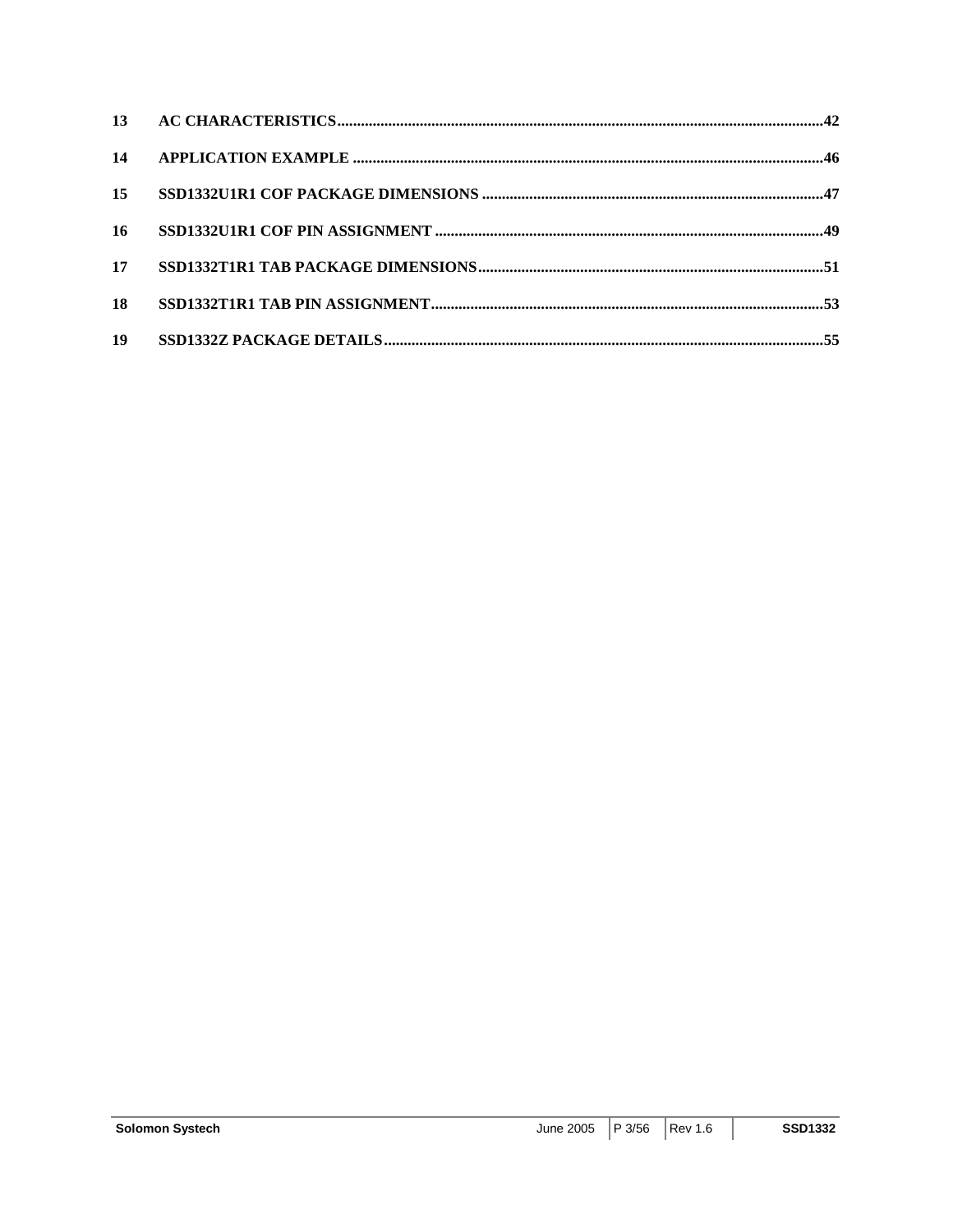**13 AC CHARACTERISTICS** ........................................................ **42**

**14 APPLICATION EXAMPLE** ........................................................ **46**

**15 SSD1332U1R1 COF PACKAGE DIMENSIONS** ........................................................ **47**

**16 SSD1332U1R1 COF PIN ASSIGNMENT** ........................................................ **49**

**17 SSD1332T1R1 TAB PACKAGE DIMENSIONS** ........................................................ **51**

**18 SSD1332T1R1 TAB PIN ASSIGNMENT** ........................................................ **53**

**19 SSD1332Z PACKAGE DETAILS** ........................................................ **55**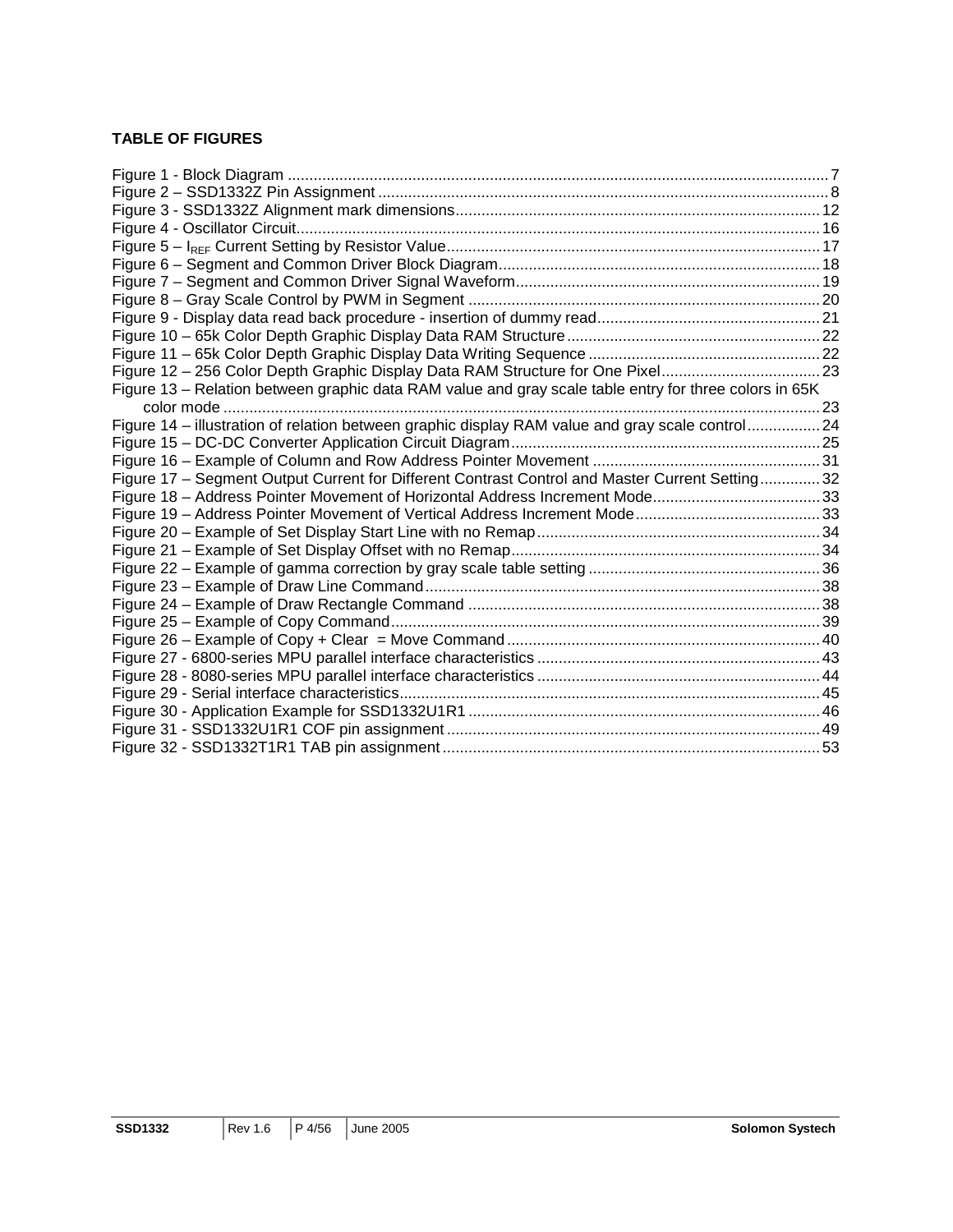**TABLE OF FIGURES**

Figure 1 - Block Diagram ............................................................................................................................ 7
Figure 2 – SSD1332Z Pin Assignment ........................................................................................................ 8
Figure 3 - SSD1332Z Alignment mark dimensions .................................................................................... 12
Figure 4 - Oscillator Circuit......................................................................................................................... 16
Figure 5 – $I_{REF}$ Current Setting by Resistor Value ...................................................................................... 17
Figure 6 – Segment and Common Driver Block Diagram ........................................................................... 18
Figure 7 – Segment and Common Driver Signal Waveform ....................................................................... 19
Figure 8 – Gray Scale Control by PWM in Segment ................................................................................. 20
Figure 9 - Display data read back procedure - insertion of dummy read .................................................... 21
Figure 10 – 65k Color Depth Graphic Display Data RAM Structure ........................................................... 22
Figure 11 – 65k Color Depth Graphic Display Data Writing Sequence ...................................................... 22
Figure 12 – 256 Color Depth Graphic Display Data RAM Structure for One Pixel ..................................... 23
Figure 13 – Relation between graphic data RAM value and gray scale table entry for three colors in 65K color mode ........................................................................................................................................ 23
Figure 14 – illustration of relation between graphic display RAM value and gray scale control ................. 24
Figure 15 – DC-DC Converter Application Circuit Diagram ........................................................................ 25
Figure 16 – Example of Column and Row Address Pointer Movement ..................................................... 31
Figure 17 – Segment Output Current for Different Contrast Control and Master Current Setting .............. 32
Figure 18 – Address Pointer Movement of Horizontal Address Increment Mode ....................................... 33
Figure 19 – Address Pointer Movement of Vertical Address Increment Mode ........................................... 33
Figure 20 – Example of Set Display Start Line with no Remap .................................................................. 34
Figure 21 – Example of Set Display Offset with no Remap ........................................................................ 34
Figure 22 – Example of gamma correction by gray scale table setting ...................................................... 36
Figure 23 – Example of Draw Line Command ............................................................................................ 38
Figure 24 – Example of Draw Rectangle Command .................................................................................. 38
Figure 25 – Example of Copy Command .................................................................................................... 39
Figure 26 – Example of Copy + Clear = Move Command ......................................................................... 40
Figure 27 - 6800-series MPU parallel interface characteristics .................................................................. 43
Figure 28 - 8080-series MPU parallel interface characteristics .................................................................. 44
Figure 29 - Serial interface characteristics .................................................................................................. 45
Figure 30 - Application Example for SSD1332U1R1 .................................................................................. 46
Figure 31 - SSD1332U1R1 COF pin assignment ....................................................................................... 49
Figure 32 - SSD1332T1R1 TAB pin assignment ........................................................................................ 53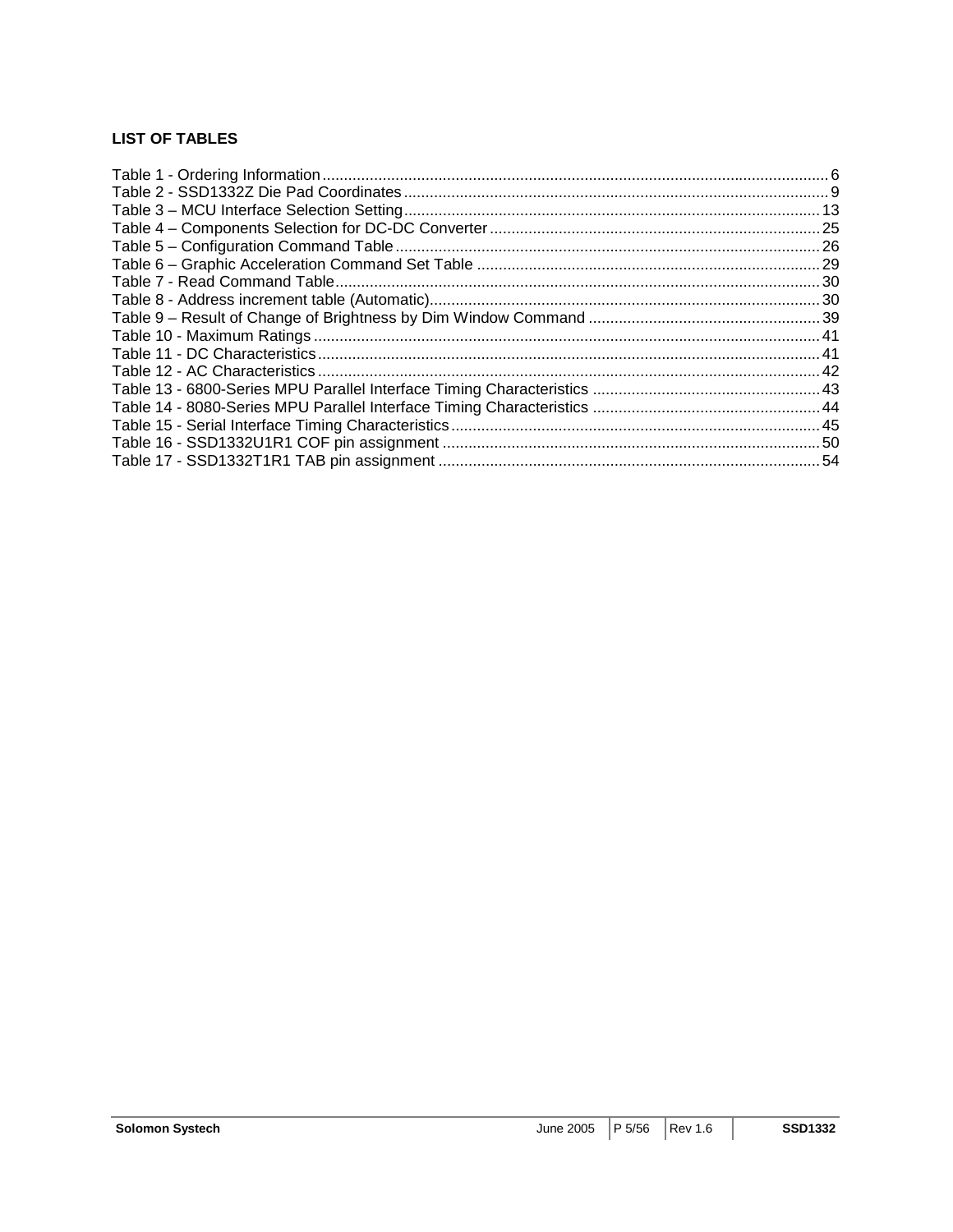**LIST OF TABLES**

Table 1 - Ordering Information ........................................................................................................... 6
Table 2 - SSD1332Z Die Pad Coordinates ........................................................................................... 9
Table 3 – MCU Interface Selection Setting .......................................................................................... 13
Table 4 – Components Selection for DC-DC Converter ....................................................................... 25
Table 5 – Configuration Command Table ............................................................................................ 26
Table 6 – Graphic Acceleration Command Set Table .......................................................................... 29
Table 7 - Read Command Table .......................................................................................................... 30
Table 8 - Address increment table (Automatic) .................................................................................... 30
Table 9 – Result of Change of Brightness by Dim Window Command ................................................. 39
Table 10 - Maximum Ratings ............................................................................................................... 41
Table 11 - DC Characteristics .............................................................................................................. 41
Table 12 - AC Characteristics .............................................................................................................. 42
Table 13 - 6800-Series MPU Parallel Interface Timing Characteristics ................................................ 43
Table 14 - 8080-Series MPU Parallel Interface Timing Characteristics ................................................ 44
Table 15 - Serial Interface Timing Characteristics ................................................................................ 45
Table 16 - SSD1332U1R1 COF pin assignment .................................................................................. 50
Table 17 - SSD1332T1R1 TAB pin assignment ................................................................................... 54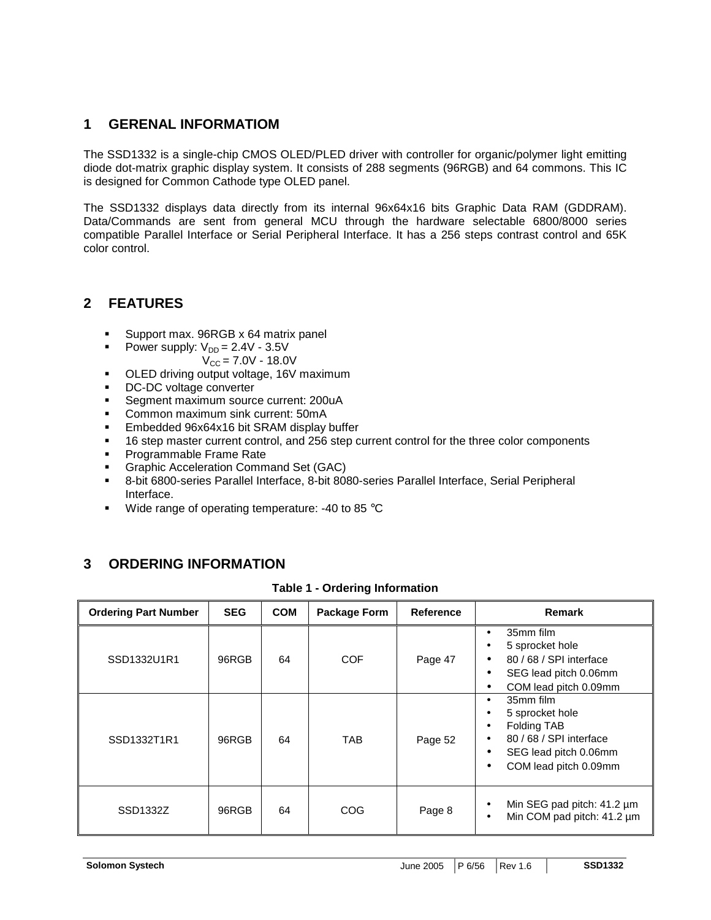## 1 GERENAL INFORMATIOM

The SSD1332 is a single-chip CMOS OLED/PLED driver with controller for organic/polymer light emitting diode dot-matrix graphic display system. It consists of 288 segments (96RGB) and 64 commons. This IC is designed for Common Cathode type OLED panel.

The SSD1332 displays data directly from its internal 96x64x16 bits Graphic Data RAM (GDDRAM). Data/Commands are sent from general MCU through the hardware selectable 6800/8000 series compatible Parallel Interface or Serial Peripheral Interface. It has a 256 steps contrast control and 65K color control.

## 2 FEATURES

- Support max. 96RGB x 64 matrix panel
- Power supply: $V_{DD}$ = 2.4V - 3.5V
  $V_{CC}$ = 7.0V - 18.0V
- OLED driving output voltage, 16V maximum
- DC-DC voltage converter
- Segment maximum source current: 200uA
- Common maximum sink current: 50mA
- Embedded 96x64x16 bit SRAM display buffer
- 16 step master current control, and 256 step current control for the three color components
- Programmable Frame Rate
- Graphic Acceleration Command Set (GAC)
- 8-bit 6800-series Parallel Interface, 8-bit 8080-series Parallel Interface, Serial Peripheral Interface.
- Wide range of operating temperature: -40 to 85 °C

## 3 ORDERING INFORMATION

**Table 1 - Ordering Information**

| Ordering Part Number | SEG | COM | Package Form | Reference | Remark |
|---|---|---|---|---|---|
| SSD1332U1R1 | 96RGB | 64 | COF | Page 47 | • 35mm film<br>• 5 sprocket hole<br>• 80 / 68 / SPI interface<br>• SEG lead pitch 0.06mm<br>• COM lead pitch 0.09mm |
| SSD1332T1R1 | 96RGB | 64 | TAB | Page 52 | • 35mm film<br>• 5 sprocket hole<br>• Folding TAB<br>• 80 / 68 / SPI interface<br>• SEG lead pitch 0.06mm<br>• COM lead pitch 0.09mm |
| SSD1332Z | 96RGB | 64 | COG | Page 8 | • Min SEG pad pitch: 41.2 µm<br>• Min COM pad pitch: 41.2 µm |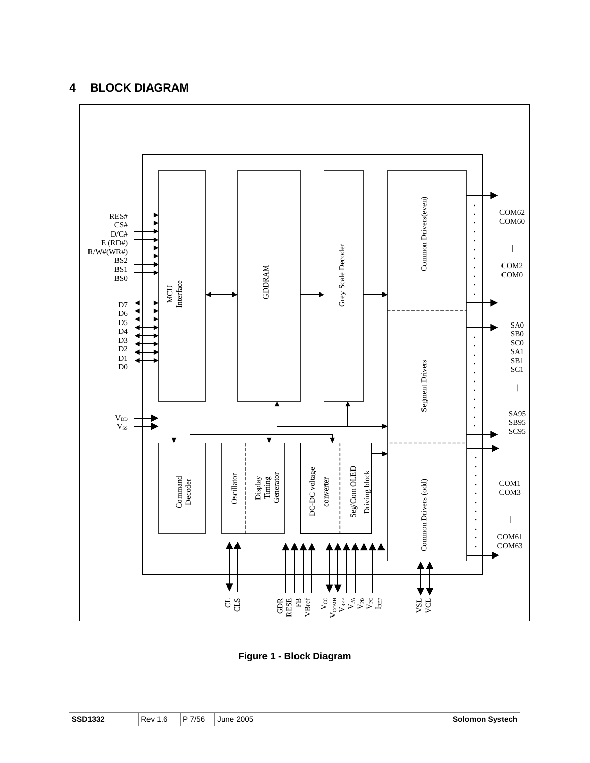## 4 BLOCK DIAGRAM

RES#
CS#
D/C#
E (RD#)
R/W#(WR#)
BS2
BS1
BS0

D7
D6
D5
D4
D3
D2
D1
D0

$V_{DD}$
$V_{SS}$

MCU Interface

GDDRAM

Grey Scale Decoder

Common Drivers(even)

Segment Drivers

Common Drivers (odd)

Command Decoder

Oscillator

Display Timing Generator

DC-DC voltage converter

Seg/Com OLED Driving block

COM62
COM60
|
COM2
COM0

SA0
SB0
SC0
SA1
SB1
SC1
|
SA95
SB95
SC95

COM1
COM3
|
COM61
COM63

CL
CLS

GDR
RESE
FB
VBref

$V_{CC}$
$V_{COMH}$
$V_{REF}$
$V_{PA}$
$V_{PB}$
$V_{PC}$
$I_{REF}$

VSL
VCL

**Figure 1 - Block Diagram**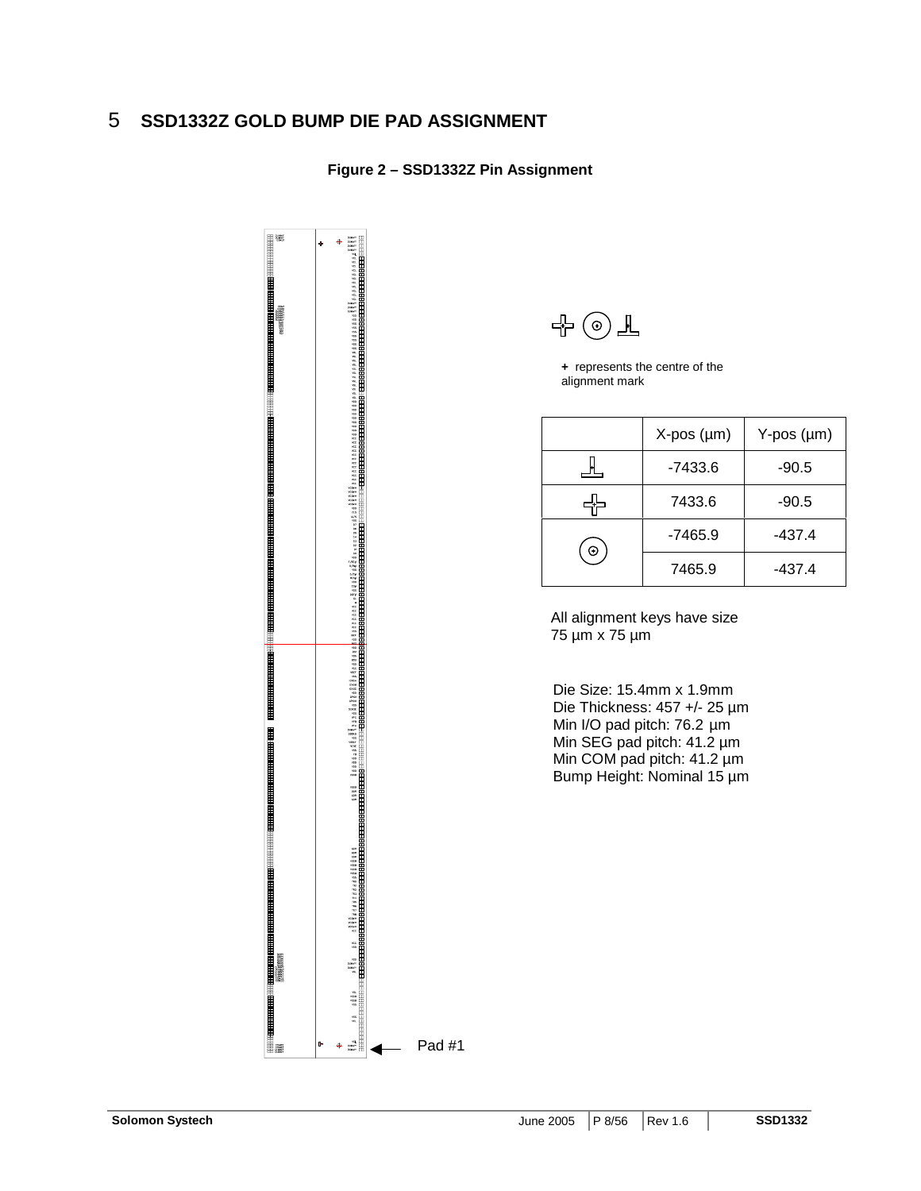# 5 SSD1332Z GOLD BUMP DIE PAD ASSIGNMENT

**Figure 2 – SSD1332Z Pin Assignment**

Pad #1

**+** represents the centre of the alignment mark

| | X-pos (µm) | Y-pos (µm) |
|---|---|---|
| ⊥ | -7433.6 | -90.5 |
| ✢ | 7433.6 | -90.5 |
| ⊙ | -7465.9 | -437.4 |
| | 7465.9 | -437.4 |

All alignment keys have size 75 µm x 75 µm

Die Size: 15.4mm x 1.9mm
Die Thickness: 457 +/- 25 µm
Min I/O pad pitch: 76.2 µm
Min SEG pad pitch: 41.2 µm
Min COM pad pitch: 41.2 µm
Bump Height: Nominal 15 µm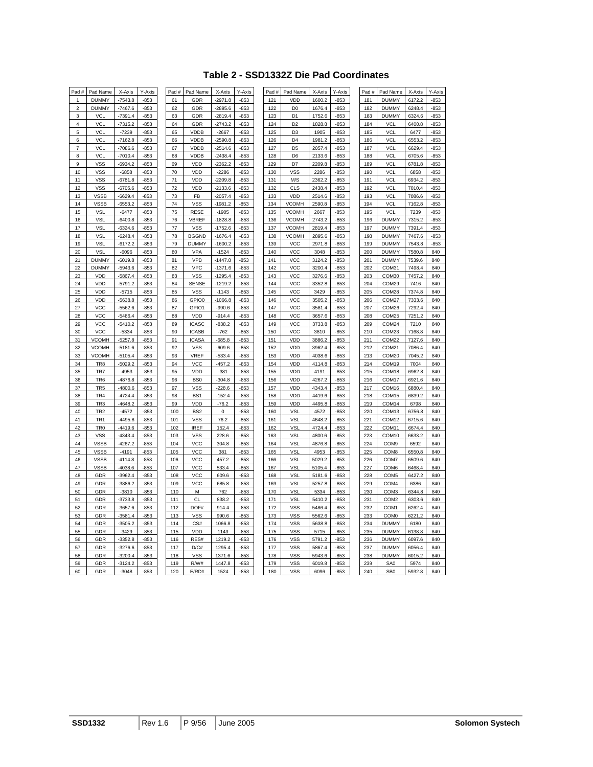# Table 2 - SSD1332Z Die Pad Coordinates

| Pad # | Pad Name | X-Axis | Y-Axis | Pad # | Pad Name | X-Axis | Y-Axis | Pad # | Pad Name | X-Axis | Y-Axis | Pad # | Pad Name | X-Axis | Y-Axis |
|---|---|---|---|---|---|---|---|---|---|---|---|---|---|---|---|
| 1 | DUMMY | -7543.8 | -853 | 61 | GDR | -2971.8 | -853 | 121 | VDD | 1600.2 | -853 | 181 | DUMMY | 6172.2 | -853 |
| 2 | DUMMY | -7467.6 | -853 | 62 | GDR | -2895.6 | -853 | 122 | D0 | 1676.4 | -853 | 182 | DUMMY | 6248.4 | -853 |
| 3 | VCL | -7391.4 | -853 | 63 | GDR | -2819.4 | -853 | 123 | D1 | 1752.6 | -853 | 183 | DUMMY | 6324.6 | -853 |
| 4 | VCL | -7315.2 | -853 | 64 | GDR | -2743.2 | -853 | 124 | D2 | 1828.8 | -853 | 184 | VCL | 6400.8 | -853 |
| 5 | VCL | -7239 | -853 | 65 | VDDB | -2667 | -853 | 125 | D3 | 1905 | -853 | 185 | VCL | 6477 | -853 |
| 6 | VCL | -7162.8 | -853 | 66 | VDDB | -2590.8 | -853 | 126 | D4 | 1981.2 | -853 | 186 | VCL | 6553.2 | -853 |
| 7 | VCL | -7086.6 | -853 | 67 | VDDB | -2514.6 | -853 | 127 | D5 | 2057.4 | -853 | 187 | VCL | 6629.4 | -853 |
| 8 | VCL | -7010.4 | -853 | 68 | VDDB | -2438.4 | -853 | 128 | D6 | 2133.6 | -853 | 188 | VCL | 6705.6 | -853 |
| 9 | VSS | -6934.2 | -853 | 69 | VDD | -2362.2 | -853 | 129 | D7 | 2209.8 | -853 | 189 | VCL | 6781.8 | -853 |
| 10 | VSS | -6858 | -853 | 70 | VDD | -2286 | -853 | 130 | VSS | 2286 | -853 | 190 | VCL | 6858 | -853 |
| 11 | VSS | -6781.8 | -853 | 71 | VDD | -2209.8 | -853 | 131 | M/S | 2362.2 | -853 | 191 | VCL | 6934.2 | -853 |
| 12 | VSS | -6705.6 | -853 | 72 | VDD | -2133.6 | -853 | 132 | CLS | 2438.4 | -853 | 192 | VCL | 7010.4 | -853 |
| 13 | VSSB | -6629.4 | -853 | 73 | FB | -2057.4 | -853 | 133 | VDD | 2514.6 | -853 | 193 | VCL | 7086.6 | -853 |
| 14 | VSSB | -6553.2 | -853 | 74 | VSS | -1981.2 | -853 | 134 | VCOMH | 2590.8 | -853 | 194 | VCL | 7162.8 | -853 |
| 15 | VSL | -6477 | -853 | 75 | RESE | -1905 | -853 | 135 | VCOMH | 2667 | -853 | 195 | VCL | 7239 | -853 |
| 16 | VSL | -6400.8 | -853 | 76 | VBREF | -1828.8 | -853 | 136 | VCOMH | 2743.2 | -853 | 196 | DUMMY | 7315.2 | -853 |
| 17 | VSL | -6324.6 | -853 | 77 | VSS | -1752.6 | -853 | 137 | VCOMH | 2819.4 | -853 | 197 | DUMMY | 7391.4 | -853 |
| 18 | VSL | -6248.4 | -853 | 78 | BGGND | -1676.4 | -853 | 138 | VCOMH | 2895.6 | -853 | 198 | DUMMY | 7467.6 | -853 |
| 19 | VSL | -6172.2 | -853 | 79 | DUMMY | -1600.2 | -853 | 139 | VCC | 2971.8 | -853 | 199 | DUMMY | 7543.8 | -853 |
| 20 | VSL | -6096 | -853 | 80 | VPA | -1524 | -853 | 140 | VCC | 3048 | -853 | 200 | DUMMY | 7580.8 | 840 |
| 21 | DUMMY | -6019.8 | -853 | 81 | VPB | -1447.8 | -853 | 141 | VCC | 3124.2 | -853 | 201 | DUMMY | 7539.6 | 840 |
| 22 | DUMMY | -5943.6 | -853 | 82 | VPC | -1371.6 | -853 | 142 | VCC | 3200.4 | -853 | 202 | COM31 | 7498.4 | 840 |
| 23 | VDD | -5867.4 | -853 | 83 | VSS | -1295.4 | -853 | 143 | VCC | 3276.6 | -853 | 203 | COM30 | 7457.2 | 840 |
| 24 | VDD | -5791.2 | -853 | 84 | SENSE | -1219.2 | -853 | 144 | VCC | 3352.8 | -853 | 204 | COM29 | 7416 | 840 |
| 25 | VDD | -5715 | -853 | 85 | VSS | -1143 | -853 | 145 | VCC | 3429 | -853 | 205 | COM28 | 7374.8 | 840 |
| 26 | VDD | -5638.8 | -853 | 86 | GPIO0 | -1066.8 | -853 | 146 | VCC | 3505.2 | -853 | 206 | COM27 | 7333.6 | 840 |
| 27 | VCC | -5562.6 | -853 | 87 | GPIO1 | -990.6 | -853 | 147 | VCC | 3581.4 | -853 | 207 | COM26 | 7292.4 | 840 |
| 28 | VCC | -5486.4 | -853 | 88 | VDD | -914.4 | -853 | 148 | VCC | 3657.6 | -853 | 208 | COM25 | 7251.2 | 840 |
| 29 | VCC | -5410.2 | -853 | 89 | ICASC | -838.2 | -853 | 149 | VCC | 3733.8 | -853 | 209 | COM24 | 7210 | 840 |
| 30 | VCC | -5334 | -853 | 90 | ICASB | -762 | -853 | 150 | VCC | 3810 | -853 | 210 | COM23 | 7168.8 | 840 |
| 31 | VCOMH | -5257.8 | -853 | 91 | ICASA | -685.8 | -853 | 151 | VDD | 3886.2 | -853 | 211 | COM22 | 7127.6 | 840 |
| 32 | VCOMH | -5181.6 | -853 | 92 | VSS | -609.6 | -853 | 152 | VDD | 3962.4 | -853 | 212 | COM21 | 7086.4 | 840 |
| 33 | VCOMH | -5105.4 | -853 | 93 | VREF | -533.4 | -853 | 153 | VDD | 4038.6 | -853 | 213 | COM20 | 7045.2 | 840 |
| 34 | TR8 | -5029.2 | -853 | 94 | VCC | -457.2 | -853 | 154 | VDD | 4114.8 | -853 | 214 | COM19 | 7004 | 840 |
| 35 | TR7 | -4953 | -853 | 95 | VDD | -381 | -853 | 155 | VDD | 4191 | -853 | 215 | COM18 | 6962.8 | 840 |
| 36 | TR6 | -4876.8 | -853 | 96 | BS0 | -304.8 | -853 | 156 | VDD | 4267.2 | -853 | 216 | COM17 | 6921.6 | 840 |
| 37 | TR5 | -4800.6 | -853 | 97 | VSS | -228.6 | -853 | 157 | VDD | 4343.4 | -853 | 217 | COM16 | 6880.4 | 840 |
| 38 | TR4 | -4724.4 | -853 | 98 | BS1 | -152.4 | -853 | 158 | VDD | 4419.6 | -853 | 218 | COM15 | 6839.2 | 840 |
| 39 | TR3 | -4648.2 | -853 | 99 | VDD | -76.2 | -853 | 159 | VDD | 4495.8 | -853 | 219 | COM14 | 6798 | 840 |
| 40 | TR2 | -4572 | -853 | 100 | BS2 | 0 | -853 | 160 | VSL | 4572 | -853 | 220 | COM13 | 6756.8 | 840 |
| 41 | TR1 | -4495.8 | -853 | 101 | VSS | 76.2 | -853 | 161 | VSL | 4648.2 | -853 | 221 | COM12 | 6715.6 | 840 |
| 42 | TR0 | -4419.6 | -853 | 102 | IREF | 152.4 | -853 | 162 | VSL | 4724.4 | -853 | 222 | COM11 | 6674.4 | 840 |
| 43 | VSS | -4343.4 | -853 | 103 | VSS | 228.6 | -853 | 163 | VSL | 4800.6 | -853 | 223 | COM10 | 6633.2 | 840 |
| 44 | VSSB | -4267.2 | -853 | 104 | VCC | 304.8 | -853 | 164 | VSL | 4876.8 | -853 | 224 | COM9 | 6592 | 840 |
| 45 | VSSB | -4191 | -853 | 105 | VCC | 381 | -853 | 165 | VSL | 4953 | -853 | 225 | COM8 | 6550.8 | 840 |
| 46 | VSSB | -4114.8 | -853 | 106 | VCC | 457.2 | -853 | 166 | VSL | 5029.2 | -853 | 226 | COM7 | 6509.6 | 840 |
| 47 | VSSB | -4038.6 | -853 | 107 | VCC | 533.4 | -853 | 167 | VSL | 5105.4 | -853 | 227 | COM6 | 6468.4 | 840 |
| 48 | GDR | -3962.4 | -853 | 108 | VCC | 609.6 | -853 | 168 | VSL | 5181.6 | -853 | 228 | COM5 | 6427.2 | 840 |
| 49 | GDR | -3886.2 | -853 | 109 | VCC | 685.8 | -853 | 169 | VSL | 5257.8 | -853 | 229 | COM4 | 6386 | 840 |
| 50 | GDR | -3810 | -853 | 110 | M | 762 | -853 | 170 | VSL | 5334 | -853 | 230 | COM3 | 6344.8 | 840 |
| 51 | GDR | -3733.8 | -853 | 111 | CL | 838.2 | -853 | 171 | VSL | 5410.2 | -853 | 231 | COM2 | 6303.6 | 840 |
| 52 | GDR | -3657.6 | -853 | 112 | DOF# | 914.4 | -853 | 172 | VSS | 5486.4 | -853 | 232 | COM1 | 6262.4 | 840 |
| 53 | GDR | -3581.4 | -853 | 113 | VSS | 990.6 | -853 | 173 | VSS | 5562.6 | -853 | 233 | COM0 | 6221.2 | 840 |
| 54 | GDR | -3505.2 | -853 | 114 | CS# | 1066.8 | -853 | 174 | VSS | 5638.8 | -853 | 234 | DUMMY | 6180 | 840 |
| 55 | GDR | -3429 | -853 | 115 | VDD | 1143 | -853 | 175 | VSS | 5715 | -853 | 235 | DUMMY | 6138.8 | 840 |
| 56 | GDR | -3352.8 | -853 | 116 | RES# | 1219.2 | -853 | 176 | VSS | 5791.2 | -853 | 236 | DUMMY | 6097.6 | 840 |
| 57 | GDR | -3276.6 | -853 | 117 | D/C# | 1295.4 | -853 | 177 | VSS | 5867.4 | -853 | 237 | DUMMY | 6056.4 | 840 |
| 58 | GDR | -3200.4 | -853 | 118 | VSS | 1371.6 | -853 | 178 | VSS | 5943.6 | -853 | 238 | DUMMY | 6015.2 | 840 |
| 59 | GDR | -3124.2 | -853 | 119 | R/W# | 1447.8 | -853 | 179 | VSS | 6019.8 | -853 | 239 | SA0 | 5974 | 840 |
| 60 | GDR | -3048 | -853 | 120 | E/RD# | 1524 | -853 | 180 | VSS | 6096 | -853 | 240 | SB0 | 5932.8 | 840 |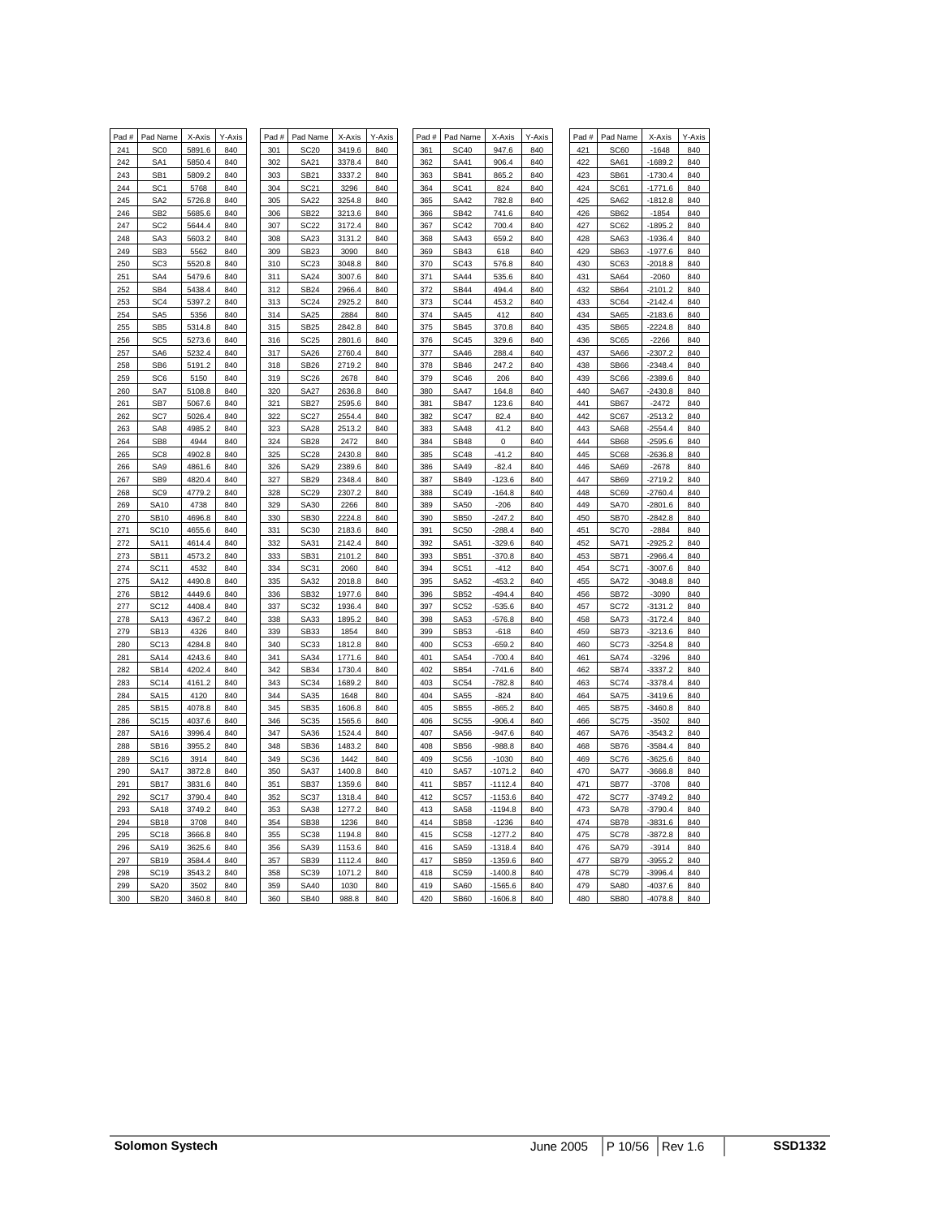| Pad # | Pad Name | X-Axis | Y-Axis |
|---|---|---|---|
| 241 | SC0 | 5891.6 | 840 |
| 242 | SA1 | 5850.4 | 840 |
| 243 | SB1 | 5809.2 | 840 |
| 244 | SC1 | 5768 | 840 |
| 245 | SA2 | 5726.8 | 840 |
| 246 | SB2 | 5685.6 | 840 |
| 247 | SC2 | 5644.4 | 840 |
| 248 | SA3 | 5603.2 | 840 |
| 249 | SB3 | 5562 | 840 |
| 250 | SC3 | 5520.8 | 840 |
| 251 | SA4 | 5479.6 | 840 |
| 252 | SB4 | 5438.4 | 840 |
| 253 | SC4 | 5397.2 | 840 |
| 254 | SA5 | 5356 | 840 |
| 255 | SB5 | 5314.8 | 840 |
| 256 | SC5 | 5273.6 | 840 |
| 257 | SA6 | 5232.4 | 840 |
| 258 | SB6 | 5191.2 | 840 |
| 259 | SC6 | 5150 | 840 |
| 260 | SA7 | 5108.8 | 840 |
| 261 | SB7 | 5067.6 | 840 |
| 262 | SC7 | 5026.4 | 840 |
| 263 | SA8 | 4985.2 | 840 |
| 264 | SB8 | 4944 | 840 |
| 265 | SC8 | 4902.8 | 840 |
| 266 | SA9 | 4861.6 | 840 |
| 267 | SB9 | 4820.4 | 840 |
| 268 | SC9 | 4779.2 | 840 |
| 269 | SA10 | 4738 | 840 |
| 270 | SB10 | 4696.8 | 840 |
| 271 | SC10 | 4655.6 | 840 |
| 272 | SA11 | 4614.4 | 840 |
| 273 | SB11 | 4573.2 | 840 |
| 274 | SC11 | 4532 | 840 |
| 275 | SA12 | 4490.8 | 840 |
| 276 | SB12 | 4449.6 | 840 |
| 277 | SC12 | 4408.4 | 840 |
| 278 | SA13 | 4367.2 | 840 |
| 279 | SB13 | 4326 | 840 |
| 280 | SC13 | 4284.8 | 840 |
| 281 | SA14 | 4243.6 | 840 |
| 282 | SB14 | 4202.4 | 840 |
| 283 | SC14 | 4161.2 | 840 |
| 284 | SA15 | 4120 | 840 |
| 285 | SB15 | 4078.8 | 840 |
| 286 | SC15 | 4037.6 | 840 |
| 287 | SA16 | 3996.4 | 840 |
| 288 | SB16 | 3955.2 | 840 |
| 289 | SC16 | 3914 | 840 |
| 290 | SA17 | 3872.8 | 840 |
| 291 | SB17 | 3831.6 | 840 |
| 292 | SC17 | 3790.4 | 840 |
| 293 | SA18 | 3749.2 | 840 |
| 294 | SB18 | 3708 | 840 |
| 295 | SC18 | 3666.8 | 840 |
| 296 | SA19 | 3625.6 | 840 |
| 297 | SB19 | 3584.4 | 840 |
| 298 | SC19 | 3543.2 | 840 |
| 299 | SA20 | 3502 | 840 |
| 300 | SB20 | 3460.8 | 840 |

| Pad # | Pad Name | X-Axis | Y-Axis |
|---|---|---|---|
| 301 | SC20 | 3419.6 | 840 |
| 302 | SA21 | 3378.4 | 840 |
| 303 | SB21 | 3337.2 | 840 |
| 304 | SC21 | 3296 | 840 |
| 305 | SA22 | 3254.8 | 840 |
| 306 | SB22 | 3213.6 | 840 |
| 307 | SC22 | 3172.4 | 840 |
| 308 | SA23 | 3131.2 | 840 |
| 309 | SB23 | 3090 | 840 |
| 310 | SC23 | 3048.8 | 840 |
| 311 | SA24 | 3007.6 | 840 |
| 312 | SB24 | 2966.4 | 840 |
| 313 | SC24 | 2925.2 | 840 |
| 314 | SA25 | 2884 | 840 |
| 315 | SB25 | 2842.8 | 840 |
| 316 | SC25 | 2801.6 | 840 |
| 317 | SA26 | 2760.4 | 840 |
| 318 | SB26 | 2719.2 | 840 |
| 319 | SC26 | 2678 | 840 |
| 320 | SA27 | 2636.8 | 840 |
| 321 | SB27 | 2595.6 | 840 |
| 322 | SC27 | 2554.4 | 840 |
| 323 | SA28 | 2513.2 | 840 |
| 324 | SB28 | 2472 | 840 |
| 325 | SC28 | 2430.8 | 840 |
| 326 | SA29 | 2389.6 | 840 |
| 327 | SB29 | 2348.4 | 840 |
| 328 | SC29 | 2307.2 | 840 |
| 329 | SA30 | 2266 | 840 |
| 330 | SB30 | 2224.8 | 840 |
| 331 | SC30 | 2183.6 | 840 |
| 332 | SA31 | 2142.4 | 840 |
| 333 | SB31 | 2101.2 | 840 |
| 334 | SC31 | 2060 | 840 |
| 335 | SA32 | 2018.8 | 840 |
| 336 | SB32 | 1977.6 | 840 |
| 337 | SC32 | 1936.4 | 840 |
| 338 | SA33 | 1895.2 | 840 |
| 339 | SB33 | 1854 | 840 |
| 340 | SC33 | 1812.8 | 840 |
| 341 | SA34 | 1771.6 | 840 |
| 342 | SB34 | 1730.4 | 840 |
| 343 | SC34 | 1689.2 | 840 |
| 344 | SA35 | 1648 | 840 |
| 345 | SB35 | 1606.8 | 840 |
| 346 | SC35 | 1565.6 | 840 |
| 347 | SA36 | 1524.4 | 840 |
| 348 | SB36 | 1483.2 | 840 |
| 349 | SC36 | 1442 | 840 |
| 350 | SA37 | 1400.8 | 840 |
| 351 | SB37 | 1359.6 | 840 |
| 352 | SC37 | 1318.4 | 840 |
| 353 | SA38 | 1277.2 | 840 |
| 354 | SB38 | 1236 | 840 |
| 355 | SC38 | 1194.8 | 840 |
| 356 | SA39 | 1153.6 | 840 |
| 357 | SB39 | 1112.4 | 840 |
| 358 | SC39 | 1071.2 | 840 |
| 359 | SA40 | 1030 | 840 |
| 360 | SB40 | 988.8 | 840 |

| Pad # | Pad Name | X-Axis | Y-Axis |
|---|---|---|---|
| 361 | SC40 | 947.6 | 840 |
| 362 | SA41 | 906.4 | 840 |
| 363 | SB41 | 865.2 | 840 |
| 364 | SC41 | 824 | 840 |
| 365 | SA42 | 782.8 | 840 |
| 366 | SB42 | 741.6 | 840 |
| 367 | SC42 | 700.4 | 840 |
| 368 | SA43 | 659.2 | 840 |
| 369 | SB43 | 618 | 840 |
| 370 | SC43 | 576.8 | 840 |
| 371 | SA44 | 535.6 | 840 |
| 372 | SB44 | 494.4 | 840 |
| 373 | SC44 | 453.2 | 840 |
| 374 | SA45 | 412 | 840 |
| 375 | SB45 | 370.8 | 840 |
| 376 | SC45 | 329.6 | 840 |
| 377 | SA46 | 288.4 | 840 |
| 378 | SB46 | 247.2 | 840 |
| 379 | SC46 | 206 | 840 |
| 380 | SA47 | 164.8 | 840 |
| 381 | SB47 | 123.6 | 840 |
| 382 | SC47 | 82.4 | 840 |
| 383 | SA48 | 41.2 | 840 |
| 384 | SB48 | 0 | 840 |
| 385 | SC48 | -41.2 | 840 |
| 386 | SA49 | -82.4 | 840 |
| 387 | SB49 | -123.6 | 840 |
| 388 | SC49 | -164.8 | 840 |
| 389 | SA50 | -206 | 840 |
| 390 | SB50 | -247.2 | 840 |
| 391 | SC50 | -288.4 | 840 |
| 392 | SA51 | -329.6 | 840 |
| 393 | SB51 | -370.8 | 840 |
| 394 | SC51 | -412 | 840 |
| 395 | SA52 | -453.2 | 840 |
| 396 | SB52 | -494.4 | 840 |
| 397 | SC52 | -535.6 | 840 |
| 398 | SA53 | -576.8 | 840 |
| 399 | SB53 | -618 | 840 |
| 400 | SC53 | -659.2 | 840 |
| 401 | SA54 | -700.4 | 840 |
| 402 | SB54 | -741.6 | 840 |
| 403 | SC54 | -782.8 | 840 |
| 404 | SA55 | -824 | 840 |
| 405 | SB55 | -865.2 | 840 |
| 406 | SC55 | -906.4 | 840 |
| 407 | SA56 | -947.6 | 840 |
| 408 | SB56 | -988.8 | 840 |
| 409 | SC56 | -1030 | 840 |
| 410 | SA57 | -1071.2 | 840 |
| 411 | SB57 | -1112.4 | 840 |
| 412 | SC57 | -1153.6 | 840 |
| 413 | SA58 | -1194.8 | 840 |
| 414 | SB58 | -1236 | 840 |
| 415 | SC58 | -1277.2 | 840 |
| 416 | SA59 | -1318.4 | 840 |
| 417 | SB59 | -1359.6 | 840 |
| 418 | SC59 | -1400.8 | 840 |
| 419 | SA60 | -1565.6 | 840 |
| 420 | SB60 | -1606.8 | 840 |

| Pad # | Pad Name | X-Axis | Y-Axis |
|---|---|---|---|
| 421 | SC60 | -1648 | 840 |
| 422 | SA61 | -1689.2 | 840 |
| 423 | SB61 | -1730.4 | 840 |
| 424 | SC61 | -1771.6 | 840 |
| 425 | SA62 | -1812.8 | 840 |
| 426 | SB62 | -1854 | 840 |
| 427 | SC62 | -1895.2 | 840 |
| 428 | SA63 | -1936.4 | 840 |
| 429 | SB63 | -1977.6 | 840 |
| 430 | SC63 | -2018.8 | 840 |
| 431 | SA64 | -2060 | 840 |
| 432 | SB64 | -2101.2 | 840 |
| 433 | SC64 | -2142.4 | 840 |
| 434 | SA65 | -2183.6 | 840 |
| 435 | SB65 | -2224.8 | 840 |
| 436 | SC65 | -2266 | 840 |
| 437 | SA66 | -2307.2 | 840 |
| 438 | SB66 | -2348.4 | 840 |
| 439 | SC66 | -2389.6 | 840 |
| 440 | SA67 | -2430.8 | 840 |
| 441 | SB67 | -2472 | 840 |
| 442 | SC67 | -2513.2 | 840 |
| 443 | SA68 | -2554.4 | 840 |
| 444 | SB68 | -2595.6 | 840 |
| 445 | SC68 | -2636.8 | 840 |
| 446 | SA69 | -2678 | 840 |
| 447 | SB69 | -2719.2 | 840 |
| 448 | SC69 | -2760.4 | 840 |
| 449 | SA70 | -2801.6 | 840 |
| 450 | SB70 | -2842.8 | 840 |
| 451 | SC70 | -2884 | 840 |
| 452 | SA71 | -2925.2 | 840 |
| 453 | SB71 | -2966.4 | 840 |
| 454 | SC71 | -3007.6 | 840 |
| 455 | SA72 | -3048.8 | 840 |
| 456 | SB72 | -3090 | 840 |
| 457 | SC72 | -3131.2 | 840 |
| 458 | SA73 | -3172.4 | 840 |
| 459 | SB73 | -3213.6 | 840 |
| 460 | SC73 | -3254.8 | 840 |
| 461 | SA74 | -3296 | 840 |
| 462 | SB74 | -3337.2 | 840 |
| 463 | SC74 | -3378.4 | 840 |
| 464 | SA75 | -3419.6 | 840 |
| 465 | SB75 | -3460.8 | 840 |
| 466 | SC75 | -3502 | 840 |
| 467 | SA76 | -3543.2 | 840 |
| 468 | SB76 | -3584.4 | 840 |
| 469 | SC76 | -3625.6 | 840 |
| 470 | SA77 | -3666.8 | 840 |
| 471 | SB77 | -3708 | 840 |
| 472 | SC77 | -3749.2 | 840 |
| 473 | SA78 | -3790.4 | 840 |
| 474 | SB78 | -3831.6 | 840 |
| 475 | SC78 | -3872.8 | 840 |
| 476 | SA79 | -3914 | 840 |
| 477 | SB79 | -3955.2 | 840 |
| 478 | SC79 | -3996.4 | 840 |
| 479 | SA80 | -4037.6 | 840 |
| 480 | SB80 | -4078.8 | 840 |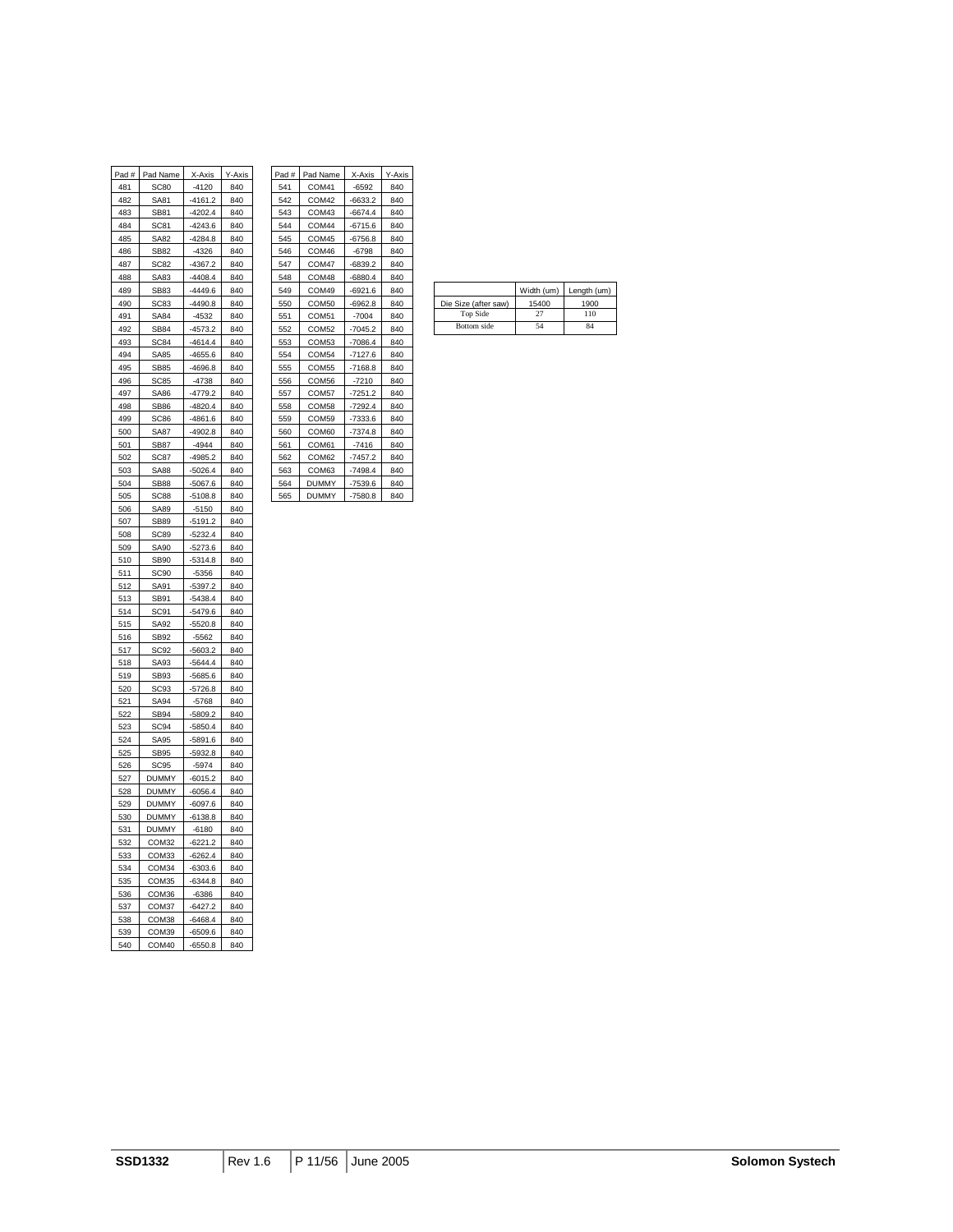| Pad # | Pad Name | X-Axis | Y-Axis |
|---|---|---|---|
| 481 | SC80 | -4120 | 840 |
| 482 | SA81 | -4161.2 | 840 |
| 483 | SB81 | -4202.4 | 840 |
| 484 | SC81 | -4243.6 | 840 |
| 485 | SA82 | -4284.8 | 840 |
| 486 | SB82 | -4326 | 840 |
| 487 | SC82 | -4367.2 | 840 |
| 488 | SA83 | -4408.4 | 840 |
| 489 | SB83 | -4449.6 | 840 |
| 490 | SC83 | -4490.8 | 840 |
| 491 | SA84 | -4532 | 840 |
| 492 | SB84 | -4573.2 | 840 |
| 493 | SC84 | -4614.4 | 840 |
| 494 | SA85 | -4655.6 | 840 |
| 495 | SB85 | -4696.8 | 840 |
| 496 | SC85 | -4738 | 840 |
| 497 | SA86 | -4779.2 | 840 |
| 498 | SB86 | -4820.4 | 840 |
| 499 | SC86 | -4861.6 | 840 |
| 500 | SA87 | -4902.8 | 840 |
| 501 | SB87 | -4944 | 840 |
| 502 | SC87 | -4985.2 | 840 |
| 503 | SA88 | -5026.4 | 840 |
| 504 | SB88 | -5067.6 | 840 |
| 505 | SC88 | -5108.8 | 840 |
| 506 | SA89 | -5150 | 840 |
| 507 | SB89 | -5191.2 | 840 |
| 508 | SC89 | -5232.4 | 840 |
| 509 | SA90 | -5273.6 | 840 |
| 510 | SB90 | -5314.8 | 840 |
| 511 | SC90 | -5356 | 840 |
| 512 | SA91 | -5397.2 | 840 |
| 513 | SB91 | -5438.4 | 840 |
| 514 | SC91 | -5479.6 | 840 |
| 515 | SA92 | -5520.8 | 840 |
| 516 | SB92 | -5562 | 840 |
| 517 | SC92 | -5603.2 | 840 |
| 518 | SA93 | -5644.4 | 840 |
| 519 | SB93 | -5685.6 | 840 |
| 520 | SC93 | -5726.8 | 840 |
| 521 | SA94 | -5768 | 840 |
| 522 | SB94 | -5809.2 | 840 |
| 523 | SC94 | -5850.4 | 840 |
| 524 | SA95 | -5891.6 | 840 |
| 525 | SB95 | -5932.8 | 840 |
| 526 | SC95 | -5974 | 840 |
| 527 | DUMMY | -6015.2 | 840 |
| 528 | DUMMY | -6056.4 | 840 |
| 529 | DUMMY | -6097.6 | 840 |
| 530 | DUMMY | -6138.8 | 840 |
| 531 | DUMMY | -6180 | 840 |
| 532 | COM32 | -6221.2 | 840 |
| 533 | COM33 | -6262.4 | 840 |
| 534 | COM34 | -6303.6 | 840 |
| 535 | COM35 | -6344.8 | 840 |
| 536 | COM36 | -6386 | 840 |
| 537 | COM37 | -6427.2 | 840 |
| 538 | COM38 | -6468.4 | 840 |
| 539 | COM39 | -6509.6 | 840 |
| 540 | COM40 | -6550.8 | 840 |

| Pad # | Pad Name | X-Axis | Y-Axis |
|---|---|---|---|
| 541 | COM41 | -6592 | 840 |
| 542 | COM42 | -6633.2 | 840 |
| 543 | COM43 | -6674.4 | 840 |
| 544 | COM44 | -6715.6 | 840 |
| 545 | COM45 | -6756.8 | 840 |
| 546 | COM46 | -6798 | 840 |
| 547 | COM47 | -6839.2 | 840 |
| 548 | COM48 | -6880.4 | 840 |
| 549 | COM49 | -6921.6 | 840 |
| 550 | COM50 | -6962.8 | 840 |
| 551 | COM51 | -7004 | 840 |
| 552 | COM52 | -7045.2 | 840 |
| 553 | COM53 | -7086.4 | 840 |
| 554 | COM54 | -7127.6 | 840 |
| 555 | COM55 | -7168.8 | 840 |
| 556 | COM56 | -7210 | 840 |
| 557 | COM57 | -7251.2 | 840 |
| 558 | COM58 | -7292.4 | 840 |
| 559 | COM59 | -7333.6 | 840 |
| 560 | COM60 | -7374.8 | 840 |
| 561 | COM61 | -7416 | 840 |
| 562 | COM62 | -7457.2 | 840 |
| 563 | COM63 | -7498.4 | 840 |
| 564 | DUMMY | -7539.6 | 840 |
| 565 | DUMMY | -7580.8 | 840 |

| | Width (um) | Length (um) |
|---|---|---|
| Die Size (after saw) | 15400 | 1900 |
| Top Side | 27 | 110 |
| Bottom side | 54 | 84 |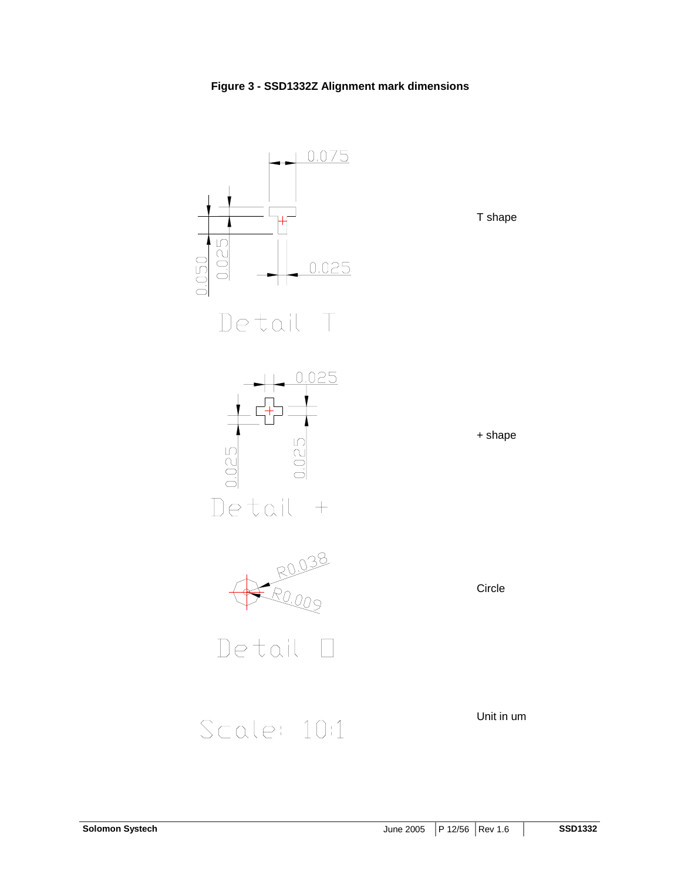**Figure 3 - SSD1332Z Alignment mark dimensions**

0.075

T shape

0.050 0.025 0.025

Detail T

0.025

+ shape

0.025 0.025

Detail +

R0.038

R0.009

Circle

Detail O

Scale: 10:1

Unit in um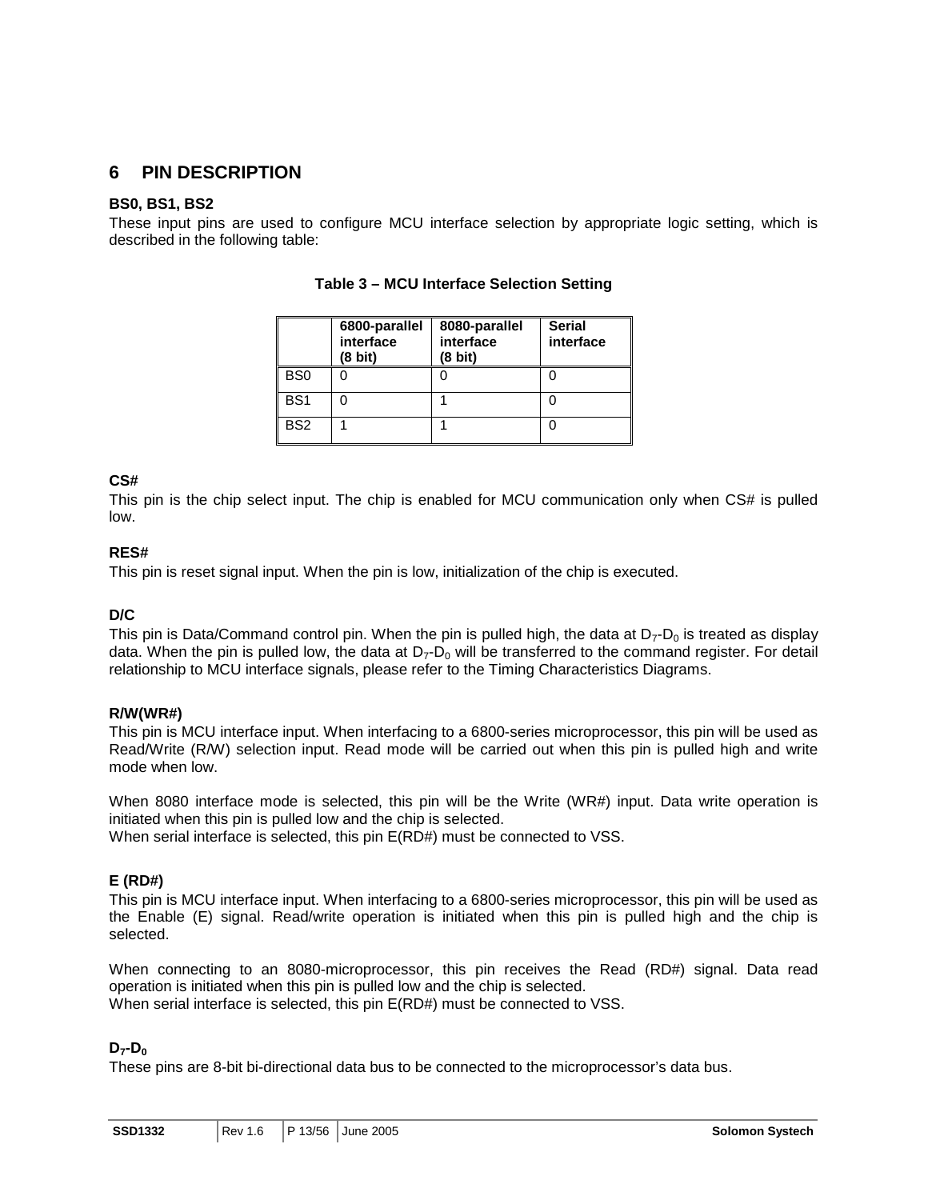# 6 PIN DESCRIPTION

**BS0, BS1, BS2**

These input pins are used to configure MCU interface selection by appropriate logic setting, which is described in the following table:

**Table 3 – MCU Interface Selection Setting**

| | 6800-parallel interface (8 bit) | 8080-parallel interface (8 bit) | Serial interface |
|---|---|---|---|
| BS0 | 0 | 0 | 0 |
| BS1 | 0 | 1 | 0 |
| BS2 | 1 | 1 | 0 |

**CS#**

This pin is the chip select input. The chip is enabled for MCU communication only when CS# is pulled low.

**RES#**

This pin is reset signal input. When the pin is low, initialization of the chip is executed.

**D/C**

This pin is Data/Command control pin. When the pin is pulled high, the data at $D_7$-$D_0$ is treated as display data. When the pin is pulled low, the data at $D_7$-$D_0$ will be transferred to the command register. For detail relationship to MCU interface signals, please refer to the Timing Characteristics Diagrams.

**R/W(WR#)**

This pin is MCU interface input. When interfacing to a 6800-series microprocessor, this pin will be used as Read/Write (R/W) selection input. Read mode will be carried out when this pin is pulled high and write mode when low.

When 8080 interface mode is selected, this pin will be the Write (WR#) input. Data write operation is initiated when this pin is pulled low and the chip is selected.
When serial interface is selected, this pin E(RD#) must be connected to VSS.

**E (RD#)**

This pin is MCU interface input. When interfacing to a 6800-series microprocessor, this pin will be used as the Enable (E) signal. Read/write operation is initiated when this pin is pulled high and the chip is selected.

When connecting to an 8080-microprocessor, this pin receives the Read (RD#) signal. Data read operation is initiated when this pin is pulled low and the chip is selected.
When serial interface is selected, this pin E(RD#) must be connected to VSS.

**$D_7$-$D_0$**

These pins are 8-bit bi-directional data bus to be connected to the microprocessor's data bus.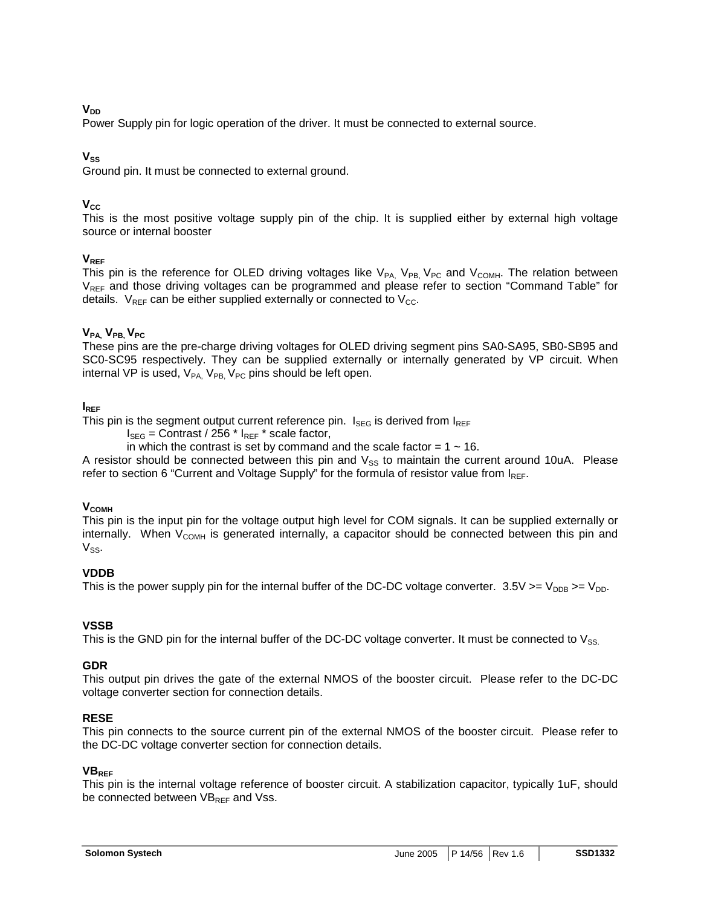**$V_{DD}$**

Power Supply pin for logic operation of the driver. It must be connected to external source.

**$V_{SS}$**

Ground pin. It must be connected to external ground.

**$V_{CC}$**

This is the most positive voltage supply pin of the chip. It is supplied either by external high voltage source or internal booster

**$V_{REF}$**

This pin is the reference for OLED driving voltages like $V_{PA}$, $V_{PB}$, $V_{PC}$ and $V_{COMH}$. The relation between $V_{REF}$ and those driving voltages can be programmed and please refer to section "Command Table" for details. $V_{REF}$ can be either supplied externally or connected to $V_{CC}$.

**$V_{PA}$, $V_{PB}$, $V_{PC}$**

These pins are the pre-charge driving voltages for OLED driving segment pins SA0-SA95, SB0-SB95 and SC0-SC95 respectively. They can be supplied externally or internally generated by VP circuit. When internal VP is used, $V_{PA}$, $V_{PB}$, $V_{PC}$ pins should be left open.

**$I_{REF}$**

This pin is the segment output current reference pin. $I_{SEG}$ is derived from $I_{REF}$

$I_{SEG}$ = Contrast / 256 * $I_{REF}$ * scale factor,

in which the contrast is set by command and the scale factor = 1 ~ 16.

A resistor should be connected between this pin and $V_{SS}$ to maintain the current around 10uA. Please refer to section 6 "Current and Voltage Supply" for the formula of resistor value from $I_{REF}$.

**$V_{COMH}$**

This pin is the input pin for the voltage output high level for COM signals. It can be supplied externally or internally. When $V_{COMH}$ is generated internally, a capacitor should be connected between this pin and $V_{SS}$.

**VDDB**

This is the power supply pin for the internal buffer of the DC-DC voltage converter. 3.5V >= $V_{DDB}$ >= $V_{DD}$.

**VSSB**

This is the GND pin for the internal buffer of the DC-DC voltage converter. It must be connected to $V_{SS}$.

**GDR**

This output pin drives the gate of the external NMOS of the booster circuit. Please refer to the DC-DC voltage converter section for connection details.

**RESE**

This pin connects to the source current pin of the external NMOS of the booster circuit. Please refer to the DC-DC voltage converter section for connection details.

**$VB_{REF}$**

This pin is the internal voltage reference of booster circuit. A stabilization capacitor, typically 1uF, should be connected between $VB_{REF}$ and Vss.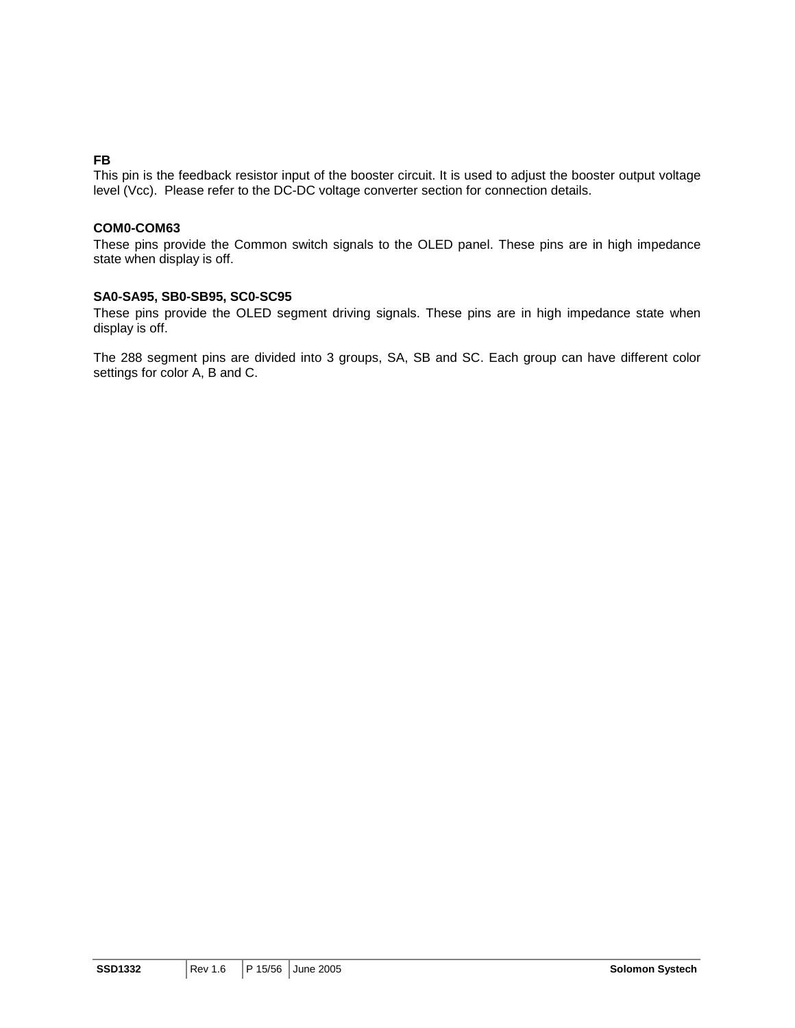**FB**

This pin is the feedback resistor input of the booster circuit. It is used to adjust the booster output voltage level (Vcc). Please refer to the DC-DC voltage converter section for connection details.

**COM0-COM63**

These pins provide the Common switch signals to the OLED panel. These pins are in high impedance state when display is off.

**SA0-SA95, SB0-SB95, SC0-SC95**

These pins provide the OLED segment driving signals. These pins are in high impedance state when display is off.

The 288 segment pins are divided into 3 groups, SA, SB and SC. Each group can have different color settings for color A, B and C.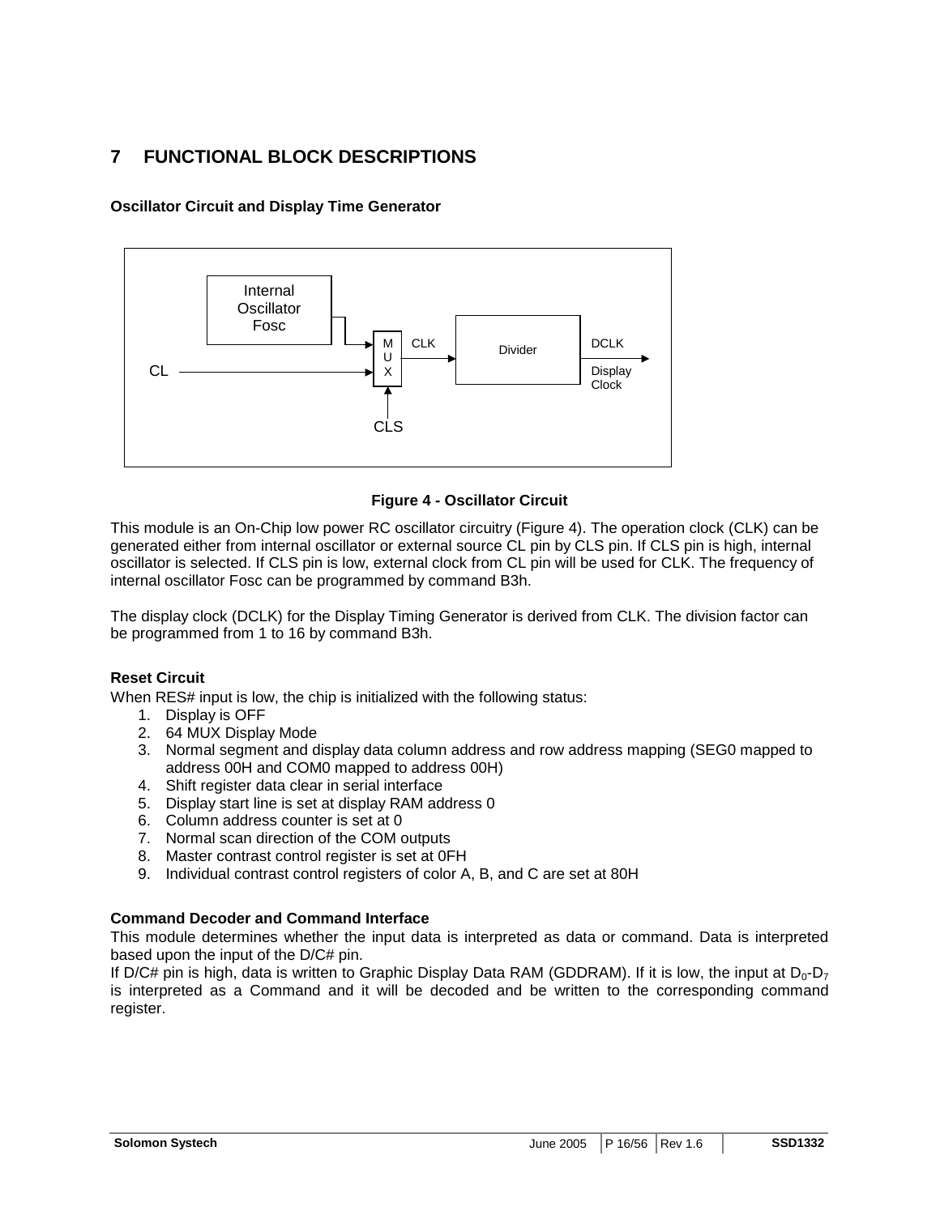# 7 FUNCTIONAL BLOCK DESCRIPTIONS

**Oscillator Circuit and Display Time Generator**

**Figure 4 - Oscillator Circuit**

This module is an On-Chip low power RC oscillator circuitry (Figure 4). The operation clock (CLK) can be generated either from internal oscillator or external source CL pin by CLS pin. If CLS pin is high, internal oscillator is selected. If CLS pin is low, external clock from CL pin will be used for CLK. The frequency of internal oscillator Fosc can be programmed by command B3h.

The display clock (DCLK) for the Display Timing Generator is derived from CLK. The division factor can be programmed from 1 to 16 by command B3h.

**Reset Circuit**

When RES# input is low, the chip is initialized with the following status:

1. Display is OFF
2. 64 MUX Display Mode
3. Normal segment and display data column address and row address mapping (SEG0 mapped to address 00H and COM0 mapped to address 00H)
4. Shift register data clear in serial interface
5. Display start line is set at display RAM address 0
6. Column address counter is set at 0
7. Normal scan direction of the COM outputs
8. Master contrast control register is set at 0FH
9. Individual contrast control registers of color A, B, and C are set at 80H

**Command Decoder and Command Interface**

This module determines whether the input data is interpreted as data or command. Data is interpreted based upon the input of the D/C# pin.

If D/C# pin is high, data is written to Graphic Display Data RAM (GDDRAM). If it is low, the input at $D_0$-$D_7$ is interpreted as a Command and it will be decoded and be written to the corresponding command register.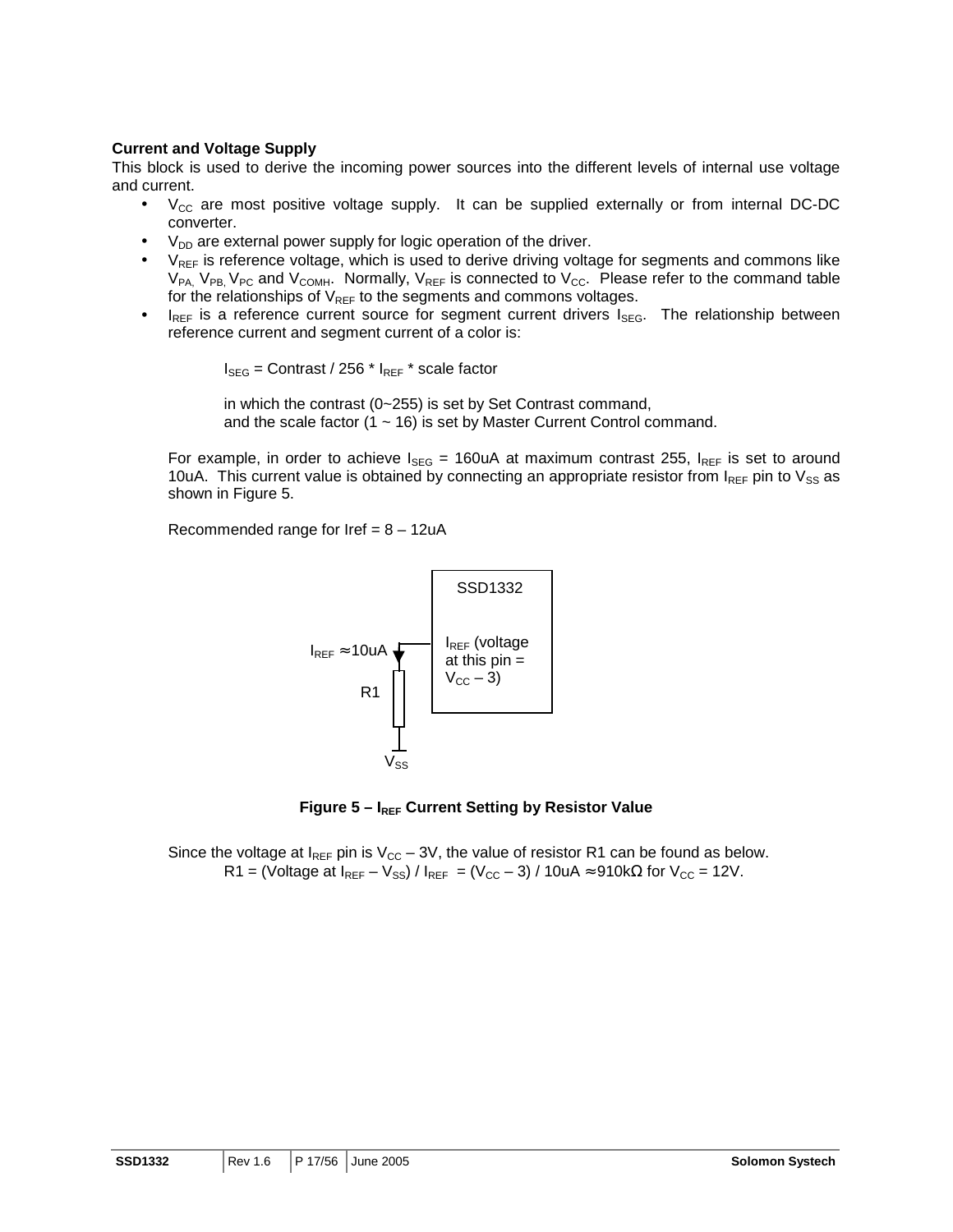**Current and Voltage Supply**

This block is used to derive the incoming power sources into the different levels of internal use voltage and current.

- $V_{CC}$ are most positive voltage supply. It can be supplied externally or from internal DC-DC converter.
- $V_{DD}$ are external power supply for logic operation of the driver.
- $V_{REF}$ is reference voltage, which is used to derive driving voltage for segments and commons like $V_{PA}$, $V_{PB}$, $V_{PC}$ and $V_{COMH}$. Normally, $V_{REF}$ is connected to $V_{CC}$. Please refer to the command table for the relationships of $V_{REF}$ to the segments and commons voltages.
- $I_{REF}$ is a reference current source for segment current drivers $I_{SEG}$. The relationship between reference current and segment current of a color is:

  $I_{SEG}$ = Contrast / 256 * $I_{REF}$ * scale factor

  in which the contrast (0~255) is set by Set Contrast command,
  and the scale factor (1 ~ 16) is set by Master Current Control command.

  For example, in order to achieve $I_{SEG}$ = 160uA at maximum contrast 255, $I_{REF}$ is set to around 10uA. This current value is obtained by connecting an appropriate resistor from $I_{REF}$ pin to $V_{SS}$ as shown in Figure 5.

  Recommended range for Iref = 8 – 12uA

  SSD1332: $I_{REF}$ (voltage at this pin = $V_{CC}$ – 3); $I_{REF}$ ≈10uA; R1; $V_{SS}$

  **Figure 5 – $I_{REF}$ Current Setting by Resistor Value**

  Since the voltage at $I_{REF}$ pin is $V_{CC}$ – 3V, the value of resistor R1 can be found as below.

  R1 = (Voltage at $I_{REF}$ – $V_{SS}$) / $I_{REF}$ = ($V_{CC}$ – 3) / 10uA ≈910kΩ for $V_{CC}$ = 12V.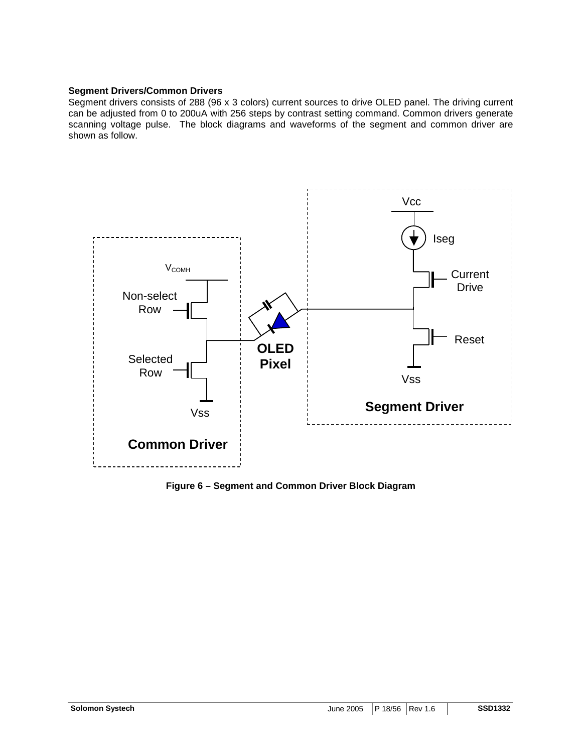**Segment Drivers/Common Drivers**

Segment drivers consists of 288 (96 x 3 colors) current sources to drive OLED panel. The driving current can be adjusted from 0 to 200uA with 256 steps by contrast setting command. Common drivers generate scanning voltage pulse. The block diagrams and waveforms of the segment and common driver are shown as follow.

**Figure 6 – Segment and Common Driver Block Diagram**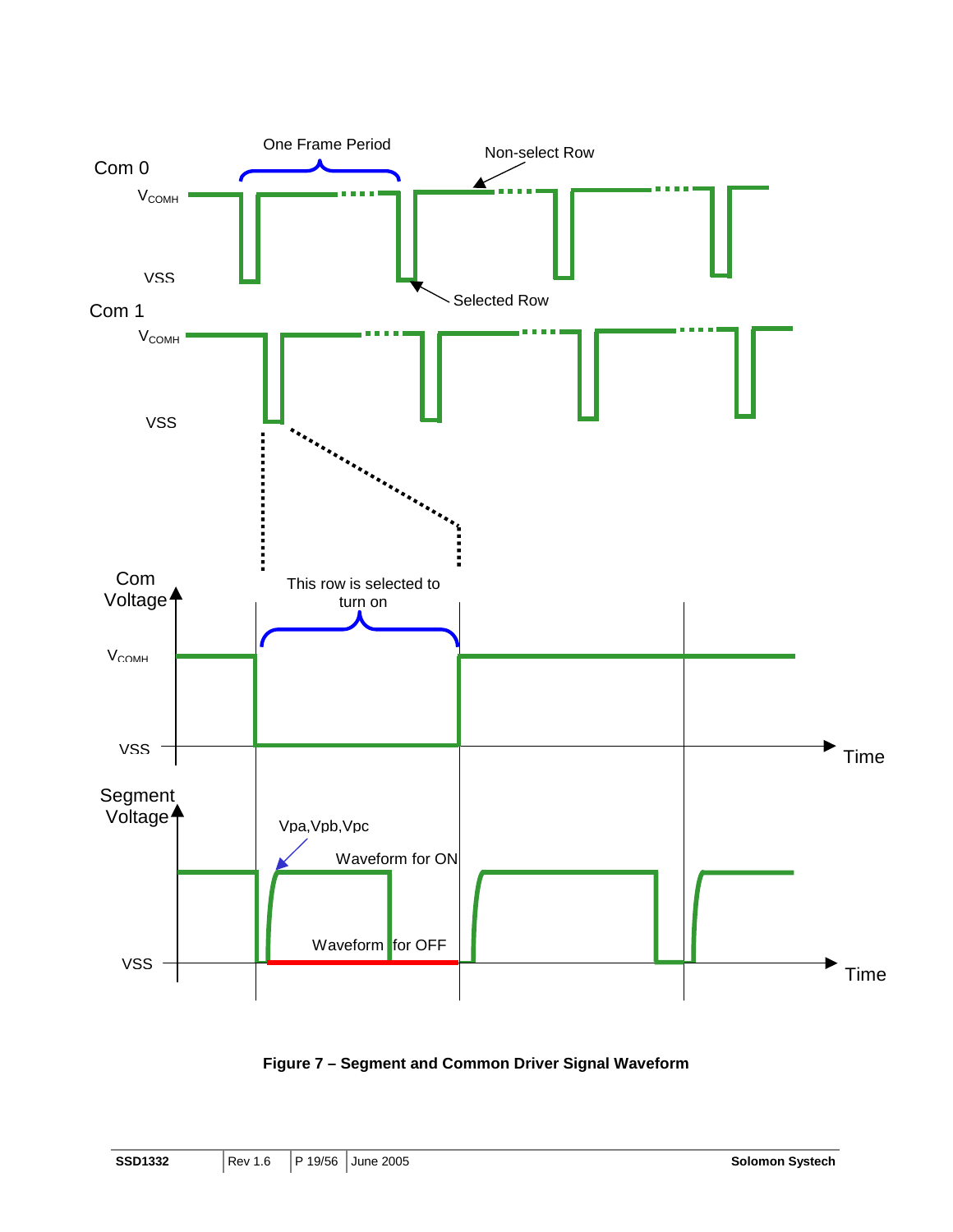**Figure 7 – Segment and Common Driver Signal Waveform**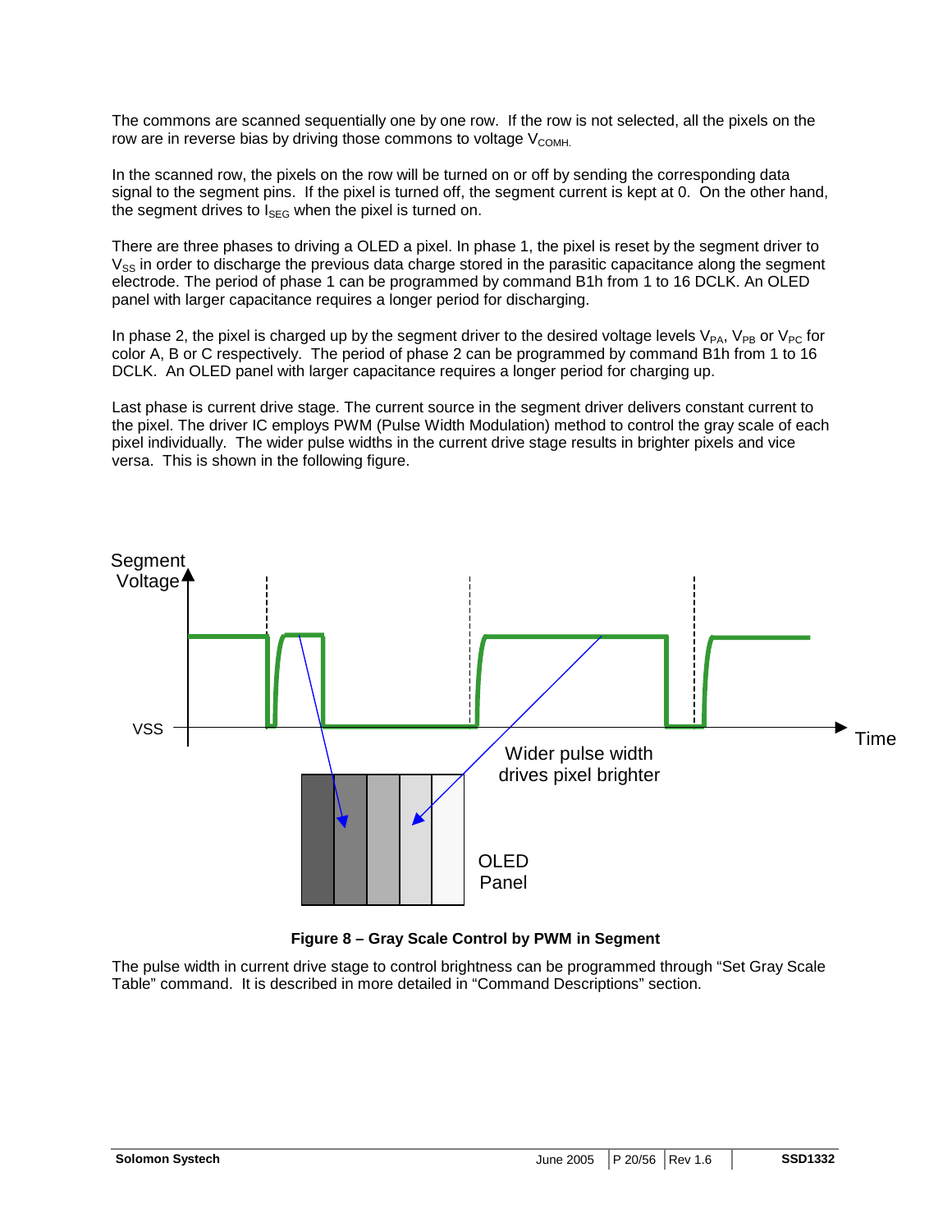The commons are scanned sequentially one by one row. If the row is not selected, all the pixels on the row are in reverse bias by driving those commons to voltage $V_{COMH}$.

In the scanned row, the pixels on the row will be turned on or off by sending the corresponding data signal to the segment pins. If the pixel is turned off, the segment current is kept at 0. On the other hand, the segment drives to $I_{SEG}$ when the pixel is turned on.

There are three phases to driving a OLED a pixel. In phase 1, the pixel is reset by the segment driver to $V_{SS}$ in order to discharge the previous data charge stored in the parasitic capacitance along the segment electrode. The period of phase 1 can be programmed by command B1h from 1 to 16 DCLK. An OLED panel with larger capacitance requires a longer period for discharging.

In phase 2, the pixel is charged up by the segment driver to the desired voltage levels $V_{PA}$, $V_{PB}$ or $V_{PC}$ for color A, B or C respectively. The period of phase 2 can be programmed by command B1h from 1 to 16 DCLK. An OLED panel with larger capacitance requires a longer period for charging up.

Last phase is current drive stage. The current source in the segment driver delivers constant current to the pixel. The driver IC employs PWM (Pulse Width Modulation) method to control the gray scale of each pixel individually. The wider pulse widths in the current drive stage results in brighter pixels and vice versa. This is shown in the following figure.

**Figure 8 – Gray Scale Control by PWM in Segment**

The pulse width in current drive stage to control brightness can be programmed through "Set Gray Scale Table" command. It is described in more detailed in "Command Descriptions" section.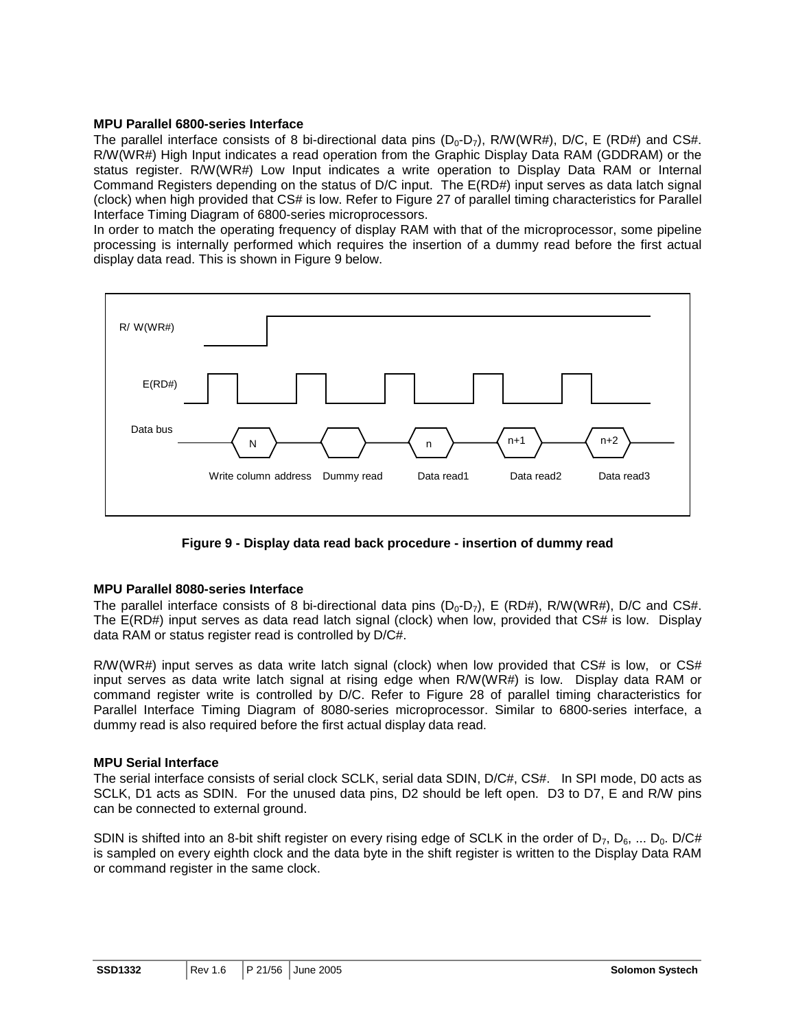**MPU Parallel 6800-series Interface**

The parallel interface consists of 8 bi-directional data pins ($D_0$-$D_7$), R/W(WR#), D/C, E (RD#) and CS#. R/W(WR#) High Input indicates a read operation from the Graphic Display Data RAM (GDDRAM) or the status register. R/W(WR#) Low Input indicates a write operation to Display Data RAM or Internal Command Registers depending on the status of D/C input. The E(RD#) input serves as data latch signal (clock) when high provided that CS# is low. Refer to Figure 27 of parallel timing characteristics for Parallel Interface Timing Diagram of 6800-series microprocessors.

In order to match the operating frequency of display RAM with that of the microprocessor, some pipeline processing is internally performed which requires the insertion of a dummy read before the first actual display data read. This is shown in Figure 9 below.

R/ W(WR#)

E(RD#)

Data bus: N, (dummy), n, n+1, n+2

Write column address | Dummy read | Data read1 | Data read2 | Data read3

**Figure 9 - Display data read back procedure - insertion of dummy read**

**MPU Parallel 8080-series Interface**

The parallel interface consists of 8 bi-directional data pins ($D_0$-$D_7$), E (RD#), R/W(WR#), D/C and CS#. The E(RD#) input serves as data read latch signal (clock) when low, provided that CS# is low. Display data RAM or status register read is controlled by D/C#.

R/W(WR#) input serves as data write latch signal (clock) when low provided that CS# is low, or CS# input serves as data write latch signal at rising edge when R/W(WR#) is low. Display data RAM or command register write is controlled by D/C. Refer to Figure 28 of parallel timing characteristics for Parallel Interface Timing Diagram of 8080-series microprocessor. Similar to 6800-series interface, a dummy read is also required before the first actual display data read.

**MPU Serial Interface**

The serial interface consists of serial clock SCLK, serial data SDIN, D/C#, CS#. In SPI mode, D0 acts as SCLK, D1 acts as SDIN. For the unused data pins, D2 should be left open. D3 to D7, E and R/W pins can be connected to external ground.

SDIN is shifted into an 8-bit shift register on every rising edge of SCLK in the order of $D_7$, $D_6$, ... $D_0$. D/C# is sampled on every eighth clock and the data byte in the shift register is written to the Display Data RAM or command register in the same clock.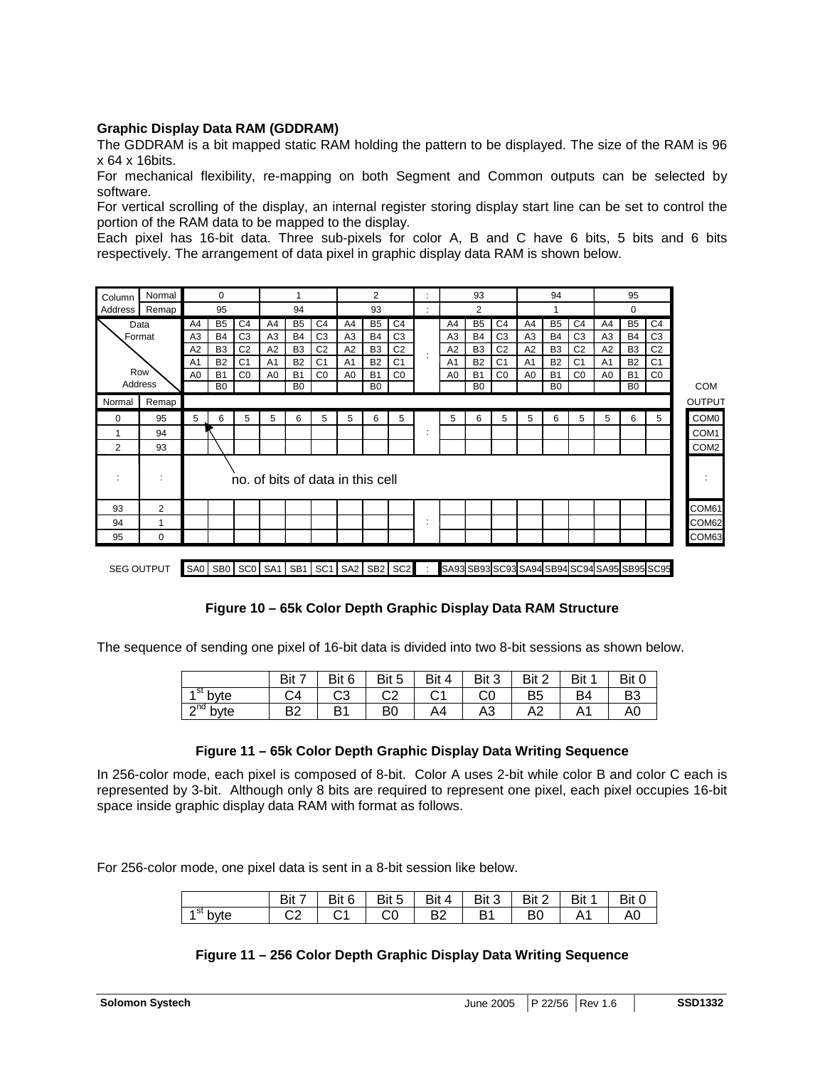**Graphic Display Data RAM (GDDRAM)**

The GDDRAM is a bit mapped static RAM holding the pattern to be displayed. The size of the RAM is 96 x 64 x 16bits.

For mechanical flexibility, re-mapping on both Segment and Common outputs can be selected by software.

For vertical scrolling of the display, an internal register storing display start line can be set to control the portion of the RAM data to be mapped to the display.

Each pixel has 16-bit data. Three sub-pixels for color A, B and C have 6 bits, 5 bits and 6 bits respectively. The arrangement of data pixel in graphic display data RAM is shown below.

| Column Address Normal | | 0 | | | 1 | | | 2 | | | : | 93 | | | 94 | | | 95 | | | |
|---|---|---|---|---|---|---|---|---|---|---|---|---|---|---|---|---|---|---|---|---|---|
| Column Address Remap | | 95 | | | 94 | | | 93 | | | : | 2 | | | 1 | | | 0 | | | |
| Data Format / Row Address | | A4 | B5 | C4 | A4 | B5 | C4 | A4 | B5 | C4 | : | A4 | B5 | C4 | A4 | B5 | C4 | A4 | B5 | C4 | |
| | | A3 | B4 | C3 | A3 | B4 | C3 | A3 | B4 | C3 | | A3 | B4 | C3 | A3 | B4 | C3 | A3 | B4 | C3 | |
| | | A2 | B3 | C2 | A2 | B3 | C2 | A2 | B3 | C2 | | A2 | B3 | C2 | A2 | B3 | C2 | A2 | B3 | C2 | |
| | | A1 | B2 | C1 | A1 | B2 | C1 | A1 | B2 | C1 | | A1 | B2 | C1 | A1 | B2 | C1 | A1 | B2 | C1 | |
| | | A0 | B1 | C0 | A0 | B1 | C0 | A0 | B1 | C0 | | A0 | B1 | C0 | A0 | B1 | C0 | A0 | B1 | C0 | |
| | | | B0 | | | B0 | | | B0 | | | | B0 | | | B0 | | | B0 | | COM |
| **Normal** | **Remap** | | | | | | | | | | | | | | | | | | | | **OUTPUT** |
| 0 | 95 | 5 | 6 | 5 | 5 | 6 | 5 | 5 | 6 | 5 | | 5 | 6 | 5 | 5 | 6 | 5 | 5 | 6 | 5 | COM0 |
| 1 | 94 | | | | | | | | | | : | | | | | | | | | | COM1 |
| 2 | 93 | | | | | | | | | | | | | | | | | | | | COM2 |
| : | : | | | | | | | | | | | | | | | | | | | | : |
| 93 | 2 | | | | | | | | | | | | | | | | | | | | COM61 |
| 94 | 1 | | | | | | | | | | : | | | | | | | | | | COM62 |
| 95 | 0 | | | | | | | | | | | | | | | | | | | | COM63 |
| SEG OUTPUT | | SA0 | SB0 | SC0 | SA1 | SB1 | SC1 | SA2 | SB2 | SC2 | : | SA93 | SB93 | SC93 | SA94 | SB94 | SC94 | SA95 | SB95 | SC95 | |

(The values in row 0 indicate: no. of bits of data in this cell)

**Figure 10 – 65k Color Depth Graphic Display Data RAM Structure**

The sequence of sending one pixel of 16-bit data is divided into two 8-bit sessions as shown below.

| | Bit 7 | Bit 6 | Bit 5 | Bit 4 | Bit 3 | Bit 2 | Bit 1 | Bit 0 |
|---|---|---|---|---|---|---|---|---|
| 1st byte | C4 | C3 | C2 | C1 | C0 | B5 | B4 | B3 |
| 2nd byte | B2 | B1 | B0 | A4 | A3 | A2 | A1 | A0 |

**Figure 11 – 65k Color Depth Graphic Display Data Writing Sequence**

In 256-color mode, each pixel is composed of 8-bit. Color A uses 2-bit while color B and color C each is represented by 3-bit. Although only 8 bits are required to represent one pixel, each pixel occupies 16-bit space inside graphic display data RAM with format as follows.

For 256-color mode, one pixel data is sent in a 8-bit session like below.

| | Bit 7 | Bit 6 | Bit 5 | Bit 4 | Bit 3 | Bit 2 | Bit 1 | Bit 0 |
|---|---|---|---|---|---|---|---|---|
| 1st byte | C2 | C1 | C0 | B2 | B1 | B0 | A1 | A0 |

**Figure 11 – 256 Color Depth Graphic Display Data Writing Sequence**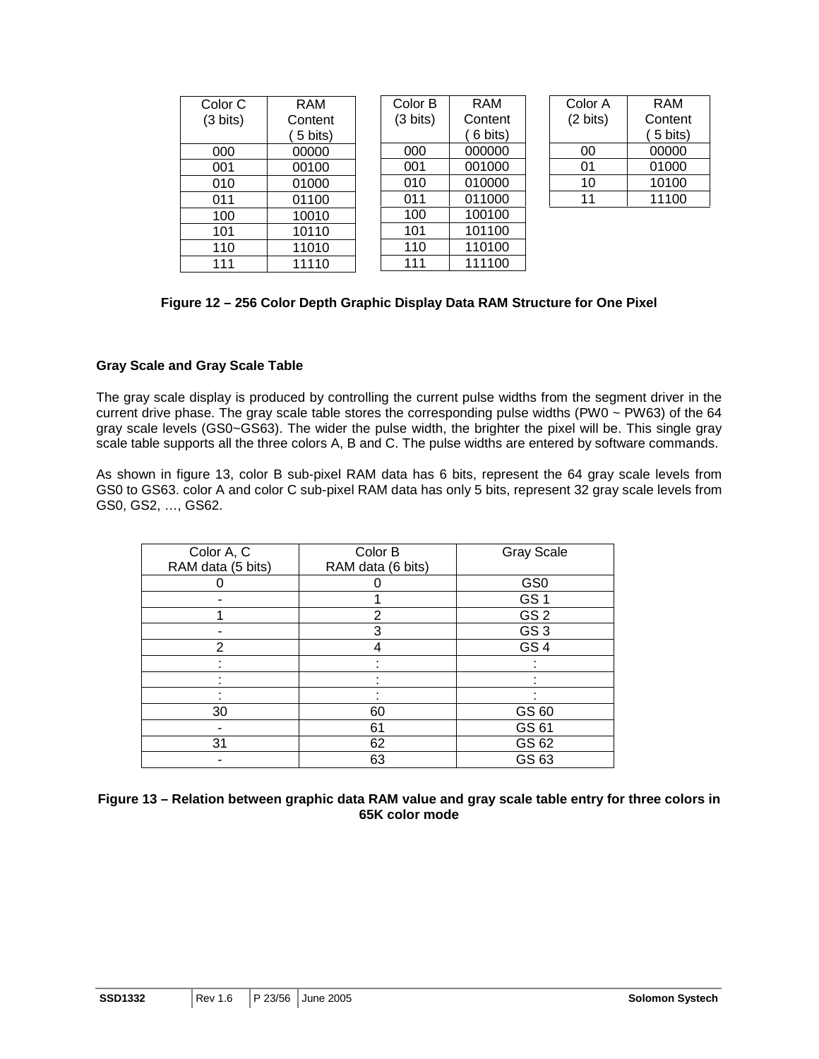| Color C (3 bits) | RAM Content ( 5 bits) |
|---|---|
| 000 | 00000 |
| 001 | 00100 |
| 010 | 01000 |
| 011 | 01100 |
| 100 | 10010 |
| 101 | 10110 |
| 110 | 11010 |
| 111 | 11110 |

| Color B (3 bits) | RAM Content ( 6 bits) |
|---|---|
| 000 | 000000 |
| 001 | 001000 |
| 010 | 010000 |
| 011 | 011000 |
| 100 | 100100 |
| 101 | 101100 |
| 110 | 110100 |
| 111 | 111100 |

| Color A (2 bits) | RAM Content ( 5 bits) |
|---|---|
| 00 | 00000 |
| 01 | 01000 |
| 10 | 10100 |
| 11 | 11100 |

**Figure 12 – 256 Color Depth Graphic Display Data RAM Structure for One Pixel**

**Gray Scale and Gray Scale Table**

The gray scale display is produced by controlling the current pulse widths from the segment driver in the current drive phase. The gray scale table stores the corresponding pulse widths (PW0 ~ PW63) of the 64 gray scale levels (GS0~GS63). The wider the pulse width, the brighter the pixel will be. This single gray scale table supports all the three colors A, B and C. The pulse widths are entered by software commands.

As shown in figure 13, color B sub-pixel RAM data has 6 bits, represent the 64 gray scale levels from GS0 to GS63. color A and color C sub-pixel RAM data has only 5 bits, represent 32 gray scale levels from GS0, GS2, …, GS62.

| Color A, C RAM data (5 bits) | Color B RAM data (6 bits) | Gray Scale |
|---|---|---|
| 0 | 0 | GS0 |
| - | 1 | GS 1 |
| 1 | 2 | GS 2 |
| - | 3 | GS 3 |
| 2 | 4 | GS 4 |
| : | : | : |
| : | : | : |
| : | : | : |
| 30 | 60 | GS 60 |
| - | 61 | GS 61 |
| 31 | 62 | GS 62 |
| - | 63 | GS 63 |

**Figure 13 – Relation between graphic data RAM value and gray scale table entry for three colors in 65K color mode**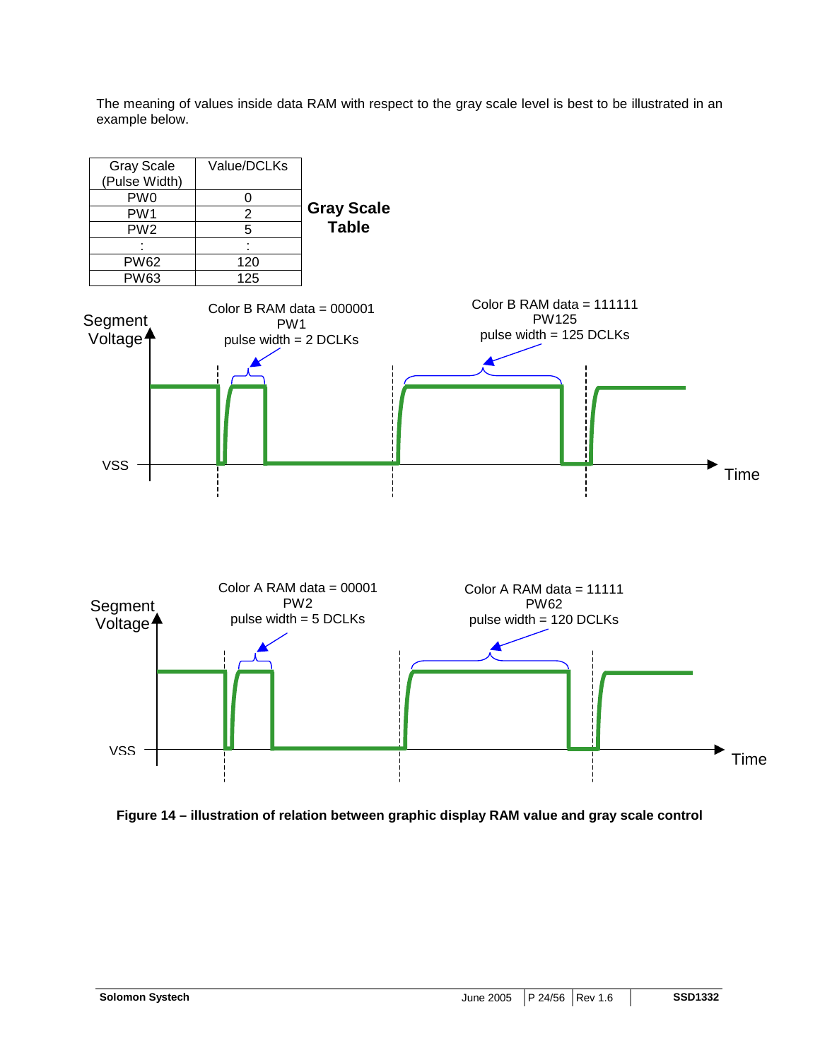The meaning of values inside data RAM with respect to the gray scale level is best to be illustrated in an example below.

**Gray Scale Table**

| Gray Scale (Pulse Width) | Value/DCLKs |
|---|---|
| PW0 | 0 |
| PW1 | 2 |
| PW2 | 5 |
| : | : |
| PW62 | 120 |
| PW63 | 125 |

Segment Voltage

Color B RAM data = 000001
PW1
pulse width = 2 DCLKs

Color B RAM data = 111111
PW125
pulse width = 125 DCLKs

VSS

Time

Segment Voltage

Color A RAM data = 00001
PW2
pulse width = 5 DCLKs

Color A RAM data = 11111
PW62
pulse width = 120 DCLKs

VSS

Time

**Figure 14 – illustration of relation between graphic display RAM value and gray scale control**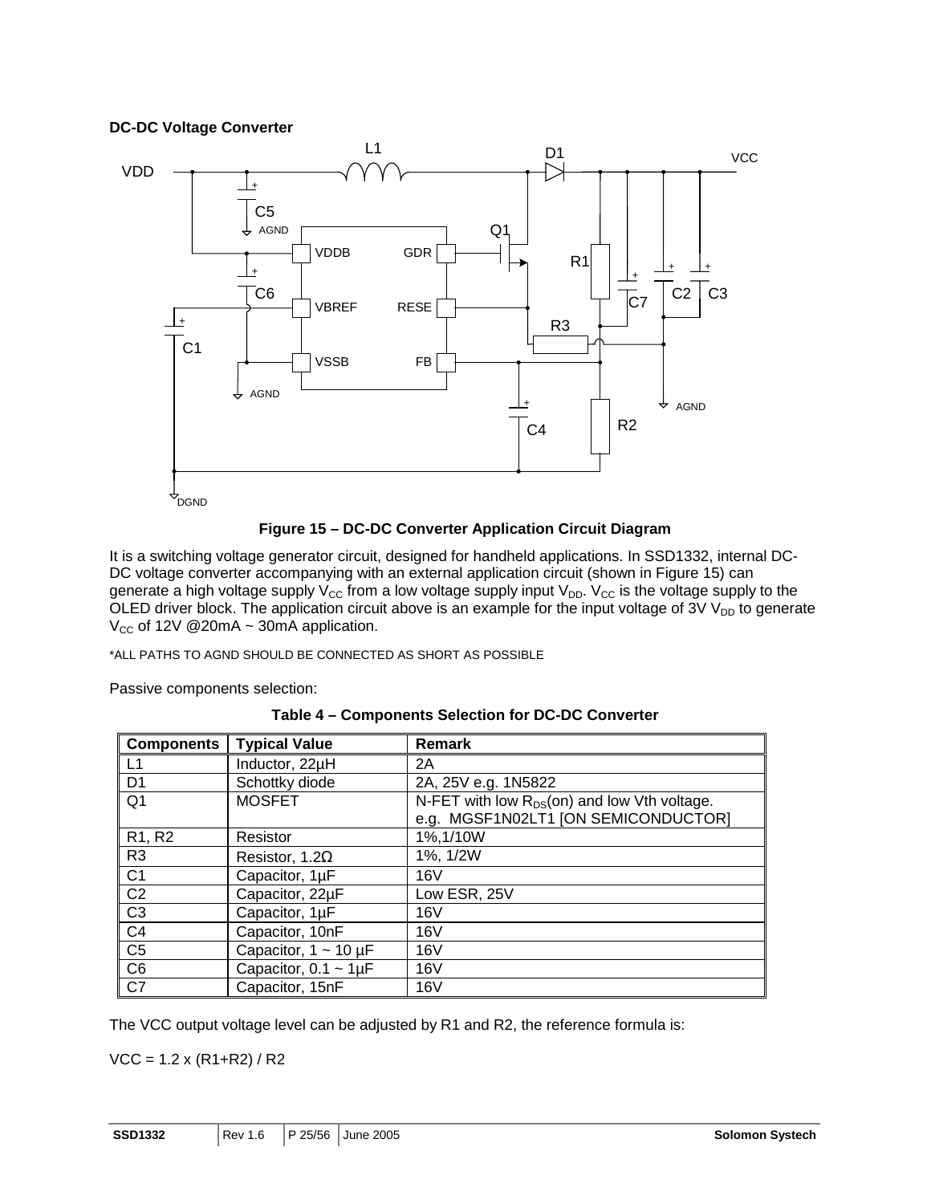**DC-DC Voltage Converter**

**Figure 15 – DC-DC Converter Application Circuit Diagram**

It is a switching voltage generator circuit, designed for handheld applications. In SSD1332, internal DC-DC voltage converter accompanying with an external application circuit (shown in Figure 15) can generate a high voltage supply $V_{CC}$ from a low voltage supply input $V_{DD}$. $V_{CC}$ is the voltage supply to the OLED driver block. The application circuit above is an example for the input voltage of 3V $V_{DD}$ to generate $V_{CC}$ of 12V @20mA ~ 30mA application.

*ALL PATHS TO AGND SHOULD BE CONNECTED AS SHORT AS POSSIBLE

Passive components selection:

**Table 4 – Components Selection for DC-DC Converter**

| Components | Typical Value | Remark |
|---|---|---|
| L1 | Inductor, 22µH | 2A |
| D1 | Schottky diode | 2A, 25V e.g. 1N5822 |
| Q1 | MOSFET | N-FET with low $R_{DS}$(on) and low Vth voltage. e.g. MGSF1N02LT1 [ON SEMICONDUCTOR] |
| R1, R2 | Resistor | 1%,1/10W |
| R3 | Resistor, 1.2Ω | 1%, 1/2W |
| C1 | Capacitor, 1µF | 16V |
| C2 | Capacitor, 22µF | Low ESR, 25V |
| C3 | Capacitor, 1µF | 16V |
| C4 | Capacitor, 10nF | 16V |
| C5 | Capacitor, 1 ~ 10 µF | 16V |
| C6 | Capacitor, 0.1 ~ 1µF | 16V |
| C7 | Capacitor, 15nF | 16V |

The VCC output voltage level can be adjusted by R1 and R2, the reference formula is:

VCC = 1.2 x (R1+R2) / R2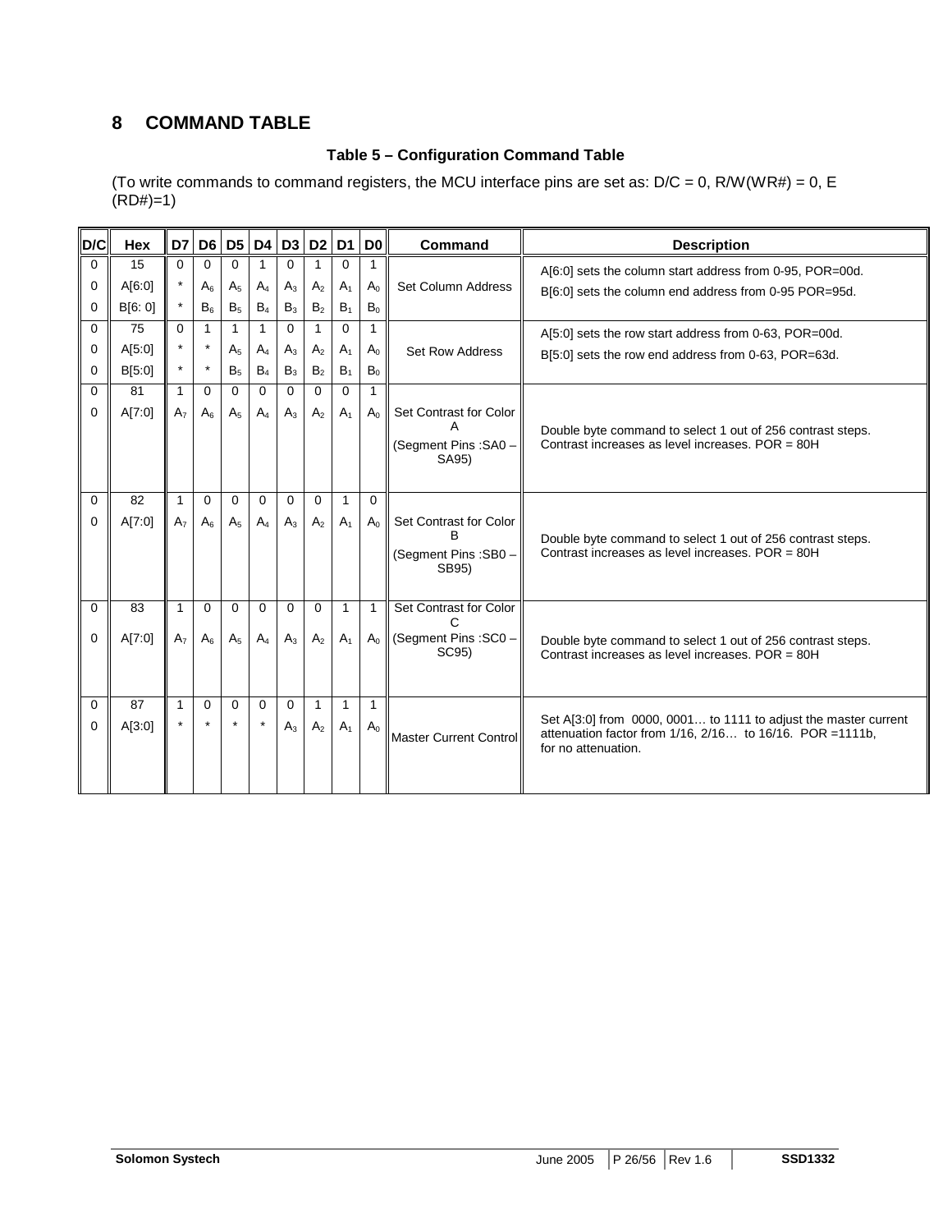# 8 COMMAND TABLE

**Table 5 – Configuration Command Table**

(To write commands to command registers, the MCU interface pins are set as: D/C = 0, R/W(WR#) = 0, E (RD#)=1)

| D/C | Hex | D7 | D6 | D5 | D4 | D3 | D2 | D1 | D0 | Command | Description |
|---|---|---|---|---|---|---|---|---|---|---|---|
| 0 | 15 | 0 | 0 | 0 | 1 | 0 | 1 | 0 | 1 | Set Column Address | A[6:0] sets the column start address from 0-95, POR=00d. |
| 0 | A[6:0] | * | $A_6$ | $A_5$ | $A_4$ | $A_3$ | $A_2$ | $A_1$ | $A_0$ | | B[6:0] sets the column end address from 0-95 POR=95d. |
| 0 | B[6: 0] | * | $B_6$ | $B_5$ | $B_4$ | $B_3$ | $B_2$ | $B_1$ | $B_0$ | | |
| 0 | 75 | 0 | 1 | 1 | 1 | 0 | 1 | 0 | 1 | Set Row Address | A[5:0] sets the row start address from 0-63, POR=00d. |
| 0 | A[5:0] | * | * | $A_5$ | $A_4$ | $A_3$ | $A_2$ | $A_1$ | $A_0$ | | B[5:0] sets the row end address from 0-63, POR=63d. |
| 0 | B[5:0] | * | * | $B_5$ | $B_4$ | $B_3$ | $B_2$ | $B_1$ | $B_0$ | | |
| 0 | 81 | 1 | 0 | 0 | 0 | 0 | 0 | 0 | 1 | Set Contrast for Color A (Segment Pins :SA0 – SA95) | Double byte command to select 1 out of 256 contrast steps. Contrast increases as level increases. POR = 80H |
| 0 | A[7:0] | $A_7$ | $A_6$ | $A_5$ | $A_4$ | $A_3$ | $A_2$ | $A_1$ | $A_0$ | | |
| 0 | 82 | 1 | 0 | 0 | 0 | 0 | 0 | 1 | 0 | Set Contrast for Color B (Segment Pins :SB0 – SB95) | Double byte command to select 1 out of 256 contrast steps. Contrast increases as level increases. POR = 80H |
| 0 | A[7:0] | $A_7$ | $A_6$ | $A_5$ | $A_4$ | $A_3$ | $A_2$ | $A_1$ | $A_0$ | | |
| 0 | 83 | 1 | 0 | 0 | 0 | 0 | 0 | 1 | 1 | Set Contrast for Color C (Segment Pins :SC0 – SC95) | Double byte command to select 1 out of 256 contrast steps. Contrast increases as level increases. POR = 80H |
| 0 | A[7:0] | $A_7$ | $A_6$ | $A_5$ | $A_4$ | $A_3$ | $A_2$ | $A_1$ | $A_0$ | | |
| 0 | 87 | 1 | 0 | 0 | 0 | 0 | 1 | 1 | 1 | Master Current Control | Set A[3:0] from 0000, 0001… to 1111 to adjust the master current attenuation factor from 1/16, 2/16… to 16/16. POR =1111b, for no attenuation. |
| 0 | A[3:0] | * | * | * | * | $A_3$ | $A_2$ | $A_1$ | $A_0$ | | |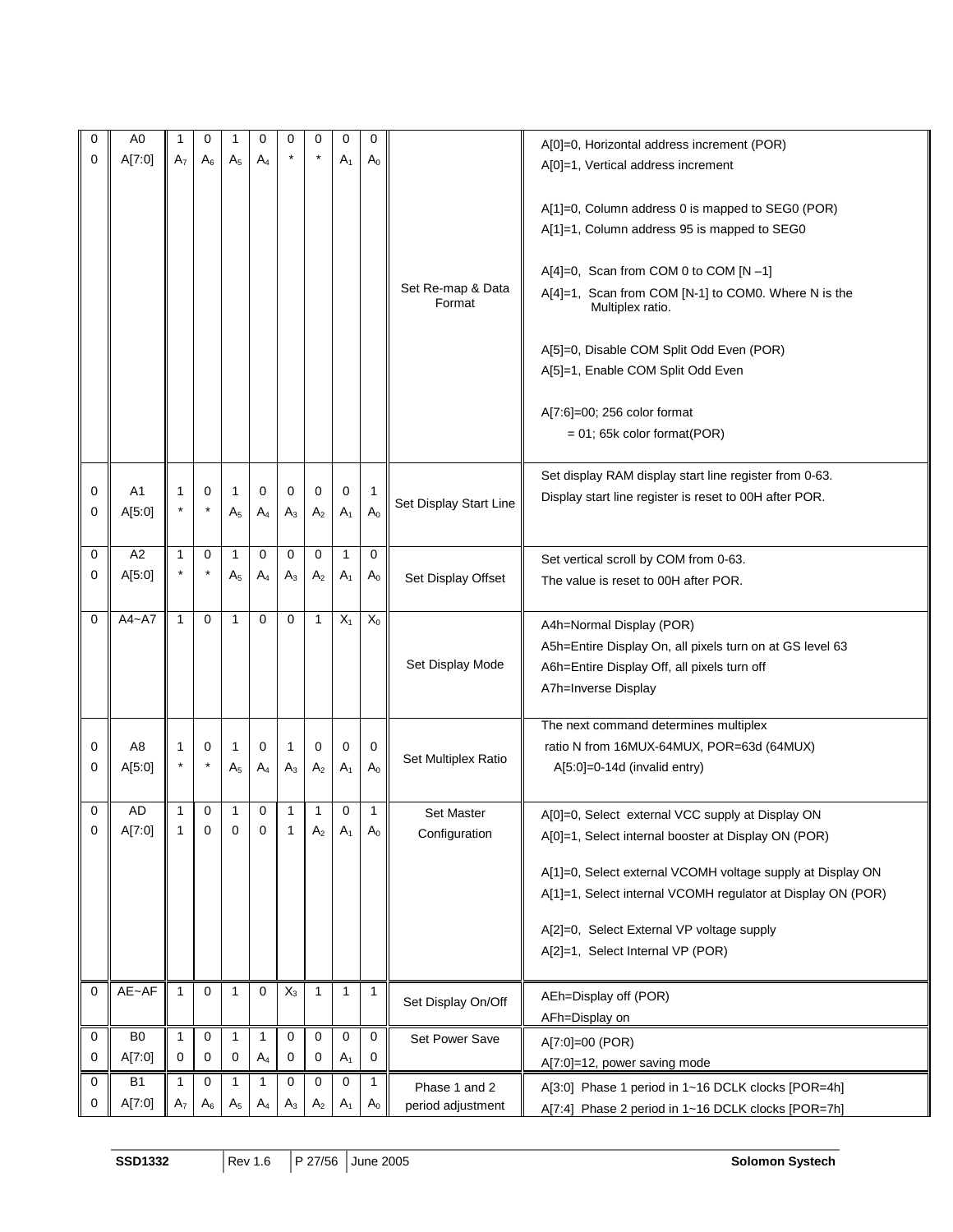| D/C# | Hex | D7 | D6 | D5 | D4 | D3 | D2 | D1 | D0 | Command | Description |
|---|---|---|---|---|---|---|---|---|---|---|---|
| 0<br>0 | A0<br>A[7:0] | 1<br>$A_7$ | 0<br>$A_6$ | 1<br>$A_5$ | 0<br>$A_4$ | 0<br>* | 0<br>* | 0<br>$A_1$ | 0<br>$A_0$ | Set Re-map & Data Format | A[0]=0, Horizontal address increment (POR)<br>A[0]=1, Vertical address increment<br><br>A[1]=0, Column address 0 is mapped to SEG0 (POR)<br>A[1]=1, Column address 95 is mapped to SEG0<br><br>A[4]=0, Scan from COM 0 to COM [N –1]<br>A[4]=1, Scan from COM [N-1] to COM0. Where N is the Multiplex ratio.<br><br>A[5]=0, Disable COM Split Odd Even (POR)<br>A[5]=1, Enable COM Split Odd Even<br><br>A[7:6]=00; 256 color format<br>= 01; 65k color format(POR) |
| 0<br>0 | A1<br>A[5:0] | 1<br>* | 0<br>* | 1<br>$A_5$ | 0<br>$A_4$ | 0<br>$A_3$ | 0<br>$A_2$ | 0<br>$A_1$ | 1<br>$A_0$ | Set Display Start Line | Set display RAM display start line register from 0-63.<br>Display start line register is reset to 00H after POR. |
| 0<br>0 | A2<br>A[5:0] | 1<br>* | 0<br>* | 1<br>$A_5$ | 0<br>$A_4$ | 0<br>$A_3$ | 0<br>$A_2$ | 1<br>$A_1$ | 0<br>$A_0$ | Set Display Offset | Set vertical scroll by COM from 0-63.<br>The value is reset to 00H after POR. |
| 0 | A4~A7 | 1 | 0 | 1 | 0 | 0 | 1 | $X_1$ | $X_0$ | Set Display Mode | A4h=Normal Display (POR)<br>A5h=Entire Display On, all pixels turn on at GS level 63<br>A6h=Entire Display Off, all pixels turn off<br>A7h=Inverse Display |
| 0<br>0 | A8<br>A[5:0] | 1<br>* | 0<br>* | 1<br>$A_5$ | 0<br>$A_4$ | 1<br>$A_3$ | 0<br>$A_2$ | 0<br>$A_1$ | 0<br>$A_0$ | Set Multiplex Ratio | The next command determines multiplex ratio N from 16MUX-64MUX, POR=63d (64MUX)<br>A[5:0]=0-14d (invalid entry) |
| 0<br>0 | AD<br>A[7:0] | 1<br>1 | 0<br>0 | 1<br>0 | 0<br>0 | 1<br>1 | 1<br>$A_2$ | 0<br>$A_1$ | 1<br>$A_0$ | Set Master Configuration | A[0]=0, Select external VCC supply at Display ON<br>A[0]=1, Select internal booster at Display ON (POR)<br><br>A[1]=0, Select external VCOMH voltage supply at Display ON<br>A[1]=1, Select internal VCOMH regulator at Display ON (POR)<br><br>A[2]=0, Select External VP voltage supply<br>A[2]=1, Select Internal VP (POR) |
| 0 | AE~AF | 1 | 0 | 1 | 0 | $X_3$ | 1 | 1 | 1 | Set Display On/Off | AEh=Display off (POR)<br>AFh=Display on |
| 0<br>0 | B0<br>A[7:0] | 1<br>0 | 0<br>0 | 1<br>0 | 1<br>$A_4$ | 0<br>0 | 0<br>0 | 0<br>$A_1$ | 0<br>0 | Set Power Save | A[7:0]=00 (POR)<br>A[7:0]=12, power saving mode |
| 0<br>0 | B1<br>A[7:0] | 1<br>$A_7$ | 0<br>$A_6$ | 1<br>$A_5$ | 1<br>$A_4$ | 0<br>$A_3$ | 0<br>$A_2$ | 0<br>$A_1$ | 1<br>$A_0$ | Phase 1 and 2 period adjustment | A[3:0] Phase 1 period in 1~16 DCLK clocks [POR=4h]<br>A[7:4] Phase 2 period in 1~16 DCLK clocks [POR=7h] |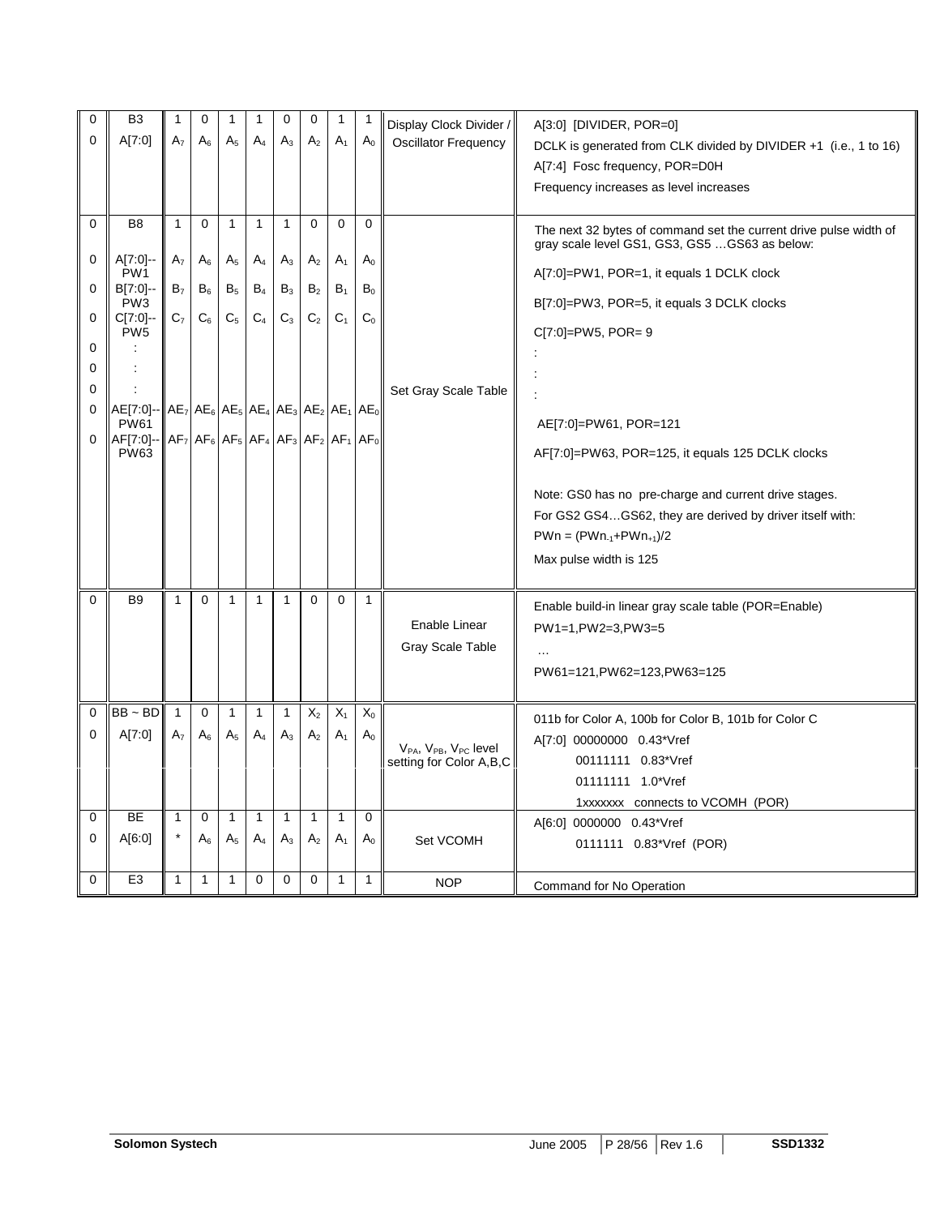| D/C# | Hex | D7 | D6 | D5 | D4 | D3 | D2 | D1 | D0 | Command | Description |
|---|---|---|---|---|---|---|---|---|---|---|---|
| 0 | B3 | 1 | 0 | 1 | 1 | 0 | 0 | 1 | 1 | Display Clock Divider / Oscillator Frequency | A[3:0] [DIVIDER, POR=0] |
| 0 | A[7:0] | $A_7$ | $A_6$ | $A_5$ | $A_4$ | $A_3$ | $A_2$ | $A_1$ | $A_0$ | | DCLK is generated from CLK divided by DIVIDER +1 (i.e., 1 to 16)<br>A[7:4] Fosc frequency, POR=D0H<br>Frequency increases as level increases |
| 0 | B8 | 1 | 0 | 1 | 1 | 1 | 0 | 0 | 0 | Set Gray Scale Table | The next 32 bytes of command set the current drive pulse width of gray scale level GS1, GS3, GS5 …GS63 as below: |
| 0 | A[7:0]--PW1 | $A_7$ | $A_6$ | $A_5$ | $A_4$ | $A_3$ | $A_2$ | $A_1$ | $A_0$ | | A[7:0]=PW1, POR=1, it equals 1 DCLK clock |
| 0 | B[7:0]--PW3 | $B_7$ | $B_6$ | $B_5$ | $B_4$ | $B_3$ | $B_2$ | $B_1$ | $B_0$ | | B[7:0]=PW3, POR=5, it equals 3 DCLK clocks |
| 0 | C[7:0]--PW5 | $C_7$ | $C_6$ | $C_5$ | $C_4$ | $C_3$ | $C_2$ | $C_1$ | $C_0$ | | C[7:0]=PW5, POR= 9 |
| 0 | : | | | | | | | | | | : |
| 0 | : | | | | | | | | | | : |
| 0 | : | | | | | | | | | | : |
| 0 | AE[7:0]--PW61 | $AE_7$ | $AE_6$ | $AE_5$ | $AE_4$ | $AE_3$ | $AE_2$ | $AE_1$ | $AE_0$ | | AE[7:0]=PW61, POR=121 |
| 0 | AF[7:0]--PW63 | $AF_7$ | $AF_6$ | $AF_5$ | $AF_4$ | $AF_3$ | $AF_2$ | $AF_1$ | $AF_0$ | | AF[7:0]=PW63, POR=125, it equals 125 DCLK clocks<br><br>Note: GS0 has no pre-charge and current drive stages.<br>For GS2 GS4…GS62, they are derived by driver itself with:<br>$PWn = (PWn_{-1}+PWn_{+1})/2$<br>Max pulse width is 125 |
| 0 | B9 | 1 | 0 | 1 | 1 | 1 | 0 | 0 | 1 | Enable Linear Gray Scale Table | Enable build-in linear gray scale table (POR=Enable)<br>PW1=1,PW2=3,PW3=5<br>…<br>PW61=121,PW62=123,PW63=125 |
| 0 | BB ~ BD | 1 | 0 | 1 | 1 | 1 | $X_2$ | $X_1$ | $X_0$ | $V_{PA}$, $V_{PB}$, $V_{PC}$ level setting for Color A,B,C | 011b for Color A, 100b for Color B, 101b for Color C |
| 0 | A[7:0] | $A_7$ | $A_6$ | $A_5$ | $A_4$ | $A_3$ | $A_2$ | $A_1$ | $A_0$ | | A[7:0] 00000000 0.43*Vref<br>00111111 0.83*Vref<br>01111111 1.0*Vref<br>1xxxxxxx connects to VCOMH (POR) |
| 0 | BE | 1 | 0 | 1 | 1 | 1 | 1 | 1 | 0 | Set VCOMH | A[6:0] 0000000 0.43*Vref |
| 0 | A[6:0] | * | $A_6$ | $A_5$ | $A_4$ | $A_3$ | $A_2$ | $A_1$ | $A_0$ | | 0111111 0.83*Vref (POR) |
| 0 | E3 | 1 | 1 | 1 | 0 | 0 | 0 | 1 | 1 | NOP | Command for No Operation |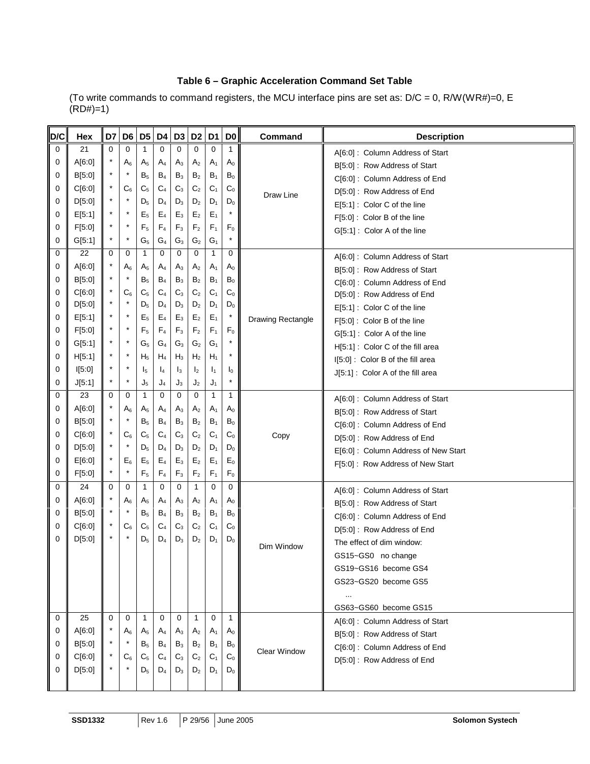**Table 6 – Graphic Acceleration Command Set Table**

(To write commands to command registers, the MCU interface pins are set as: D/C = 0, R/W(WR#)=0, E (RD#)=1)

| D/C | Hex | D7 | D6 | D5 | D4 | D3 | D2 | D1 | D0 | Command | Description |
|---|---|---|---|---|---|---|---|---|---|---|---|
| 0 | 21 | 0 | 0 | 1 | 0 | 0 | 0 | 0 | 1 | Draw Line | A[6:0] : Column Address of Start |
| 0 | A[6:0] | * | $A_6$ | $A_5$ | $A_4$ | $A_3$ | $A_2$ | $A_1$ | $A_0$ | | B[5:0] : Row Address of Start |
| 0 | B[5:0] | * | * | $B_5$ | $B_4$ | $B_3$ | $B_2$ | $B_1$ | $B_0$ | | C[6:0] : Column Address of End |
| 0 | C[6:0] | * | $C_6$ | $C_5$ | $C_4$ | $C_3$ | $C_2$ | $C_1$ | $C_0$ | | D[5:0] : Row Address of End |
| 0 | D[5:0] | * | * | $D_5$ | $D_4$ | $D_3$ | $D_2$ | $D_1$ | $D_0$ | | E[5:1] : Color C of the line |
| 0 | E[5:1] | * | * | $E_5$ | $E_4$ | $E_3$ | $E_2$ | $E_1$ | * | | F[5:0] : Color B of the line |
| 0 | F[5:0] | * | * | $F_5$ | $F_4$ | $F_3$ | $F_2$ | $F_1$ | $F_0$ | | G[5:1] : Color A of the line |
| 0 | G[5:1] | * | * | $G_5$ | $G_4$ | $G_3$ | $G_2$ | $G_1$ | * | | |
| 0 | 22 | 0 | 0 | 1 | 0 | 0 | 0 | 1 | 0 | Drawing Rectangle | A[6:0] : Column Address of Start |
| 0 | A[6:0] | * | $A_6$ | $A_5$ | $A_4$ | $A_3$ | $A_2$ | $A_1$ | $A_0$ | | B[5:0] : Row Address of Start |
| 0 | B[5:0] | * | * | $B_5$ | $B_4$ | $B_3$ | $B_2$ | $B_1$ | $B_0$ | | C[6:0] : Column Address of End |
| 0 | C[6:0] | * | $C_6$ | $C_5$ | $C_4$ | $C_3$ | $C_2$ | $C_1$ | $C_0$ | | D[5:0] : Row Address of End |
| 0 | D[5:0] | * | * | $D_5$ | $D_4$ | $D_3$ | $D_2$ | $D_1$ | $D_0$ | | E[5:1] : Color C of the line |
| 0 | E[5:1] | * | * | $E_5$ | $E_4$ | $E_3$ | $E_2$ | $E_1$ | * | | F[5:0] : Color B of the line |
| 0 | F[5:0] | * | * | $F_5$ | $F_4$ | $F_3$ | $F_2$ | $F_1$ | $F_0$ | | G[5:1] : Color A of the line |
| 0 | G[5:1] | * | * | $G_5$ | $G_4$ | $G_3$ | $G_2$ | $G_1$ | * | | H[5:1] : Color C of the fill area |
| 0 | H[5:1] | * | * | $H_5$ | $H_4$ | $H_3$ | $H_2$ | $H_1$ | * | | I[5:0] : Color B of the fill area |
| 0 | I[5:0] | * | * | $I_5$ | $I_4$ | $I_3$ | $I_2$ | $I_1$ | $I_0$ | | J[5:1] : Color A of the fill area |
| 0 | J[5:1] | * | * | $J_5$ | $J_4$ | $J_3$ | $J_2$ | $J_1$ | * | | |
| 0 | 23 | 0 | 0 | 1 | 0 | 0 | 0 | 1 | 1 | Copy | A[6:0] : Column Address of Start |
| 0 | A[6:0] | * | $A_6$ | $A_5$ | $A_4$ | $A_3$ | $A_2$ | $A_1$ | $A_0$ | | B[5:0] : Row Address of Start |
| 0 | B[5:0] | * | * | $B_5$ | $B_4$ | $B_3$ | $B_2$ | $B_1$ | $B_0$ | | C[6:0] : Column Address of End |
| 0 | C[6:0] | * | $C_6$ | $C_5$ | $C_4$ | $C_3$ | $C_2$ | $C_1$ | $C_0$ | | D[5:0] : Row Address of End |
| 0 | D[5:0] | * | * | $D_5$ | $D_4$ | $D_3$ | $D_2$ | $D_1$ | $D_0$ | | E[6:0] : Column Address of New Start |
| 0 | E[6:0] | * | $E_6$ | $E_5$ | $E_4$ | $E_3$ | $E_2$ | $E_1$ | $E_0$ | | F[5:0] : Row Address of New Start |
| 0 | F[5:0] | * | * | $F_5$ | $F_4$ | $F_3$ | $F_2$ | $F_1$ | $F_0$ | | |
| 0 | 24 | 0 | 0 | 1 | 0 | 0 | 1 | 0 | 0 | Dim Window | A[6:0] : Column Address of Start |
| 0 | A[6:0] | * | $A_6$ | $A_5$ | $A_4$ | $A_3$ | $A_2$ | $A_1$ | $A_0$ | | B[5:0] : Row Address of Start |
| 0 | B[5:0] | * | * | $B_5$ | $B_4$ | $B_3$ | $B_2$ | $B_1$ | $B_0$ | | C[6:0] : Column Address of End |
| 0 | C[6:0] | * | $C_6$ | $C_5$ | $C_4$ | $C_3$ | $C_2$ | $C_1$ | $C_0$ | | D[5:0] : Row Address of End |
| 0 | D[5:0] | * | * | $D_5$ | $D_4$ | $D_3$ | $D_2$ | $D_1$ | $D_0$ | | The effect of dim window: |
| | | | | | | | | | | | GS15~GS0 no change |
| | | | | | | | | | | | GS19~GS16 become GS4 |
| | | | | | | | | | | | GS23~GS20 become GS5 |
| | | | | | | | | | | | ... |
| | | | | | | | | | | | GS63~GS60 become GS15 |
| 0 | 25 | 0 | 0 | 1 | 0 | 0 | 1 | 0 | 1 | Clear Window | A[6:0] : Column Address of Start |
| 0 | A[6:0] | * | $A_6$ | $A_5$ | $A_4$ | $A_3$ | $A_2$ | $A_1$ | $A_0$ | | B[5:0] : Row Address of Start |
| 0 | B[5:0] | * | * | $B_5$ | $B_4$ | $B_3$ | $B_2$ | $B_1$ | $B_0$ | | C[6:0] : Column Address of End |
| 0 | C[6:0] | * | $C_6$ | $C_5$ | $C_4$ | $C_3$ | $C_2$ | $C_1$ | $C_0$ | | D[5:0] : Row Address of End |
| 0 | D[5:0] | * | * | $D_5$ | $D_4$ | $D_3$ | $D_2$ | $D_1$ | $D_0$ | | |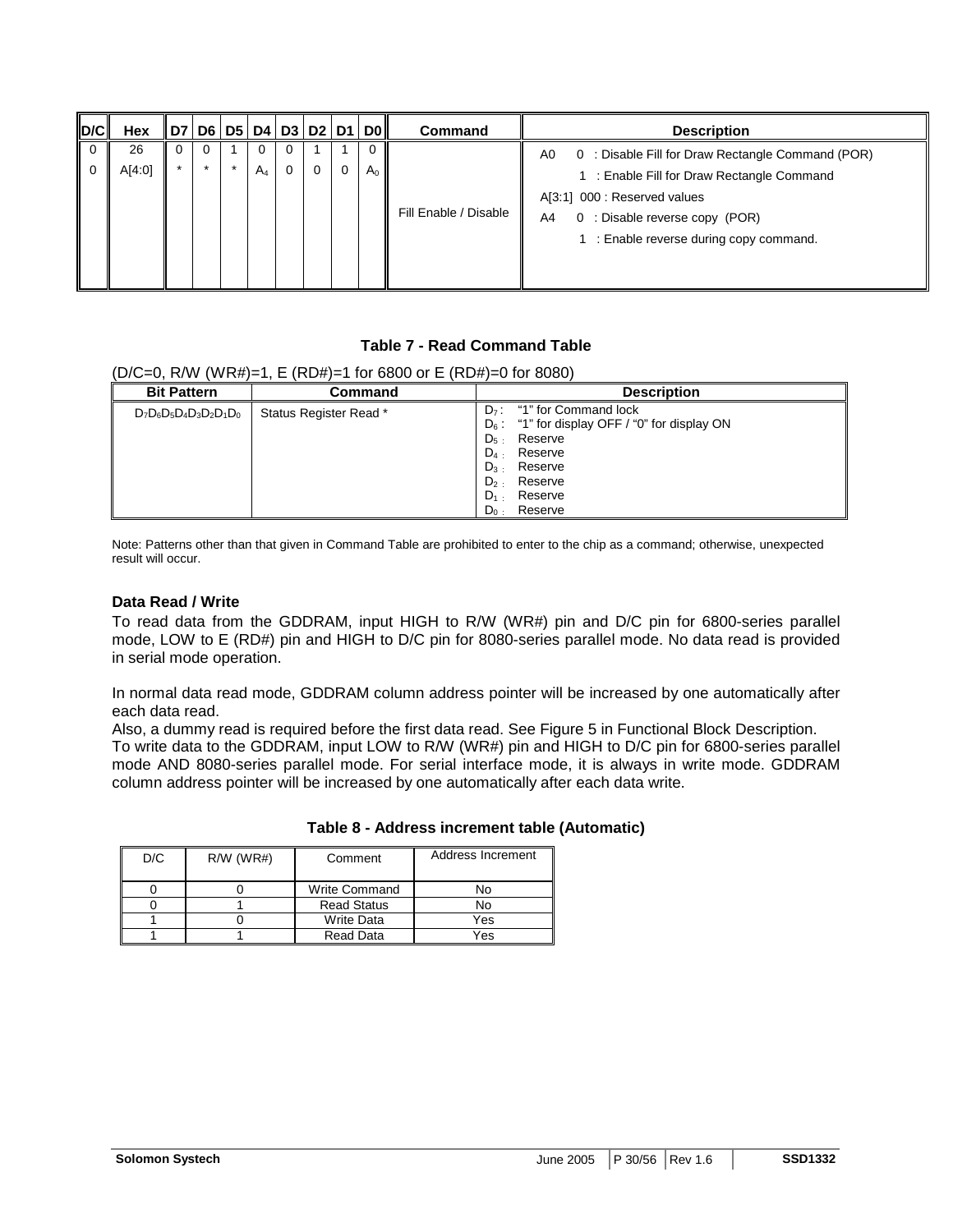| D/C | Hex | D7 | D6 | D5 | D4 | D3 | D2 | D1 | D0 | Command | Description |
|---|---|---|---|---|---|---|---|---|---|---|---|
| 0 | 26 | 0 | 0 | 1 | 0 | 0 | 1 | 1 | 0 | Fill Enable / Disable | A0 0 : Disable Fill for Draw Rectangle Command (POR)<br>1 : Enable Fill for Draw Rectangle Command<br>A[3:1] 000 : Reserved values<br>A4 0 : Disable reverse copy (POR)<br>1 : Enable reverse during copy command. |
| 0 | A[4:0] | * | * | * | $A_4$ | 0 | 0 | 0 | $A_0$ | | |

**Table 7 - Read Command Table**

(D/C=0, R/W (WR#)=1, E (RD#)=1 for 6800 or E (RD#)=0 for 8080)

| Bit Pattern | Command | Description |
|---|---|---|
| $D_7D_6D_5D_4D_3D_2D_1D_0$ | Status Register Read * | $D_7$ : "1" for Command lock<br>$D_6$ : "1" for display OFF / "0" for display ON<br>$D_5$ : Reserve<br>$D_4$ : Reserve<br>$D_3$ : Reserve<br>$D_2$ : Reserve<br>$D_1$ : Reserve<br>$D_0$ : Reserve |

Note: Patterns other than that given in Command Table are prohibited to enter to the chip as a command; otherwise, unexpected result will occur.

### Data Read / Write

To read data from the GDDRAM, input HIGH to R/W (WR#) pin and D/C pin for 6800-series parallel mode, LOW to E (RD#) pin and HIGH to D/C pin for 8080-series parallel mode. No data read is provided in serial mode operation.

In normal data read mode, GDDRAM column address pointer will be increased by one automatically after each data read.

Also, a dummy read is required before the first data read. See Figure 5 in Functional Block Description.

To write data to the GDDRAM, input LOW to R/W (WR#) pin and HIGH to D/C pin for 6800-series parallel mode AND 8080-series parallel mode. For serial interface mode, it is always in write mode. GDDRAM column address pointer will be increased by one automatically after each data write.

**Table 8 - Address increment table (Automatic)**

| D/C | R/W (WR#) | Comment | Address Increment |
|---|---|---|---|
| 0 | 0 | Write Command | No |
| 0 | 1 | Read Status | No |
| 1 | 0 | Write Data | Yes |
| 1 | 1 | Read Data | Yes |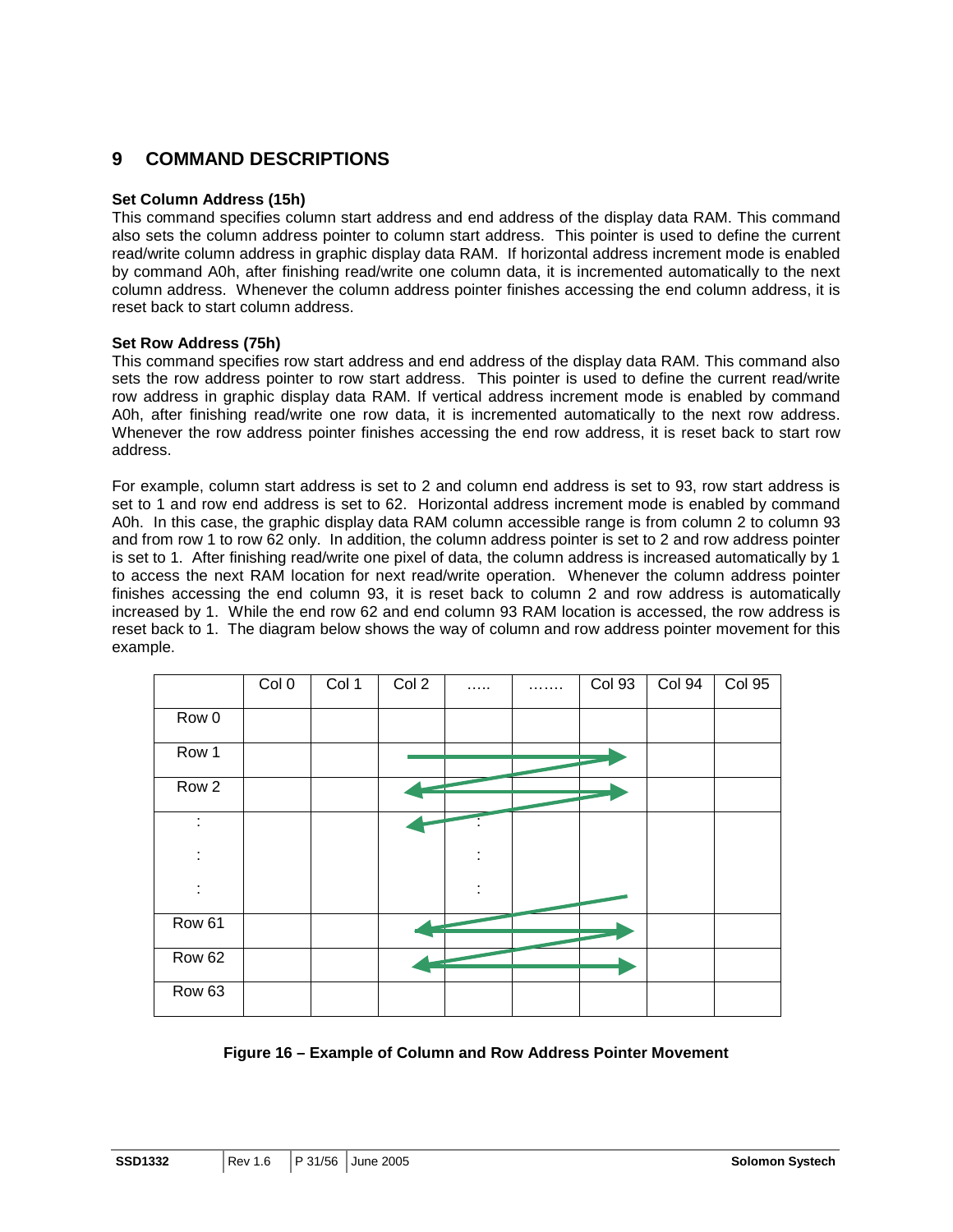# 9 COMMAND DESCRIPTIONS

**Set Column Address (15h)**

This command specifies column start address and end address of the display data RAM. This command also sets the column address pointer to column start address. This pointer is used to define the current read/write column address in graphic display data RAM. If horizontal address increment mode is enabled by command A0h, after finishing read/write one column data, it is incremented automatically to the next column address. Whenever the column address pointer finishes accessing the end column address, it is reset back to start column address.

**Set Row Address (75h)**

This command specifies row start address and end address of the display data RAM. This command also sets the row address pointer to row start address. This pointer is used to define the current read/write row address in graphic display data RAM. If vertical address increment mode is enabled by command A0h, after finishing read/write one row data, it is incremented automatically to the next row address. Whenever the row address pointer finishes accessing the end row address, it is reset back to start row address.

For example, column start address is set to 2 and column end address is set to 93, row start address is set to 1 and row end address is set to 62. Horizontal address increment mode is enabled by command A0h. In this case, the graphic display data RAM column accessible range is from column 2 to column 93 and from row 1 to row 62 only. In addition, the column address pointer is set to 2 and row address pointer is set to 1. After finishing read/write one pixel of data, the column address is increased automatically by 1 to access the next RAM location for next read/write operation. Whenever the column address pointer finishes accessing the end column 93, it is reset back to column 2 and row address is automatically increased by 1. While the end row 62 and end column 93 RAM location is accessed, the row address is reset back to 1. The diagram below shows the way of column and row address pointer movement for this example.

| | Col 0 | Col 1 | Col 2 | ….. | ……. | Col 93 | Col 94 | Col 95 |
|---|---|---|---|---|---|---|---|---|
| Row 0 | | | | | | | | |
| Row 1 | | | | | | | | |
| Row 2 | | | | | | | | |
| : | | | | : | | | | |
| : | | | | : | | | | |
| : | | | | : | | | | |
| Row 61 | | | | | | | | |
| Row 62 | | | | | | | | |
| Row 63 | | | | | | | | |

**Figure 16 – Example of Column and Row Address Pointer Movement**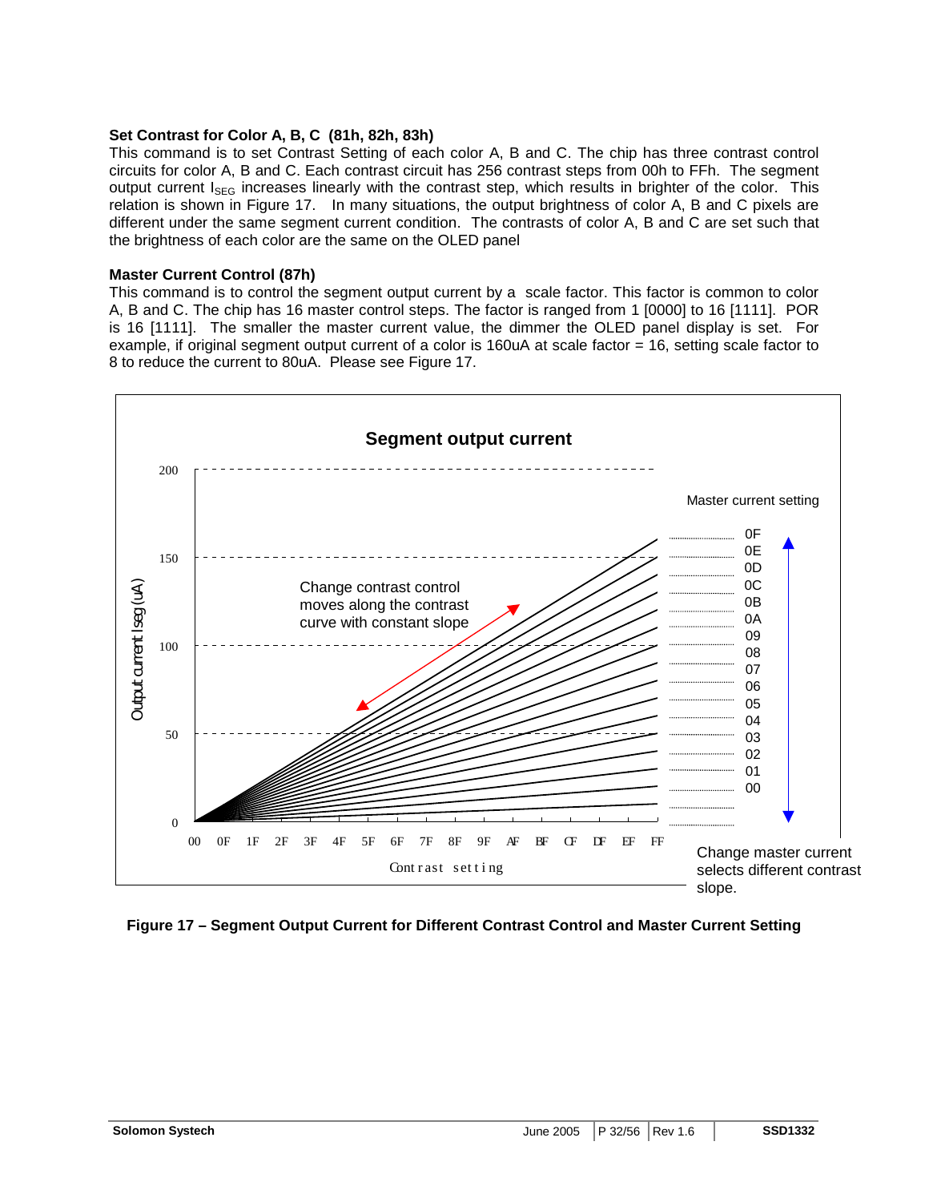**Set Contrast for Color A, B, C (81h, 82h, 83h)**
This command is to set Contrast Setting of each color A, B and C. The chip has three contrast control circuits for color A, B and C. Each contrast circuit has 256 contrast steps from 00h to FFh. The segment output current $I_{SEG}$ increases linearly with the contrast step, which results in brighter of the color. This relation is shown in Figure 17. In many situations, the output brightness of color A, B and C pixels are different under the same segment current condition. The contrasts of color A, B and C are set such that the brightness of each color are the same on the OLED panel

**Master Current Control (87h)**
This command is to control the segment output current by a scale factor. This factor is common to color A, B and C. The chip has 16 master control steps. The factor is ranged from 1 [0000] to 16 [1111]. POR is 16 [1111]. The smaller the master current value, the dimmer the OLED panel display is set. For example, if original segment output current of a color is 160uA at scale factor = 16, setting scale factor to 8 to reduce the current to 80uA. Please see Figure 17.

**Figure 17 – Segment Output Current for Different Contrast Control and Master Current Setting**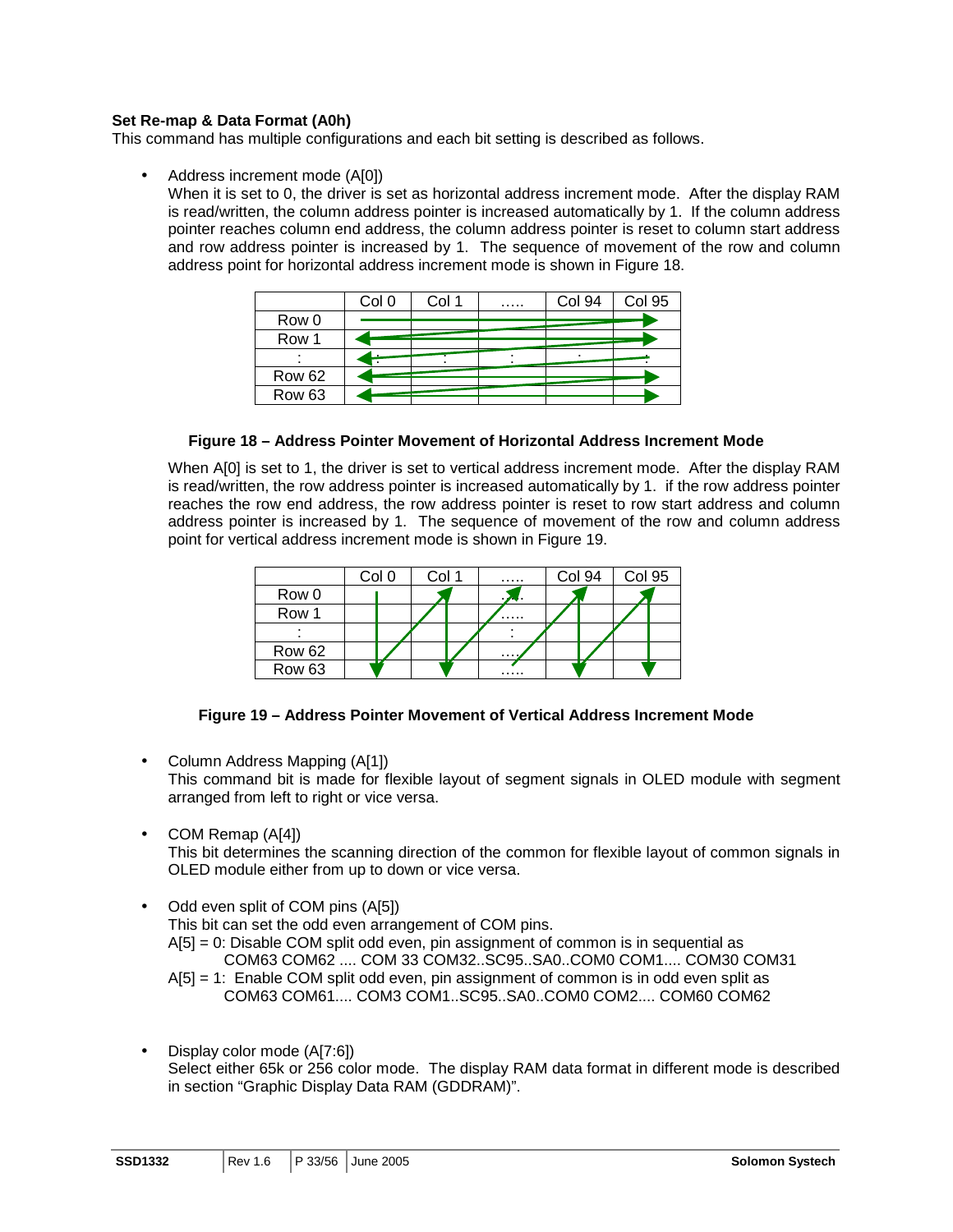**Set Re-map & Data Format (A0h)**

This command has multiple configurations and each bit setting is described as follows.

- Address increment mode (A[0])
  When it is set to 0, the driver is set as horizontal address increment mode. After the display RAM is read/written, the column address pointer is increased automatically by 1. If the column address pointer reaches column end address, the column address pointer is reset to column start address and row address pointer is increased by 1. The sequence of movement of the row and column address point for horizontal address increment mode is shown in Figure 18.

|  | Col 0 | Col 1 | ..... | Col 94 | Col 95 |
|---|---|---|---|---|---|
| Row 0 |  |  |  |  |  |
| Row 1 |  |  |  |  |  |
| : | : | : | : | : | : |
| Row 62 |  |  |  |  |  |
| Row 63 |  |  |  |  |  |

**Figure 18 – Address Pointer Movement of Horizontal Address Increment Mode**

When A[0] is set to 1, the driver is set to vertical address increment mode. After the display RAM is read/written, the row address pointer is increased automatically by 1. if the row address pointer reaches the row end address, the row address pointer is reset to row start address and column address pointer is increased by 1. The sequence of movement of the row and column address point for vertical address increment mode is shown in Figure 19.

|  | Col 0 | Col 1 | ..... | Col 94 | Col 95 |
|---|---|---|---|---|---|
| Row 0 |  |  | ..... |  |  |
| Row 1 |  |  | ..... |  |  |
| : |  |  | : |  |  |
| Row 62 |  |  | ..... |  |  |
| Row 63 |  |  | ..... |  |  |

**Figure 19 – Address Pointer Movement of Vertical Address Increment Mode**

- Column Address Mapping (A[1])
  This command bit is made for flexible layout of segment signals in OLED module with segment arranged from left to right or vice versa.

- COM Remap (A[4])
  This bit determines the scanning direction of the common for flexible layout of common signals in OLED module either from up to down or vice versa.

- Odd even split of COM pins (A[5])
  This bit can set the odd even arrangement of COM pins.
  A[5] = 0: Disable COM split odd even, pin assignment of common is in sequential as
  COM63 COM62 .... COM 33 COM32..SC95..SA0..COM0 COM1.... COM30 COM31
  A[5] = 1: Enable COM split odd even, pin assignment of common is in odd even split as
  COM63 COM61.... COM3 COM1..SC95..SA0..COM0 COM2.... COM60 COM62

- Display color mode (A[7:6])
  Select either 65k or 256 color mode. The display RAM data format in different mode is described in section "Graphic Display Data RAM (GDDRAM)".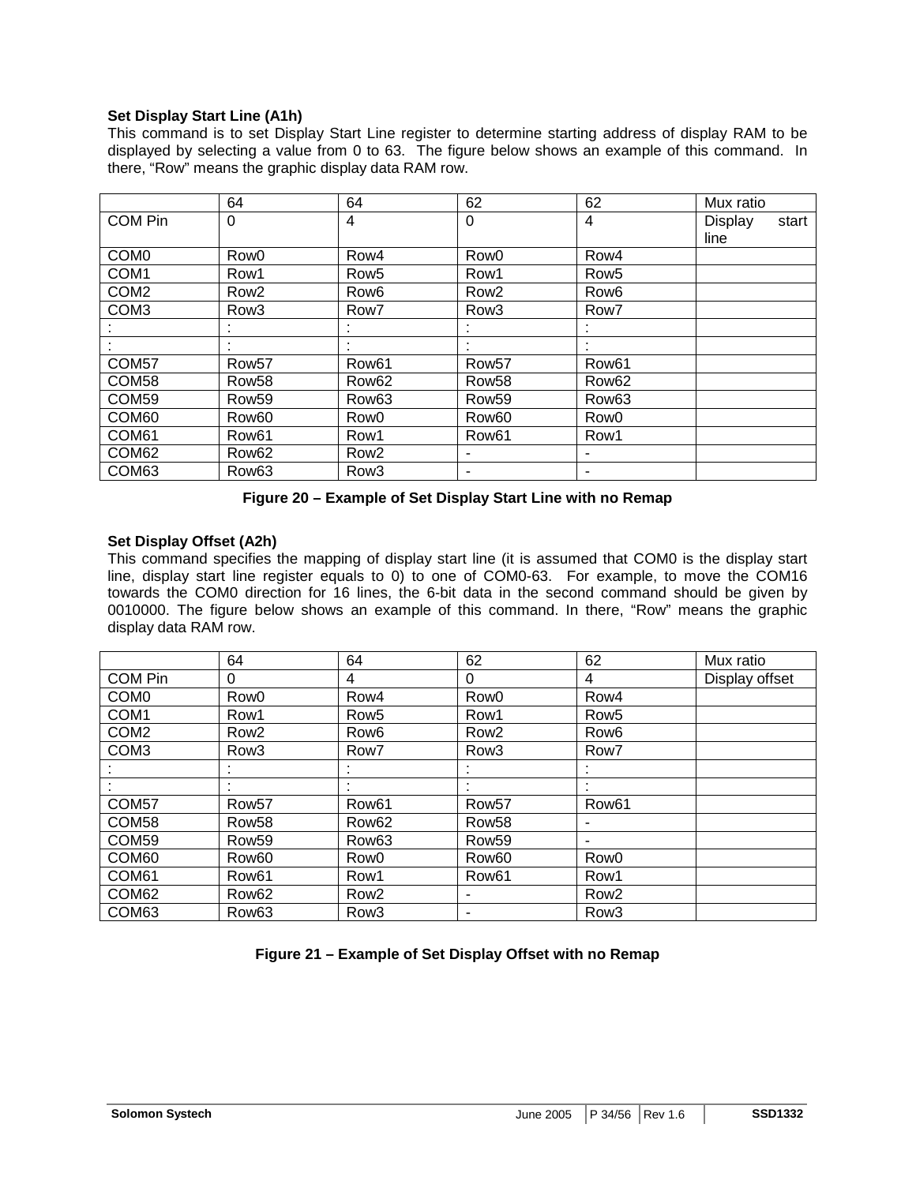**Set Display Start Line (A1h)**

This command is to set Display Start Line register to determine starting address of display RAM to be displayed by selecting a value from 0 to 63. The figure below shows an example of this command. In there, "Row" means the graphic display data RAM row.

| | 64 | 64 | 62 | 62 | Mux ratio |
|---|---|---|---|---|---|
| COM Pin | 0 | 4 | 0 | 4 | Display start line |
| COM0 | Row0 | Row4 | Row0 | Row4 | |
| COM1 | Row1 | Row5 | Row1 | Row5 | |
| COM2 | Row2 | Row6 | Row2 | Row6 | |
| COM3 | Row3 | Row7 | Row3 | Row7 | |
| : | : | : | : | : | |
| : | : | : | : | : | |
| COM57 | Row57 | Row61 | Row57 | Row61 | |
| COM58 | Row58 | Row62 | Row58 | Row62 | |
| COM59 | Row59 | Row63 | Row59 | Row63 | |
| COM60 | Row60 | Row0 | Row60 | Row0 | |
| COM61 | Row61 | Row1 | Row61 | Row1 | |
| COM62 | Row62 | Row2 | - | - | |
| COM63 | Row63 | Row3 | - | - | |

**Figure 20 – Example of Set Display Start Line with no Remap**

**Set Display Offset (A2h)**

This command specifies the mapping of display start line (it is assumed that COM0 is the display start line, display start line register equals to 0) to one of COM0-63. For example, to move the COM16 towards the COM0 direction for 16 lines, the 6-bit data in the second command should be given by 0010000. The figure below shows an example of this command. In there, "Row" means the graphic display data RAM row.

| | 64 | 64 | 62 | 62 | Mux ratio |
|---|---|---|---|---|---|
| COM Pin | 0 | 4 | 0 | 4 | Display offset |
| COM0 | Row0 | Row4 | Row0 | Row4 | |
| COM1 | Row1 | Row5 | Row1 | Row5 | |
| COM2 | Row2 | Row6 | Row2 | Row6 | |
| COM3 | Row3 | Row7 | Row3 | Row7 | |
| : | : | : | : | : | |
| : | : | : | : | : | |
| COM57 | Row57 | Row61 | Row57 | Row61 | |
| COM58 | Row58 | Row62 | Row58 | - | |
| COM59 | Row59 | Row63 | Row59 | - | |
| COM60 | Row60 | Row0 | Row60 | Row0 | |
| COM61 | Row61 | Row1 | Row61 | Row1 | |
| COM62 | Row62 | Row2 | - | Row2 | |
| COM63 | Row63 | Row3 | - | Row3 | |

**Figure 21 – Example of Set Display Offset with no Remap**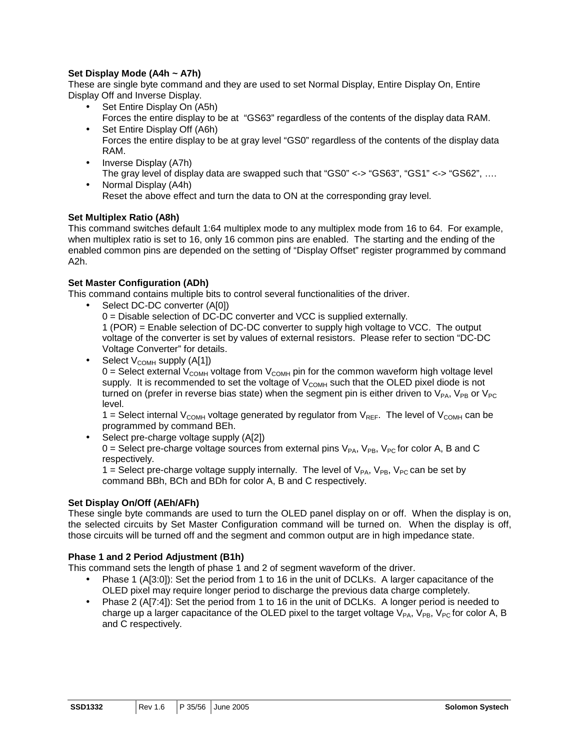**Set Display Mode (A4h ~ A7h)**
These are single byte command and they are used to set Normal Display, Entire Display On, Entire Display Off and Inverse Display.

- Set Entire Display On (A5h)
  Forces the entire display to be at "GS63" regardless of the contents of the display data RAM.
- Set Entire Display Off (A6h)
  Forces the entire display to be at gray level "GS0" regardless of the contents of the display data RAM.
- Inverse Display (A7h)
  The gray level of display data are swapped such that "GS0" <-> "GS63", "GS1" <-> "GS62", ….
- Normal Display (A4h)
  Reset the above effect and turn the data to ON at the corresponding gray level.

**Set Multiplex Ratio (A8h)**
This command switches default 1:64 multiplex mode to any multiplex mode from 16 to 64. For example, when multiplex ratio is set to 16, only 16 common pins are enabled. The starting and the ending of the enabled common pins are depended on the setting of "Display Offset" register programmed by command A2h.

**Set Master Configuration (ADh)**
This command contains multiple bits to control several functionalities of the driver.

- Select DC-DC converter (A[0])
  0 = Disable selection of DC-DC converter and VCC is supplied externally.
  1 (POR) = Enable selection of DC-DC converter to supply high voltage to VCC. The output voltage of the converter is set by values of external resistors. Please refer to section "DC-DC Voltage Converter" for details.
- Select $V_{COMH}$ supply (A[1])
  0 = Select external $V_{COMH}$ voltage from $V_{COMH}$ pin for the common waveform high voltage level supply. It is recommended to set the voltage of $V_{COMH}$ such that the OLED pixel diode is not turned on (prefer in reverse bias state) when the segment pin is either driven to $V_{PA}$, $V_{PB}$ or $V_{PC}$ level.
  1 = Select internal $V_{COMH}$ voltage generated by regulator from $V_{REF}$. The level of $V_{COMH}$ can be programmed by command BEh.
- Select pre-charge voltage supply (A[2])
  0 = Select pre-charge voltage sources from external pins $V_{PA}$, $V_{PB}$, $V_{PC}$ for color A, B and C respectively.
  1 = Select pre-charge voltage supply internally. The level of $V_{PA}$, $V_{PB}$, $V_{PC}$ can be set by command BBh, BCh and BDh for color A, B and C respectively.

**Set Display On/Off (AEh/AFh)**
These single byte commands are used to turn the OLED panel display on or off. When the display is on, the selected circuits by Set Master Configuration command will be turned on. When the display is off, those circuits will be turned off and the segment and common output are in high impedance state.

**Phase 1 and 2 Period Adjustment (B1h)**
This command sets the length of phase 1 and 2 of segment waveform of the driver.

- Phase 1 (A[3:0]): Set the period from 1 to 16 in the unit of DCLKs. A larger capacitance of the OLED pixel may require longer period to discharge the previous data charge completely.
- Phase 2 (A[7:4]): Set the period from 1 to 16 in the unit of DCLKs. A longer period is needed to charge up a larger capacitance of the OLED pixel to the target voltage $V_{PA}$, $V_{PB}$, $V_{PC}$ for color A, B and C respectively.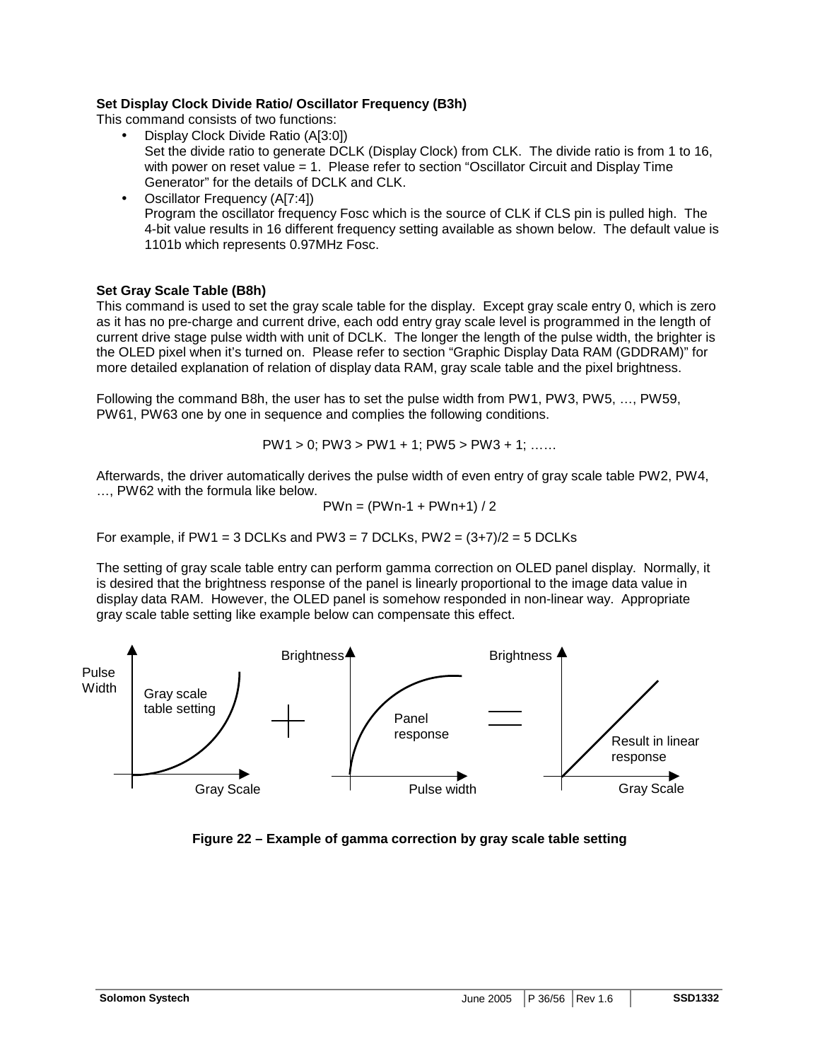**Set Display Clock Divide Ratio/ Oscillator Frequency (B3h)**

This command consists of two functions:

- Display Clock Divide Ratio (A[3:0])
  Set the divide ratio to generate DCLK (Display Clock) from CLK. The divide ratio is from 1 to 16, with power on reset value = 1. Please refer to section "Oscillator Circuit and Display Time Generator" for the details of DCLK and CLK.
- Oscillator Frequency (A[7:4])
  Program the oscillator frequency Fosc which is the source of CLK if CLS pin is pulled high. The 4-bit value results in 16 different frequency setting available as shown below. The default value is 1101b which represents 0.97MHz Fosc.

**Set Gray Scale Table (B8h)**

This command is used to set the gray scale table for the display. Except gray scale entry 0, which is zero as it has no pre-charge and current drive, each odd entry gray scale level is programmed in the length of current drive stage pulse width with unit of DCLK. The longer the length of the pulse width, the brighter is the OLED pixel when it's turned on. Please refer to section "Graphic Display Data RAM (GDDRAM)" for more detailed explanation of relation of display data RAM, gray scale table and the pixel brightness.

Following the command B8h, the user has to set the pulse width from PW1, PW3, PW5, …, PW59, PW61, PW63 one by one in sequence and complies the following conditions.

$$PW1 > 0;\ PW3 > PW1 + 1;\ PW5 > PW3 + 1;\ \ldots\ldots$$

Afterwards, the driver automatically derives the pulse width of even entry of gray scale table PW2, PW4, …, PW62 with the formula like below.

$$PWn = (PWn\text{-}1 + PWn\text{+}1) / 2$$

For example, if PW1 = 3 DCLKs and PW3 = 7 DCLKs, PW2 = (3+7)/2 = 5 DCLKs

The setting of gray scale table entry can perform gamma correction on OLED panel display. Normally, it is desired that the brightness response of the panel is linearly proportional to the image data value in display data RAM. However, the OLED panel is somehow responded in non-linear way. Appropriate gray scale table setting like example below can compensate this effect.

Pulse Width — Gray scale table setting — Gray Scale + Brightness — Panel response — Pulse width = Brightness — Result in linear response — Gray Scale

**Figure 22 – Example of gamma correction by gray scale table setting**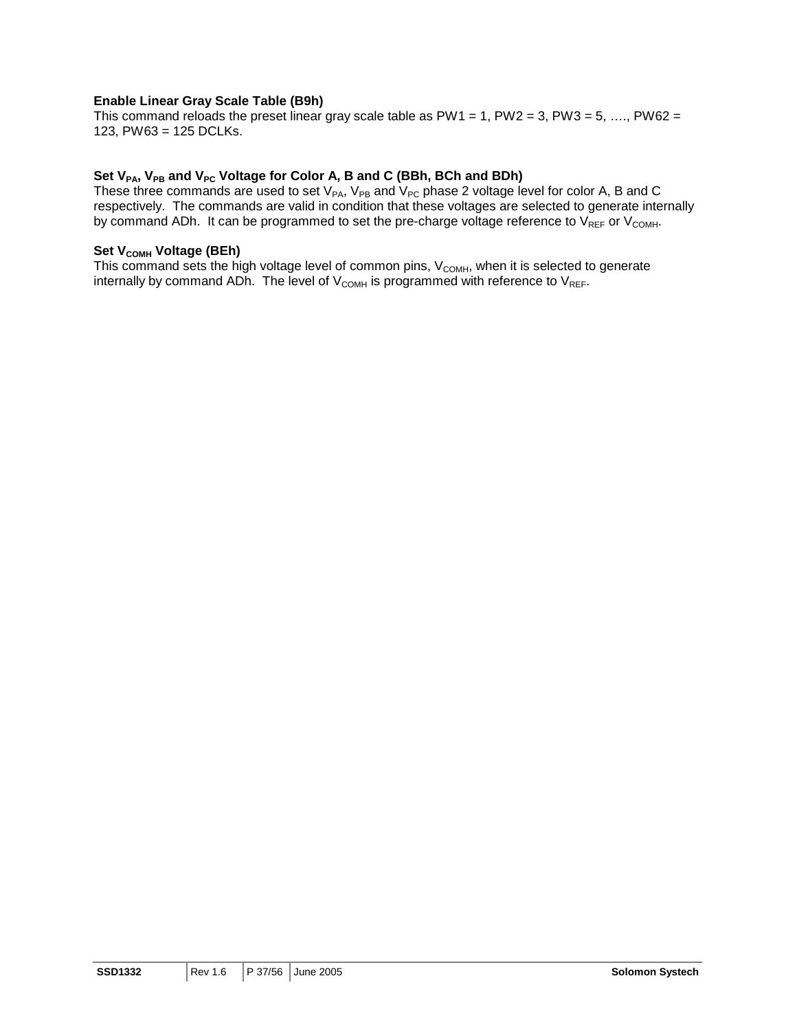### Enable Linear Gray Scale Table (B9h)

This command reloads the preset linear gray scale table as PW1 = 1, PW2 = 3, PW3 = 5, …., PW62 = 123, PW63 = 125 DCLKs.

### Set $V_{PA}$, $V_{PB}$ and $V_{PC}$ Voltage for Color A, B and C (BBh, BCh and BDh)

These three commands are used to set $V_{PA}$, $V_{PB}$ and $V_{PC}$ phase 2 voltage level for color A, B and C respectively. The commands are valid in condition that these voltages are selected to generate internally by command ADh. It can be programmed to set the pre-charge voltage reference to $V_{REF}$ or $V_{COMH}$.

### Set $V_{COMH}$ Voltage (BEh)

This command sets the high voltage level of common pins, $V_{COMH}$, when it is selected to generate internally by command ADh. The level of $V_{COMH}$ is programmed with reference to $V_{REF}$.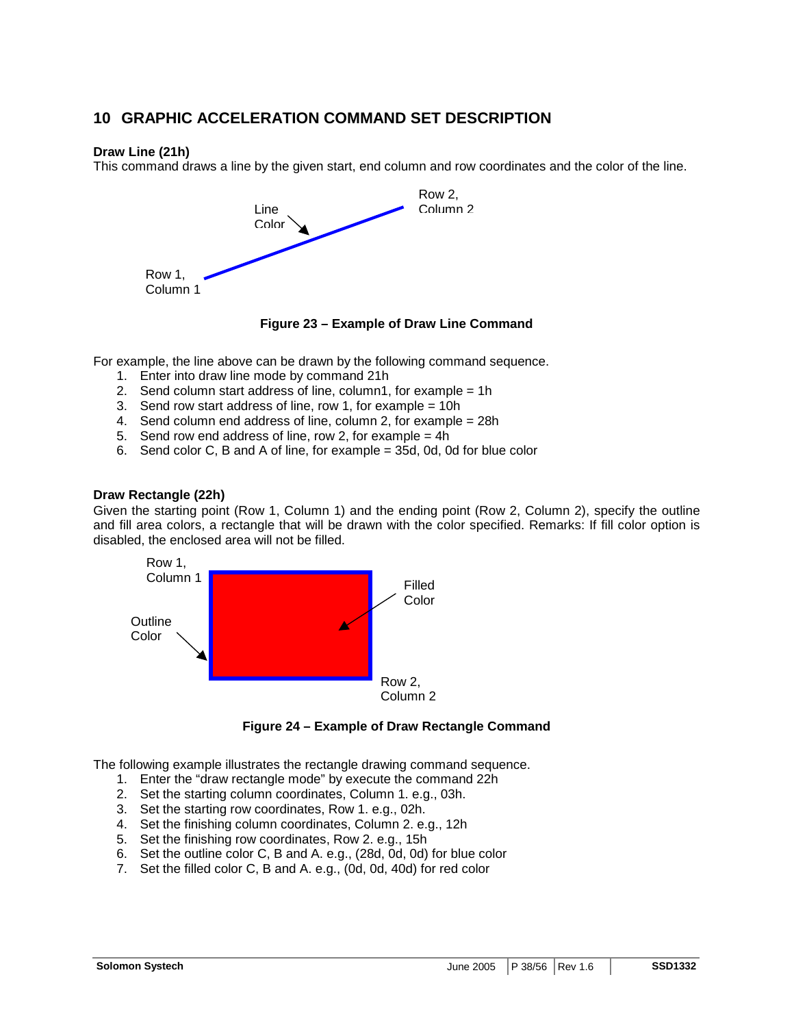# 10 GRAPHIC ACCELERATION COMMAND SET DESCRIPTION

**Draw Line (21h)**

This command draws a line by the given start, end column and row coordinates and the color of the line.

**Figure 23 – Example of Draw Line Command**

For example, the line above can be drawn by the following command sequence.

1. Enter into draw line mode by command 21h
2. Send column start address of line, column1, for example = 1h
3. Send row start address of line, row 1, for example = 10h
4. Send column end address of line, column 2, for example = 28h
5. Send row end address of line, row 2, for example = 4h
6. Send color C, B and A of line, for example = 35d, 0d, 0d for blue color

**Draw Rectangle (22h)**

Given the starting point (Row 1, Column 1) and the ending point (Row 2, Column 2), specify the outline and fill area colors, a rectangle that will be drawn with the color specified. Remarks: If fill color option is disabled, the enclosed area will not be filled.

**Figure 24 – Example of Draw Rectangle Command**

The following example illustrates the rectangle drawing command sequence.

1. Enter the "draw rectangle mode" by execute the command 22h
2. Set the starting column coordinates, Column 1. e.g., 03h.
3. Set the starting row coordinates, Row 1. e.g., 02h.
4. Set the finishing column coordinates, Column 2. e.g., 12h
5. Set the finishing row coordinates, Row 2. e.g., 15h
6. Set the outline color C, B and A. e.g., (28d, 0d, 0d) for blue color
7. Set the filled color C, B and A. e.g., (0d, 0d, 40d) for red color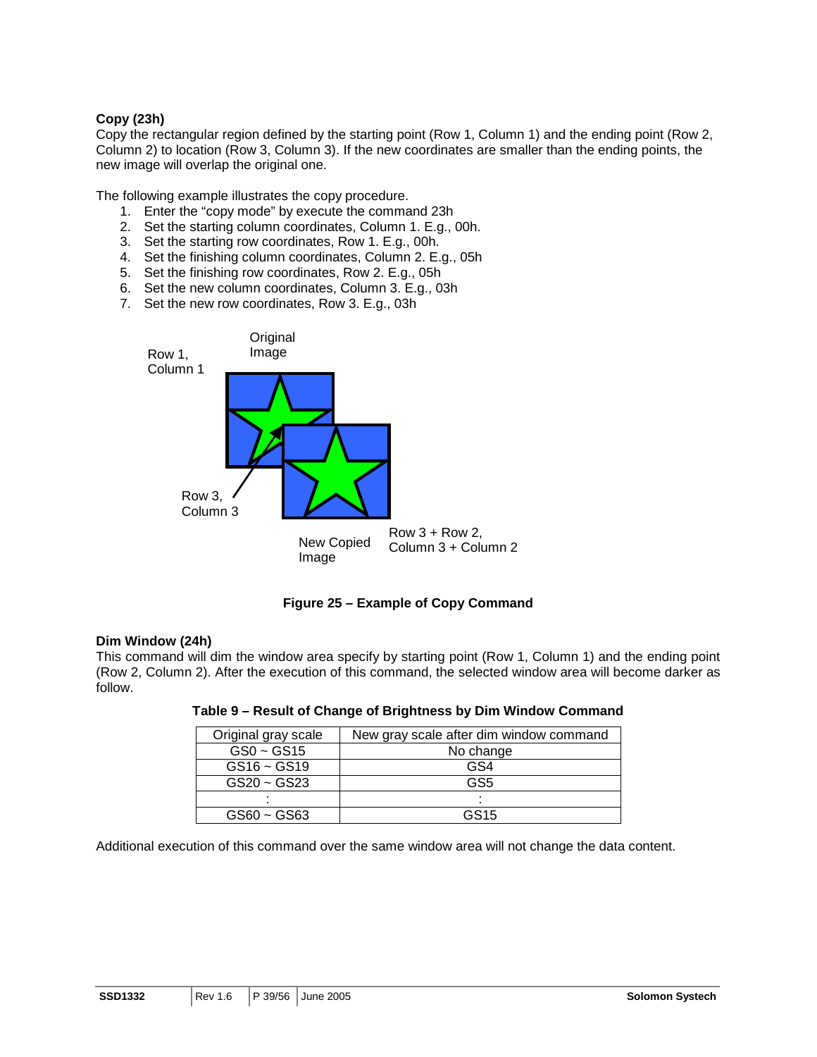**Copy (23h)**
Copy the rectangular region defined by the starting point (Row 1, Column 1) and the ending point (Row 2, Column 2) to location (Row 3, Column 3). If the new coordinates are smaller than the ending points, the new image will overlap the original one.

The following example illustrates the copy procedure.

1. Enter the "copy mode" by execute the command 23h
2. Set the starting column coordinates, Column 1. E.g., 00h.
3. Set the starting row coordinates, Row 1. E.g., 00h.
4. Set the finishing column coordinates, Column 2. E.g., 05h
5. Set the finishing row coordinates, Row 2. E.g., 05h
6. Set the new column coordinates, Column 3. E.g., 03h
7. Set the new row coordinates, Row 3. E.g., 03h

Row 1, Column 1 — Original Image

Row 3, Column 3 — New Copied Image — Row 3 + Row 2, Column 3 + Column 2

**Figure 25 – Example of Copy Command**

**Dim Window (24h)**
This command will dim the window area specify by starting point (Row 1, Column 1) and the ending point (Row 2, Column 2). After the execution of this command, the selected window area will become darker as follow.

**Table 9 – Result of Change of Brightness by Dim Window Command**

| Original gray scale | New gray scale after dim window command |
|---|---|
| GS0 ~ GS15 | No change |
| GS16 ~ GS19 | GS4 |
| GS20 ~ GS23 | GS5 |
| : | : |
| GS60 ~ GS63 | GS15 |

Additional execution of this command over the same window area will not change the data content.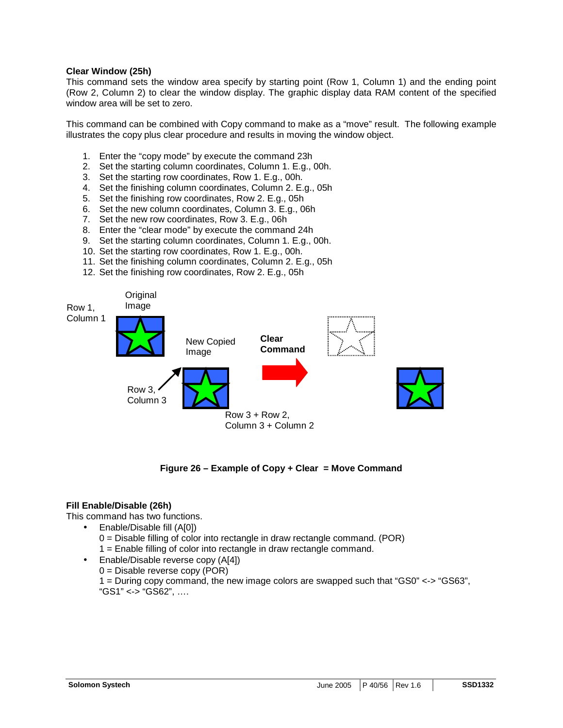**Clear Window (25h)**

This command sets the window area specify by starting point (Row 1, Column 1) and the ending point (Row 2, Column 2) to clear the window display. The graphic display data RAM content of the specified window area will be set to zero.

This command can be combined with Copy command to make as a "move" result. The following example illustrates the copy plus clear procedure and results in moving the window object.

1. Enter the "copy mode" by execute the command 23h
2. Set the starting column coordinates, Column 1. E.g., 00h.
3. Set the starting row coordinates, Row 1. E.g., 00h.
4. Set the finishing column coordinates, Column 2. E.g., 05h
5. Set the finishing row coordinates, Row 2. E.g., 05h
6. Set the new column coordinates, Column 3. E.g., 06h
7. Set the new row coordinates, Row 3. E.g., 06h
8. Enter the "clear mode" by execute the command 24h
9. Set the starting column coordinates, Column 1. E.g., 00h.
10. Set the starting row coordinates, Row 1. E.g., 00h.
11. Set the finishing column coordinates, Column 2. E.g., 05h
12. Set the finishing row coordinates, Row 2. E.g., 05h

Row 1, Column 1 — Original Image — New Copied Image — Row 3, Column 3 — Row 3 + Row 2, Column 3 + Column 2 — Clear Command

**Figure 26 – Example of Copy + Clear = Move Command**

**Fill Enable/Disable (26h)**

This command has two functions.

- Enable/Disable fill (A[0])
  0 = Disable filling of color into rectangle in draw rectangle command. (POR)
  1 = Enable filling of color into rectangle in draw rectangle command.
- Enable/Disable reverse copy (A[4])
  0 = Disable reverse copy (POR)
  1 = During copy command, the new image colors are swapped such that "GS0" <-> "GS63", "GS1" <-> "GS62", ….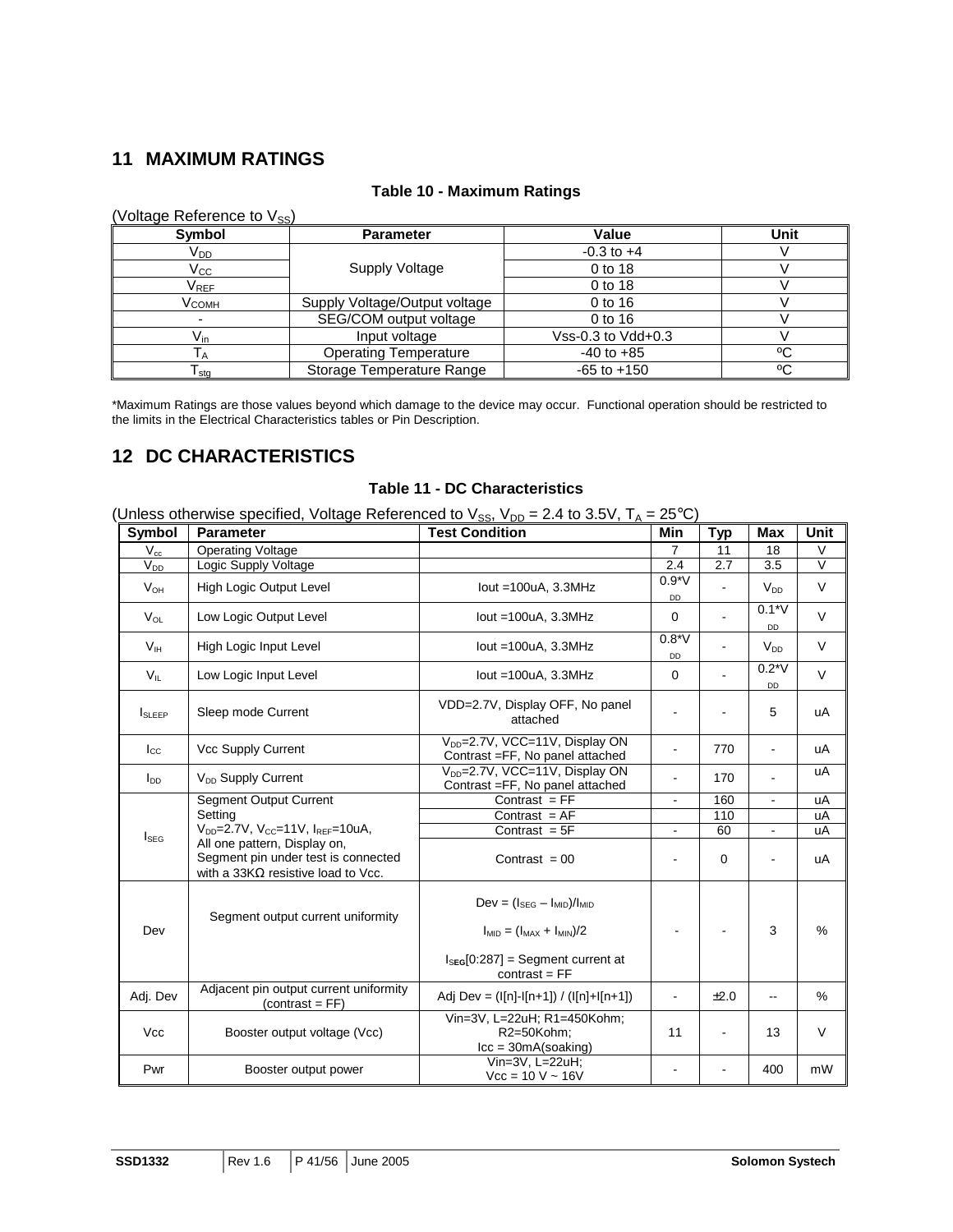## 11 MAXIMUM RATINGS

**Table 10 - Maximum Ratings**

(Voltage Reference to $V_{SS}$)

| Symbol | Parameter | Value | Unit |
|---|---|---|---|
| $V_{DD}$ | Supply Voltage | -0.3 to +4 | V |
| $V_{CC}$ | | 0 to 18 | V |
| $V_{REF}$ | | 0 to 18 | V |
| $V_{COMH}$ | Supply Voltage/Output voltage | 0 to 16 | V |
| - | SEG/COM output voltage | 0 to 16 | V |
| $V_{in}$ | Input voltage | Vss-0.3 to Vdd+0.3 | V |
| $T_A$ | Operating Temperature | -40 to +85 | ºC |
| $T_{stg}$ | Storage Temperature Range | -65 to +150 | ºC |

*Maximum Ratings are those values beyond which damage to the device may occur. Functional operation should be restricted to the limits in the Electrical Characteristics tables or Pin Description.

## 12 DC CHARACTERISTICS

**Table 11 - DC Characteristics**

(Unless otherwise specified, Voltage Referenced to $V_{SS}$, $V_{DD}$ = 2.4 to 3.5V, $T_A$ = 25°C)

| Symbol | Parameter | Test Condition | Min | Typ | Max | Unit |
|---|---|---|---|---|---|---|
| $V_{cc}$ | Operating Voltage | | 7 | 11 | 18 | V |
| $V_{DD}$ | Logic Supply Voltage | | 2.4 | 2.7 | 3.5 | V |
| $V_{OH}$ | High Logic Output Level | Iout =100uA, 3.3MHz | 0.9*$V_{DD}$ | - | $V_{DD}$ | V |
| $V_{OL}$ | Low Logic Output Level | Iout =100uA, 3.3MHz | 0 | - | 0.1*$V_{DD}$ | V |
| $V_{IH}$ | High Logic Input Level | Iout =100uA, 3.3MHz | 0.8*$V_{DD}$ | - | $V_{DD}$ | V |
| $V_{IL}$ | Low Logic Input Level | Iout =100uA, 3.3MHz | 0 | - | 0.2*$V_{DD}$ | V |
| $I_{SLEEP}$ | Sleep mode Current | VDD=2.7V, Display OFF, No panel attached | - | - | 5 | uA |
| $I_{CC}$ | Vcc Supply Current | $V_{DD}$=2.7V, VCC=11V, Display ON Contrast =FF, No panel attached | - | 770 | - | uA |
| $I_{DD}$ | $V_{DD}$ Supply Current | $V_{DD}$=2.7V, VCC=11V, Display ON Contrast =FF, No panel attached | - | 170 | - | uA |
| $I_{SEG}$ | Segment Output Current Setting $V_{DD}$=2.7V, $V_{CC}$=11V, $I_{REF}$=10uA, All one pattern, Display on, Segment pin under test is connected with a 33KΩ resistive load to Vcc. | Contrast = FF | - | 160 | - | uA |
| | | Contrast = AF | | 110 | | uA |
| | | Contrast = 5F | - | 60 | - | uA |
| | | Contrast = 00 | - | 0 | - | uA |
| Dev | Segment output current uniformity | $Dev = (I_{SEG} – I_{MID})/I_{MID}$<br>$I_{MID} = (I_{MAX} + I_{MIN})/2$<br>$I_{SEG}$[0:287] = Segment current at contrast = FF | - | - | 3 | % |
| Adj. Dev | Adjacent pin output current uniformity (contrast = FF) | Adj Dev = (I[n]-I[n+1]) / (I[n]+I[n+1]) | - | ±2.0 | -- | % |
| Vcc | Booster output voltage (Vcc) | Vin=3V, L=22uH; R1=450Kohm; R2=50Kohm; Icc = 30mA(soaking) | 11 | - | 13 | V |
| Pwr | Booster output power | Vin=3V, L=22uH; Vcc = 10 V ~ 16V | - | - | 400 | mW |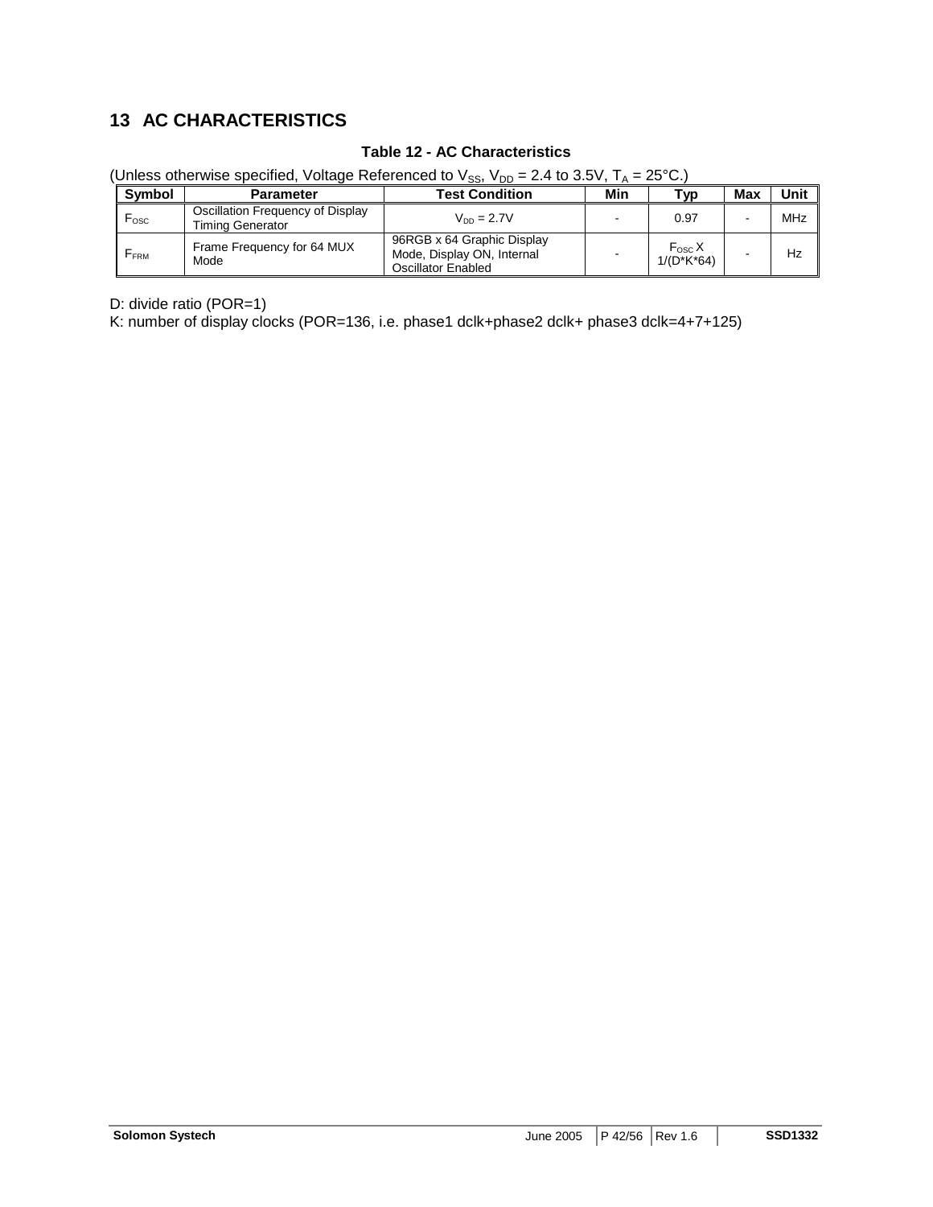# 13 AC CHARACTERISTICS

**Table 12 - AC Characteristics**

(Unless otherwise specified, Voltage Referenced to $V_{SS}$, $V_{DD}$ = 2.4 to 3.5V, $T_A$ = 25°C.)

| Symbol | Parameter | Test Condition | Min | Typ | Max | Unit |
|---|---|---|---|---|---|---|
| $F_{OSC}$ | Oscillation Frequency of Display Timing Generator | $V_{DD}$ = 2.7V | - | 0.97 | - | MHz |
| $F_{FRM}$ | Frame Frequency for 64 MUX Mode | 96RGB x 64 Graphic Display Mode, Display ON, Internal Oscillator Enabled | - | $F_{OSC}$ X 1/(D*K*64) | - | Hz |

D: divide ratio (POR=1)

K: number of display clocks (POR=136, i.e. phase1 dclk+phase2 dclk+ phase3 dclk=4+7+125)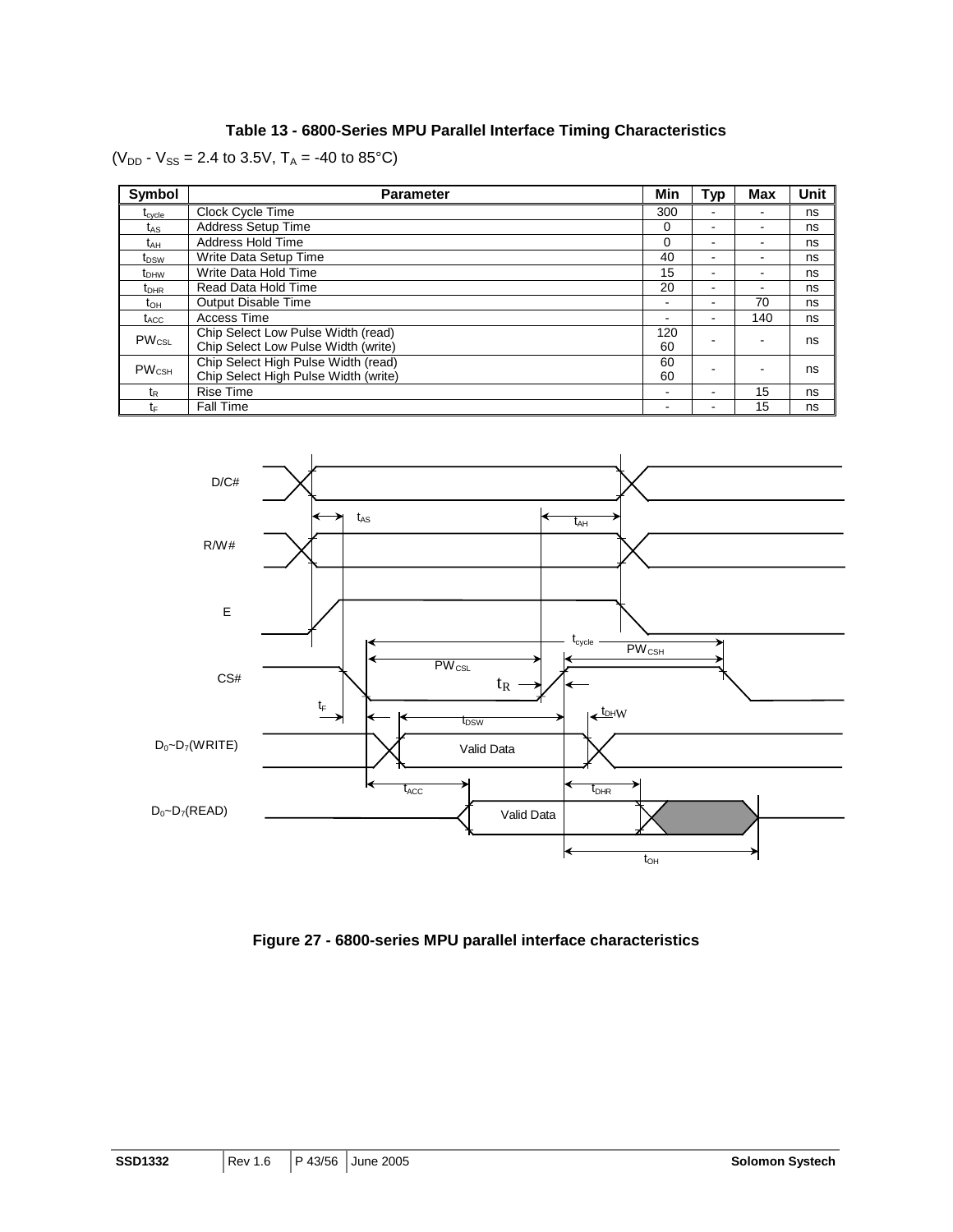**Table 13 - 6800-Series MPU Parallel Interface Timing Characteristics**

($V_{DD}$ - $V_{SS}$ = 2.4 to 3.5V, $T_A$ = -40 to 85°C)

| Symbol | Parameter | Min | Typ | Max | Unit |
|---|---|---|---|---|---|
| $t_{cycle}$ | Clock Cycle Time | 300 | - | - | ns |
| $t_{AS}$ | Address Setup Time | 0 | - | - | ns |
| $t_{AH}$ | Address Hold Time | 0 | - | - | ns |
| $t_{DSW}$ | Write Data Setup Time | 40 | - | - | ns |
| $t_{DHW}$ | Write Data Hold Time | 15 | - | - | ns |
| $t_{DHR}$ | Read Data Hold Time | 20 | - | - | ns |
| $t_{OH}$ | Output Disable Time | - | - | 70 | ns |
| $t_{ACC}$ | Access Time | - | - | 140 | ns |
| $PW_{CSL}$ | Chip Select Low Pulse Width (read)<br>Chip Select Low Pulse Width (write) | 120<br>60 | - | - | ns |
| $PW_{CSH}$ | Chip Select High Pulse Width (read)<br>Chip Select High Pulse Width (write) | 60<br>60 | - | - | ns |
| $t_R$ | Rise Time | - | - | 15 | ns |
| $t_F$ | Fall Time | - | - | 15 | ns |

**Figure 27 - 6800-series MPU parallel interface characteristics**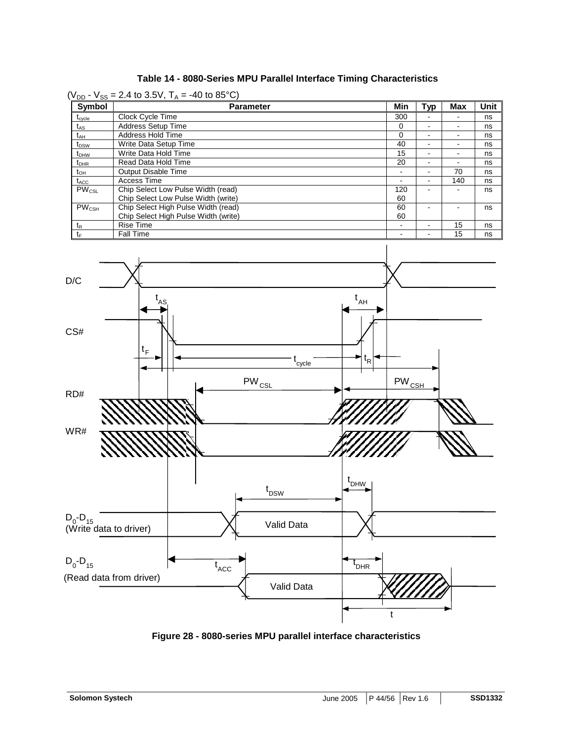**Table 14 - 8080-Series MPU Parallel Interface Timing Characteristics**

($V_{DD}$ - $V_{SS}$ = 2.4 to 3.5V, $T_A$ = -40 to 85°C)

| Symbol | Parameter | Min | Typ | Max | Unit |
|---|---|---|---|---|---|
| $t_{cycle}$ | Clock Cycle Time | 300 | - | - | ns |
| $t_{AS}$ | Address Setup Time | 0 | - | - | ns |
| $t_{AH}$ | Address Hold Time | 0 | - | - | ns |
| $t_{DSW}$ | Write Data Setup Time | 40 | - | - | ns |
| $t_{DHW}$ | Write Data Hold Time | 15 | - | - | ns |
| $t_{DHR}$ | Read Data Hold Time | 20 | - | - | ns |
| $t_{OH}$ | Output Disable Time | - | - | 70 | ns |
| $t_{ACC}$ | Access Time | - | - | 140 | ns |
| $PW_{CSL}$ | Chip Select Low Pulse Width (read)<br>Chip Select Low Pulse Width (write) | 120<br>60 | - | - | ns |
| $PW_{CSH}$ | Chip Select High Pulse Width (read)<br>Chip Select High Pulse Width (write) | 60<br>60 | - | - | ns |
| $t_R$ | Rise Time | - | - | 15 | ns |
| $t_F$ | Fall Time | - | - | 15 | ns |

**Figure 28 - 8080-series MPU parallel interface characteristics**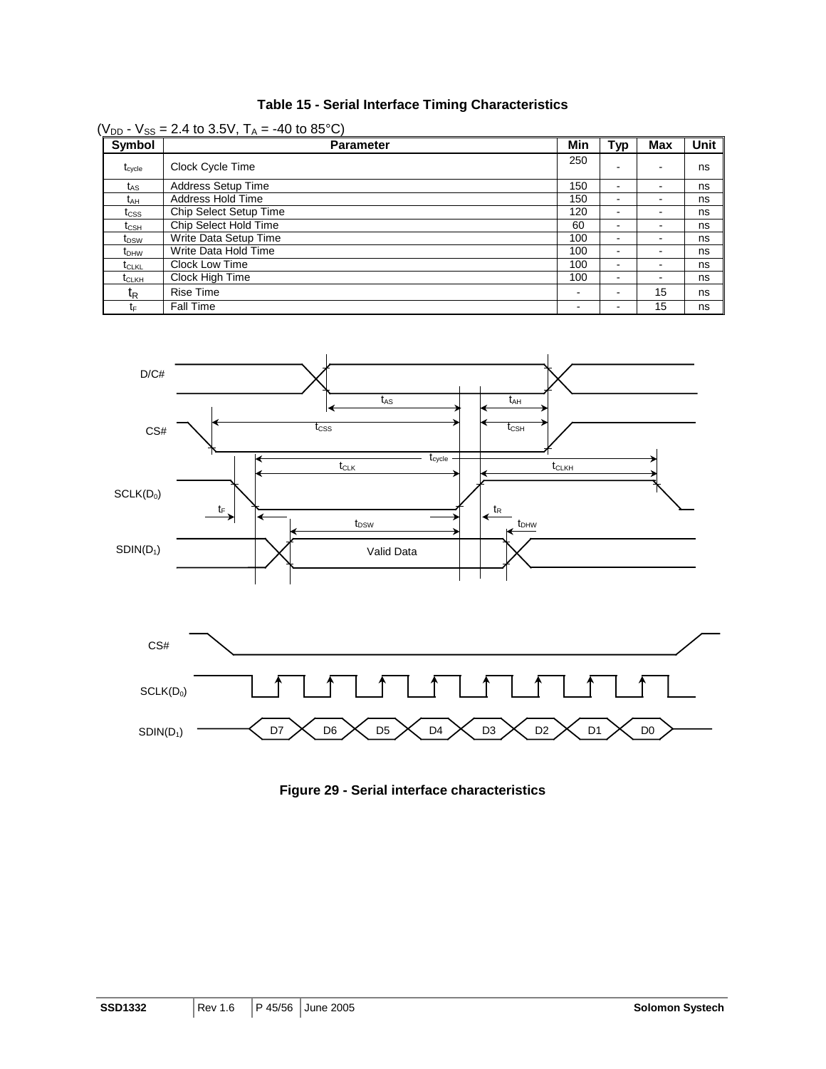**Table 15 - Serial Interface Timing Characteristics**

($V_{DD}$ - $V_{SS}$ = 2.4 to 3.5V, $T_A$ = -40 to 85°C)

| Symbol | Parameter | Min | Typ | Max | Unit |
|---|---|---|---|---|---|
| $t_{cycle}$ | Clock Cycle Time | 250 | - | - | ns |
| $t_{AS}$ | Address Setup Time | 150 | - | - | ns |
| $t_{AH}$ | Address Hold Time | 150 | - | - | ns |
| $t_{CSS}$ | Chip Select Setup Time | 120 | - | - | ns |
| $t_{CSH}$ | Chip Select Hold Time | 60 | - | - | ns |
| $t_{DSW}$ | Write Data Setup Time | 100 | - | - | ns |
| $t_{DHW}$ | Write Data Hold Time | 100 | - | - | ns |
| $t_{CLKL}$ | Clock Low Time | 100 | - | - | ns |
| $t_{CLKH}$ | Clock High Time | 100 | - | - | ns |
| $t_R$ | Rise Time | - | - | 15 | ns |
| $t_F$ | Fall Time | - | - | 15 | ns |

**Figure 29 - Serial interface characteristics**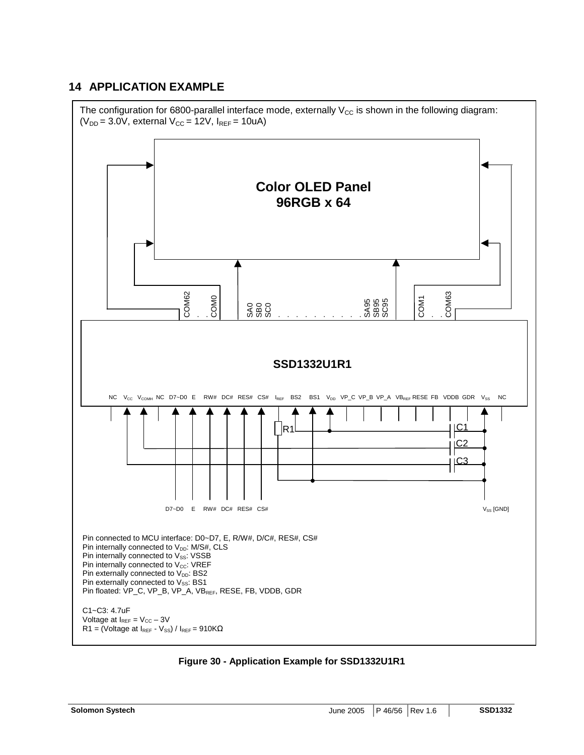# 14 APPLICATION EXAMPLE

The configuration for 6800-parallel interface mode, externally $V_{CC}$ is shown in the following diagram:
($V_{DD}$ = 3.0V, external $V_{CC}$ = 12V, $I_{REF}$ = 10uA)

Color OLED Panel
96RGB x 64

COM62 . . COM0 SA0 SB0 SC0 . . . . . . . . . . SA95 SB95 SC95 COM1 . . COM63

SSD1332U1R1

NC $V_{CC}$ $V_{COMH}$ NC D7~D0 E RW# DC# RES# CS# $I_{REF}$ BS2 BS1 $V_{DD}$ VP_C VP_B VP_A $VB_{REF}$ RESE FB VDDB GDR $V_{SS}$ NC

R1 C1 C2 C3

D7~D0 E RW# DC# RES# CS# $V_{SS}$ [GND]

Pin connected to MCU interface: D0~D7, E, R/W#, D/C#, RES#, CS#
Pin internally connected to $V_{DD}$: M/S#, CLS
Pin internally connected to $V_{SS}$: VSSB
Pin internally connected to $V_{CC}$: VREF
Pin externally connected to $V_{DD}$: BS2
Pin externally connected to $V_{SS}$: BS1
Pin floated: VP_C, VP_B, VP_A, $VB_{REF}$, RESE, FB, VDDB, GDR

C1~C3: 4.7uF
Voltage at $I_{REF}$ = $V_{CC}$ – 3V
R1 = (Voltage at $I_{REF}$ - $V_{SS}$) / $I_{REF}$ = 910KΩ

**Figure 30 - Application Example for SSD1332U1R1**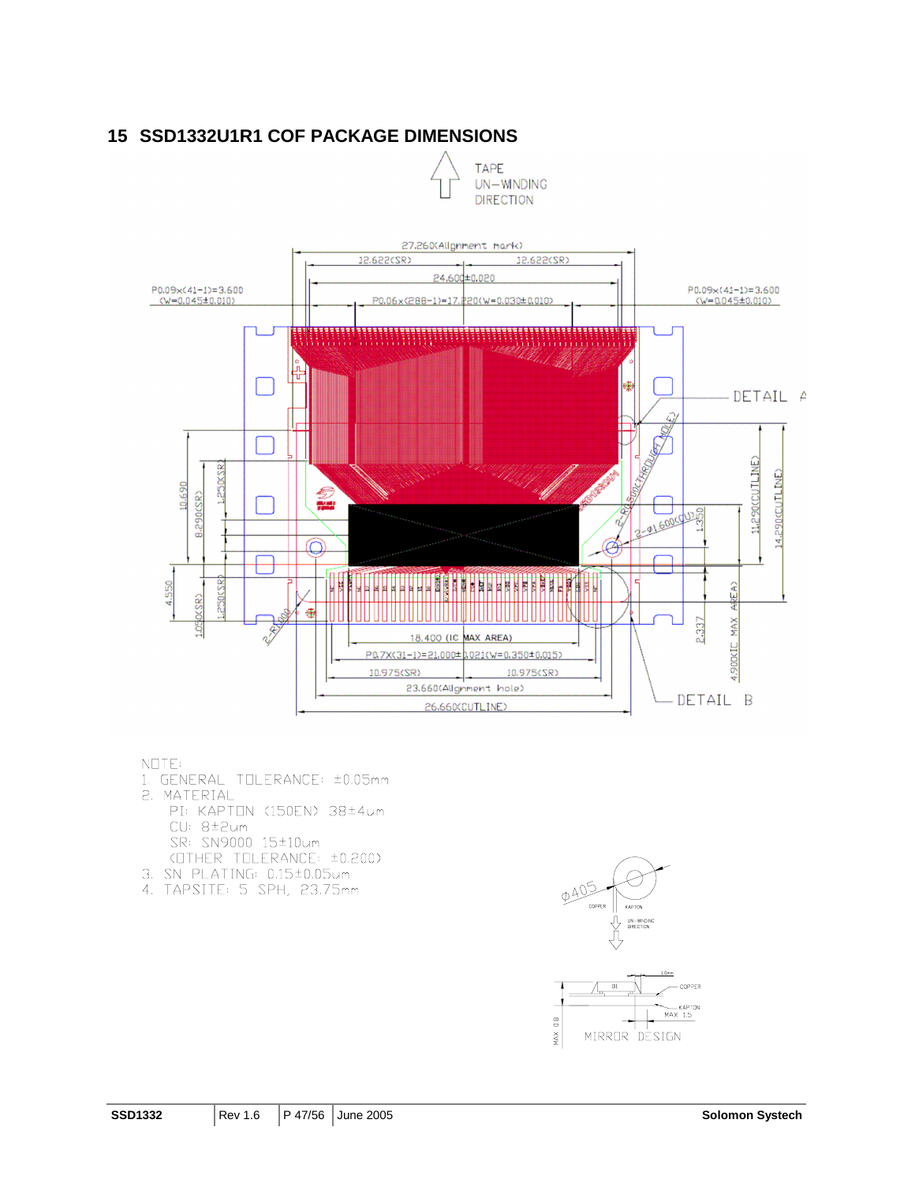## 15 SSD1332U1R1 COF PACKAGE DIMENSIONS

NOTE:

1. GENERAL TOLERANCE: ±0.05mm
2. MATERIAL
   - PI: KAPTON (150EN) 38±4um
   - CU: 8±2um
   - SR: SN9000 15±10um
   - (OTHER TOLERANCE: ±0.200)
3. SN PLATING: 0.15±0.05um
4. TAPSITE: 5 SPH, 23.75mm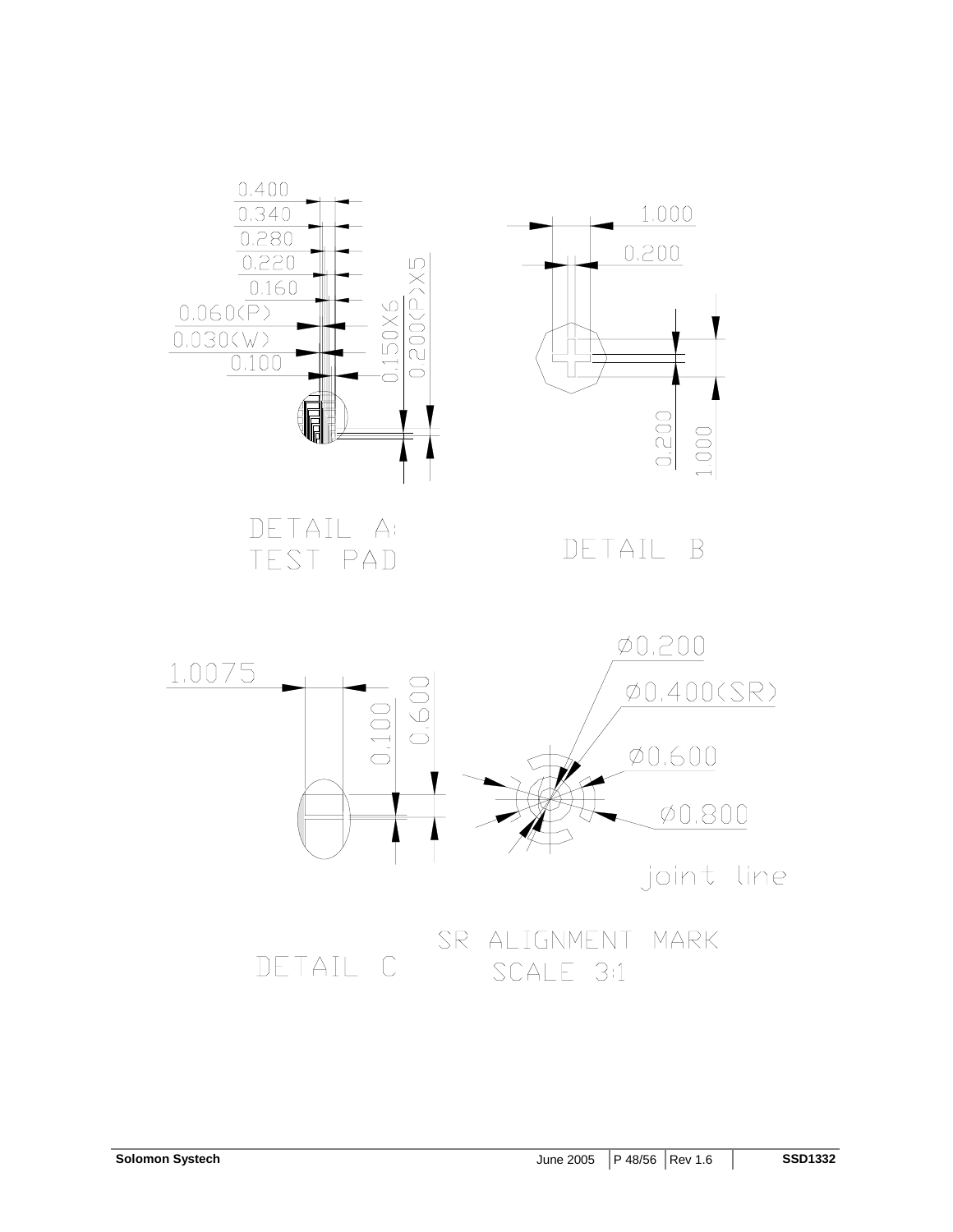0.400
0.340
0.280
0.220
0.160
0.060(P)
0.030(W)
0.100
0.150X6
0.200(P)X5

DETAIL A:
TEST PAD

1.000
0.200
0.200
1.000

DETAIL B

1.0075
0.100
0.600

DETAIL C

Ø0.200
Ø0.400(SR)
Ø0.600
Ø0.800
joint line

SR ALIGNMENT MARK
SCALE 3:1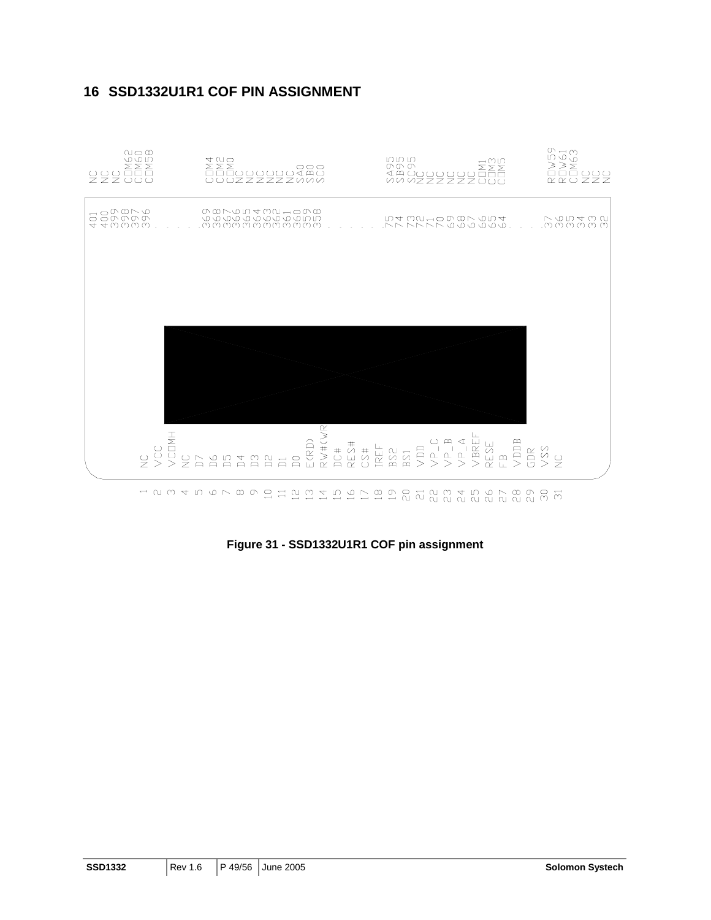# 16 SSD1332U1R1 COF PIN ASSIGNMENT

Figure 31 - SSD1332U1R1 COF pin assignment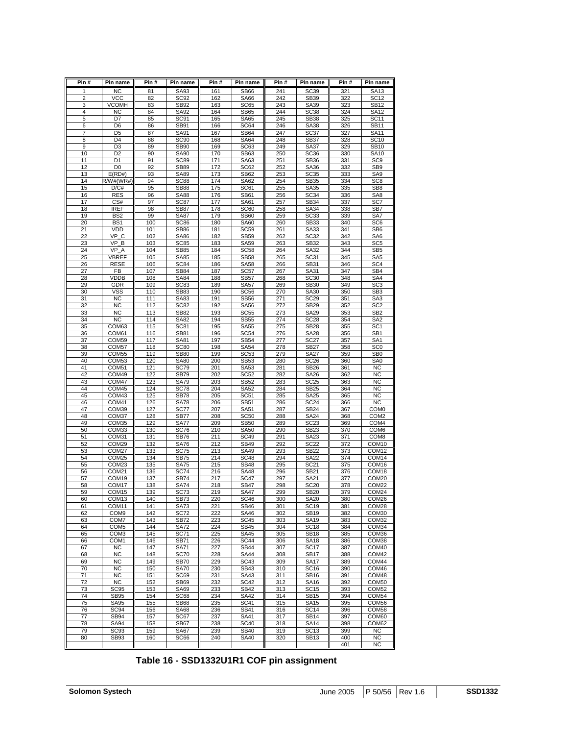| Pin # | Pin name | Pin # | Pin name | Pin # | Pin name | Pin # | Pin name | Pin # | Pin name |
|---|---|---|---|---|---|---|---|---|---|
| 1 | NC | 81 | SA93 | 161 | SB66 | 241 | SC39 | 321 | SA13 |
| 2 | VCC | 82 | SC92 | 162 | SA66 | 242 | SB39 | 322 | SC12 |
| 3 | VCOMH | 83 | SB92 | 163 | SC65 | 243 | SA39 | 323 | SB12 |
| 4 | NC | 84 | SA92 | 164 | SB65 | 244 | SC38 | 324 | SA12 |
| 5 | D7 | 85 | SC91 | 165 | SA65 | 245 | SB38 | 325 | SC11 |
| 6 | D6 | 86 | SB91 | 166 | SC64 | 246 | SA38 | 326 | SB11 |
| 7 | D5 | 87 | SA91 | 167 | SB64 | 247 | SC37 | 327 | SA11 |
| 8 | D4 | 88 | SC90 | 168 | SA64 | 248 | SB37 | 328 | SC10 |
| 9 | D3 | 89 | SB90 | 169 | SC63 | 249 | SA37 | 329 | SB10 |
| 10 | D2 | 90 | SA90 | 170 | SB63 | 250 | SC36 | 330 | SA10 |
| 11 | D1 | 91 | SC89 | 171 | SA63 | 251 | SB36 | 331 | SC9 |
| 12 | D0 | 92 | SB89 | 172 | SC62 | 252 | SA36 | 332 | SB9 |
| 13 | E(RD#) | 93 | SA89 | 173 | SB62 | 253 | SC35 | 333 | SA9 |
| 14 | R/W#(WR#) | 94 | SC88 | 174 | SA62 | 254 | SB35 | 334 | SC8 |
| 15 | D/C# | 95 | SB88 | 175 | SC61 | 255 | SA35 | 335 | SB8 |
| 16 | RES | 96 | SA88 | 176 | SB61 | 256 | SC34 | 336 | SA8 |
| 17 | CS# | 97 | SC87 | 177 | SA61 | 257 | SB34 | 337 | SC7 |
| 18 | IREF | 98 | SB87 | 178 | SC60 | 258 | SA34 | 338 | SB7 |
| 19 | BS2 | 99 | SA87 | 179 | SB60 | 259 | SC33 | 339 | SA7 |
| 20 | BS1 | 100 | SC86 | 180 | SA60 | 260 | SB33 | 340 | SC6 |
| 21 | VDD | 101 | SB86 | 181 | SC59 | 261 | SA33 | 341 | SB6 |
| 22 | VP_C | 102 | SA86 | 182 | SB59 | 262 | SC32 | 342 | SA6 |
| 23 | VP_B | 103 | SC85 | 183 | SA59 | 263 | SB32 | 343 | SC5 |
| 24 | VP_A | 104 | SB85 | 184 | SC58 | 264 | SA32 | 344 | SB5 |
| 25 | VBREF | 105 | SA85 | 185 | SB58 | 265 | SC31 | 345 | SA5 |
| 26 | RESE | 106 | SC84 | 186 | SA58 | 266 | SB31 | 346 | SC4 |
| 27 | FB | 107 | SB84 | 187 | SC57 | 267 | SA31 | 347 | SB4 |
| 28 | VDDB | 108 | SA84 | 188 | SB57 | 268 | SC30 | 348 | SA4 |
| 29 | GDR | 109 | SC83 | 189 | SA57 | 269 | SB30 | 349 | SC3 |
| 30 | VSS | 110 | SB83 | 190 | SC56 | 270 | SA30 | 350 | SB3 |
| 31 | NC | 111 | SA83 | 191 | SB56 | 271 | SC29 | 351 | SA3 |
| 32 | NC | 112 | SC82 | 192 | SA56 | 272 | SB29 | 352 | SC2 |
| 33 | NC | 113 | SB82 | 193 | SC55 | 273 | SA29 | 353 | SB2 |
| 34 | NC | 114 | SA82 | 194 | SB55 | 274 | SC28 | 354 | SA2 |
| 35 | COM63 | 115 | SC81 | 195 | SA55 | 275 | SB28 | 355 | SC1 |
| 36 | COM61 | 116 | SB81 | 196 | SC54 | 276 | SA28 | 356 | SB1 |
| 37 | COM59 | 117 | SA81 | 197 | SB54 | 277 | SC27 | 357 | SA1 |
| 38 | COM57 | 118 | SC80 | 198 | SA54 | 278 | SB27 | 358 | SC0 |
| 39 | COM55 | 119 | SB80 | 199 | SC53 | 279 | SA27 | 359 | SB0 |
| 40 | COM53 | 120 | SA80 | 200 | SB53 | 280 | SC26 | 360 | SA0 |
| 41 | COM51 | 121 | SC79 | 201 | SA53 | 281 | SB26 | 361 | NC |
| 42 | COM49 | 122 | SB79 | 202 | SC52 | 282 | SA26 | 362 | NC |
| 43 | COM47 | 123 | SA79 | 203 | SB52 | 283 | SC25 | 363 | NC |
| 44 | COM45 | 124 | SC78 | 204 | SA52 | 284 | SB25 | 364 | NC |
| 45 | COM43 | 125 | SB78 | 205 | SC51 | 285 | SA25 | 365 | NC |
| 46 | COM41 | 126 | SA78 | 206 | SB51 | 286 | SC24 | 366 | NC |
| 47 | COM39 | 127 | SC77 | 207 | SA51 | 287 | SB24 | 367 | COM0 |
| 48 | COM37 | 128 | SB77 | 208 | SC50 | 288 | SA24 | 368 | COM2 |
| 49 | COM35 | 129 | SA77 | 209 | SB50 | 289 | SC23 | 369 | COM4 |
| 50 | COM33 | 130 | SC76 | 210 | SA50 | 290 | SB23 | 370 | COM6 |
| 51 | COM31 | 131 | SB76 | 211 | SC49 | 291 | SA23 | 371 | COM8 |
| 52 | COM29 | 132 | SA76 | 212 | SB49 | 292 | SC22 | 372 | COM10 |
| 53 | COM27 | 133 | SC75 | 213 | SA49 | 293 | SB22 | 373 | COM12 |
| 54 | COM25 | 134 | SB75 | 214 | SC48 | 294 | SA22 | 374 | COM14 |
| 55 | COM23 | 135 | SA75 | 215 | SB48 | 295 | SC21 | 375 | COM16 |
| 56 | COM21 | 136 | SC74 | 216 | SA48 | 296 | SB21 | 376 | COM18 |
| 57 | COM19 | 137 | SB74 | 217 | SC47 | 297 | SA21 | 377 | COM20 |
| 58 | COM17 | 138 | SA74 | 218 | SB47 | 298 | SC20 | 378 | COM22 |
| 59 | COM15 | 139 | SC73 | 219 | SA47 | 299 | SB20 | 379 | COM24 |
| 60 | COM13 | 140 | SB73 | 220 | SC46 | 300 | SA20 | 380 | COM26 |
| 61 | COM11 | 141 | SA73 | 221 | SB46 | 301 | SC19 | 381 | COM28 |
| 62 | COM9 | 142 | SC72 | 222 | SA46 | 302 | SB19 | 382 | COM30 |
| 63 | COM7 | 143 | SB72 | 223 | SC45 | 303 | SA19 | 383 | COM32 |
| 64 | COM5 | 144 | SA72 | 224 | SB45 | 304 | SC18 | 384 | COM34 |
| 65 | COM3 | 145 | SC71 | 225 | SA45 | 305 | SB18 | 385 | COM36 |
| 66 | COM1 | 146 | SB71 | 226 | SC44 | 306 | SA18 | 386 | COM38 |
| 67 | NC | 147 | SA71 | 227 | SB44 | 307 | SC17 | 387 | COM40 |
| 68 | NC | 148 | SC70 | 228 | SA44 | 308 | SB17 | 388 | COM42 |
| 69 | NC | 149 | SB70 | 229 | SC43 | 309 | SA17 | 389 | COM44 |
| 70 | NC | 150 | SA70 | 230 | SB43 | 310 | SC16 | 390 | COM46 |
| 71 | NC | 151 | SC69 | 231 | SA43 | 311 | SB16 | 391 | COM48 |
| 72 | NC | 152 | SB69 | 232 | SC42 | 312 | SA16 | 392 | COM50 |
| 73 | SC95 | 153 | SA69 | 233 | SB42 | 313 | SC15 | 393 | COM52 |
| 74 | SB95 | 154 | SC68 | 234 | SA42 | 314 | SB15 | 394 | COM54 |
| 75 | SA95 | 155 | SB68 | 235 | SC41 | 315 | SA15 | 395 | COM56 |
| 76 | SC94 | 156 | SA68 | 236 | SB41 | 316 | SC14 | 396 | COM58 |
| 77 | SB94 | 157 | SC67 | 237 | SA41 | 317 | SB14 | 397 | COM60 |
| 78 | SA94 | 158 | SB67 | 238 | SC40 | 318 | SA14 | 398 | COM62 |
| 79 | SC93 | 159 | SA67 | 239 | SB40 | 319 | SC13 | 399 | NC |
| 80 | SB93 | 160 | SC66 | 240 | SA40 | 320 | SB13 | 400 | NC |
| | | | | | | | | 401 | NC |

**Table 16 - SSD1332U1R1 COF pin assignment**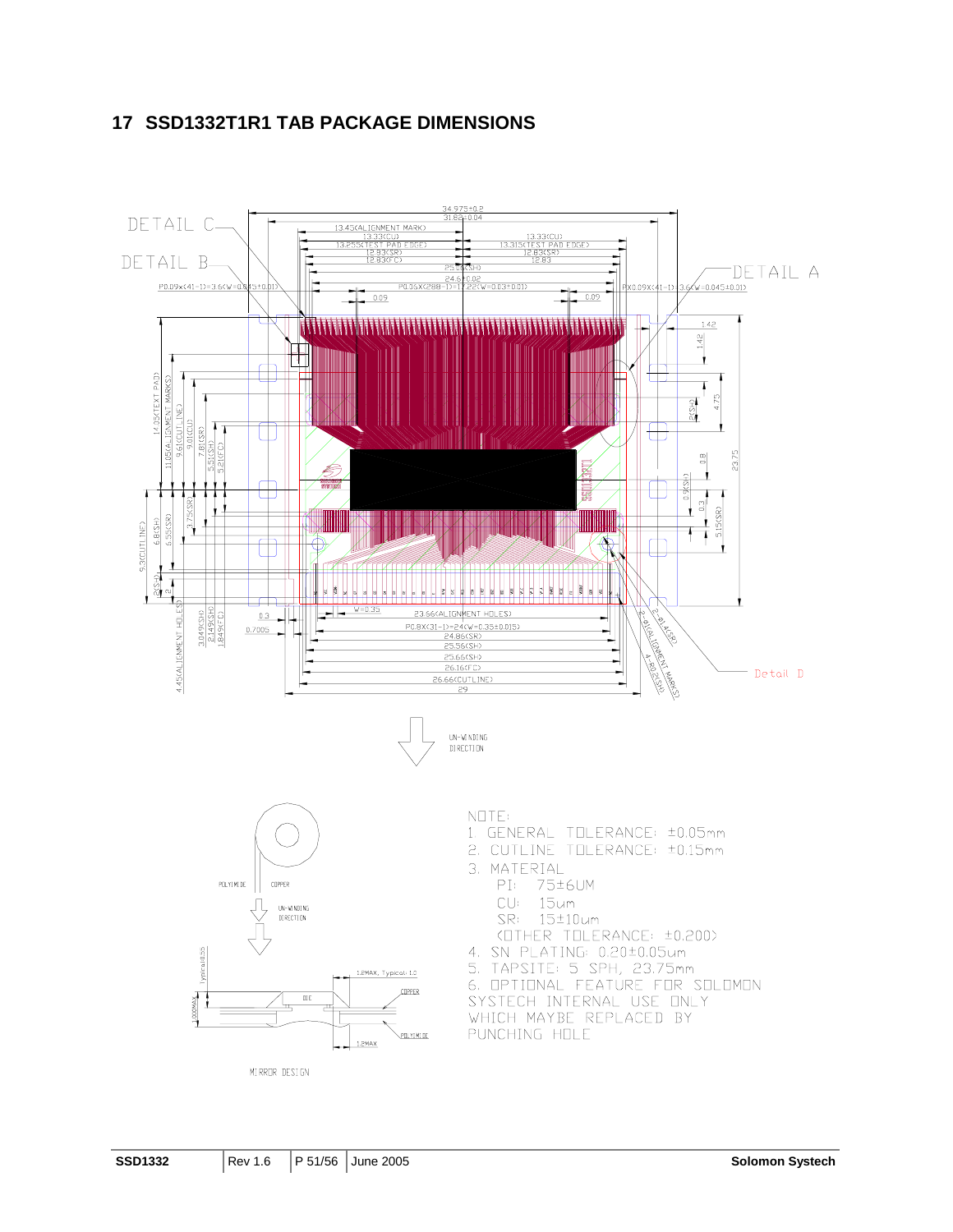# 17 SSD1332T1R1 TAB PACKAGE DIMENSIONS

NOTE:

1. GENERAL TOLERANCE: ±0.05mm
2. CUTLINE TOLERANCE: ±0.15mm
3. MATERIAL
   - PI: 75±6UM
   - CU: 15um
   - SR: 15±10um
   - (OTHER TOLERANCE: ±0.200)
4. SN PLATING: 0.20±0.05um
5. TAPSITE: 5 SPH, 23.75mm
6. OPTIONAL FEATURE FOR SOLOMON SYSTECH INTERNAL USE ONLY WHICH MAYBE REPLACED BY PUNCHING HOLE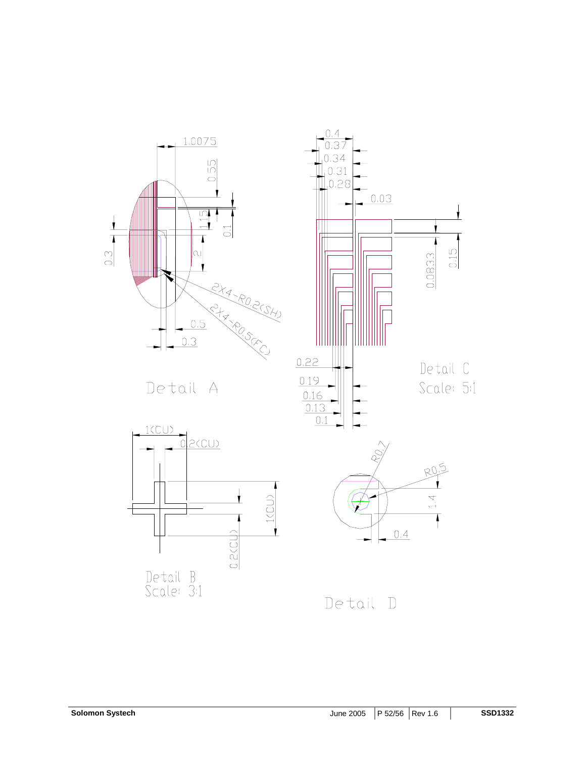Detail A

Detail B
Scale: 3:1

Detail C
Scale: 5:1

Detail D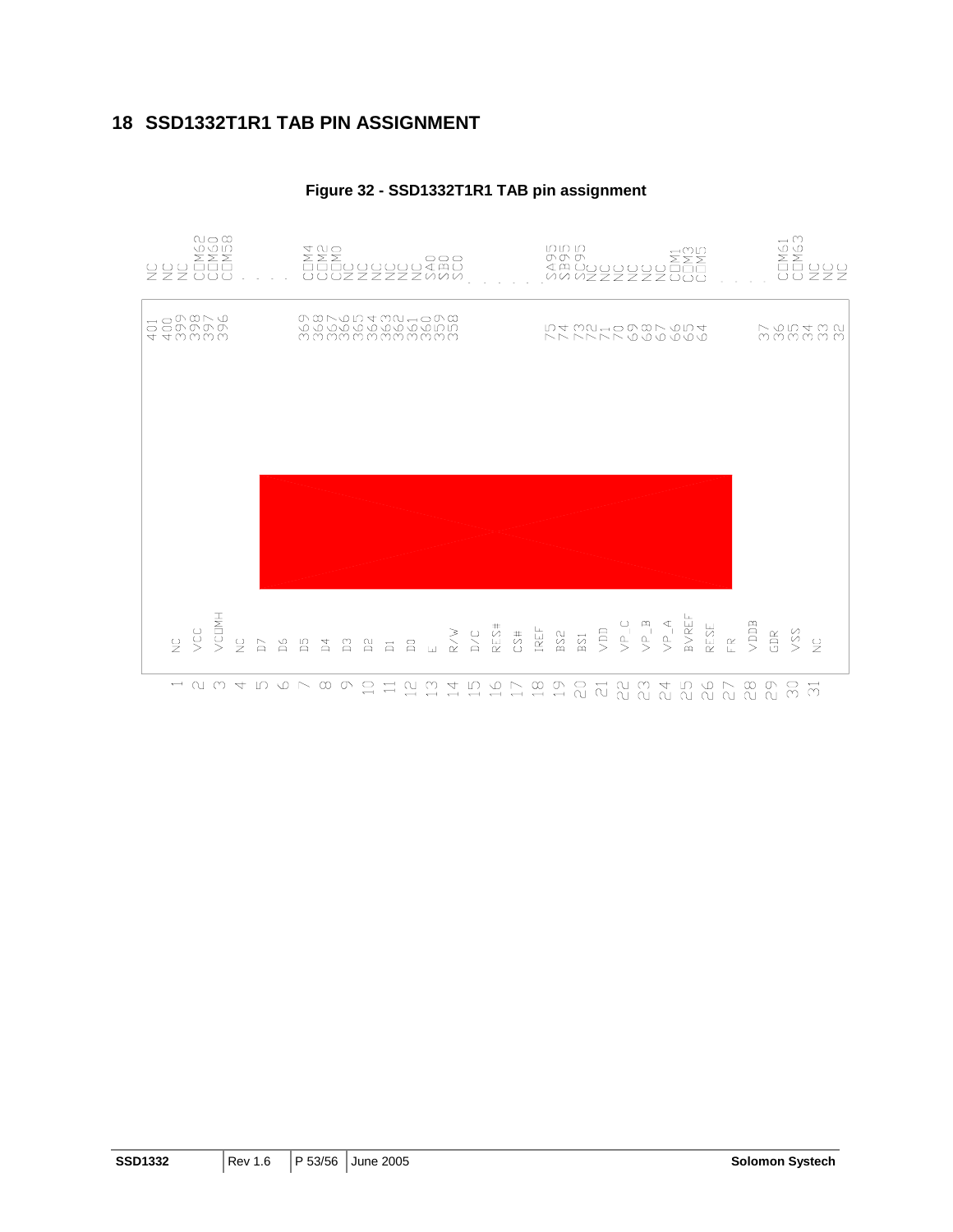# 18 SSD1332T1R1 TAB PIN ASSIGNMENT

**Figure 32 - SSD1332T1R1 TAB pin assignment**

| Pin | Name |
|---|---|
| 401 | NC |
| 400 | NC |
| 399 | NC |
| 398 | COM62 |
| 397 | COM60 |
| 396 | COM58 |
| ... | ... |
| 369 | COM4 |
| 368 | COM2 |
| 367 | COM0 |
| 366 | NC |
| 365 | NC |
| 364 | NC |
| 363 | NC |
| 362 | NC |
| 361 | NC |
| 360 | SA0 |
| 359 | SB0 |
| 358 | SC0 |
| ... | ... |
| 75 | SA95 |
| 74 | SB95 |
| 73 | SC95 |
| 72 | NC |
| 71 | NC |
| 70 | NC |
| 69 | NC |
| 68 | NC |
| 67 | COM1 |
| 66 | COM3 |
| 65 | COM5 |
| 64 | |
| ... | ... |
| 37 | COM61 |
| 36 | COM63 |
| 35 | NC |
| 34 | NC |
| 33 | NC |
| 32 | |

| Pin | Name |
|---|---|
| 1 | NC |
| 2 | VCC |
| 3 | VCOMH |
| 4 | NC |
| 5 | D7 |
| 6 | D6 |
| 7 | D5 |
| 8 | D4 |
| 9 | D3 |
| 10 | D2 |
| 11 | D1 |
| 12 | D0 |
| 13 | E |
| 14 | R/W |
| 15 | D/C |
| 16 | RES# |
| 17 | CS# |
| 18 | IREF |
| 19 | BS2 |
| 20 | BS1 |
| 21 | VDD |
| 22 | VP_C |
| 23 | VP_B |
| 24 | VP_A |
| 25 | BVREF |
| 26 | RESE |
| 27 | FR |
| 28 | VDDB |
| 29 | GDR |
| 30 | VSS |
| 31 | NC |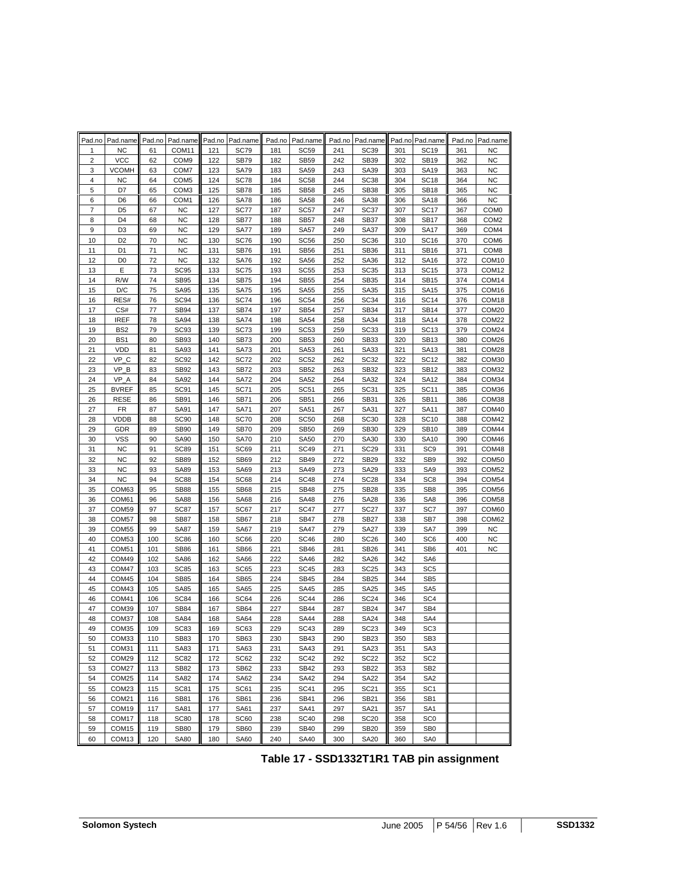| Pad.no | Pad.name | Pad.no | Pad.name | Pad.no | Pad.name | Pad.no | Pad.name | Pad.no | Pad.name | Pad.no | Pad.name | Pad.no | Pad.name |
|---|---|---|---|---|---|---|---|---|---|---|---|---|---|
| 1 | NC | 61 | COM11 | 121 | SC79 | 181 | SC59 | 241 | SC39 | 301 | SC19 | 361 | NC |
| 2 | VCC | 62 | COM9 | 122 | SB79 | 182 | SB59 | 242 | SB39 | 302 | SB19 | 362 | NC |
| 3 | VCOMH | 63 | COM7 | 123 | SA79 | 183 | SA59 | 243 | SA39 | 303 | SA19 | 363 | NC |
| 4 | NC | 64 | COM5 | 124 | SC78 | 184 | SC58 | 244 | SC38 | 304 | SC18 | 364 | NC |
| 5 | D7 | 65 | COM3 | 125 | SB78 | 185 | SB58 | 245 | SB38 | 305 | SB18 | 365 | NC |
| 6 | D6 | 66 | COM1 | 126 | SA78 | 186 | SA58 | 246 | SA38 | 306 | SA18 | 366 | NC |
| 7 | D5 | 67 | NC | 127 | SC77 | 187 | SC57 | 247 | SC37 | 307 | SC17 | 367 | COM0 |
| 8 | D4 | 68 | NC | 128 | SB77 | 188 | SB57 | 248 | SB37 | 308 | SB17 | 368 | COM2 |
| 9 | D3 | 69 | NC | 129 | SA77 | 189 | SA57 | 249 | SA37 | 309 | SA17 | 369 | COM4 |
| 10 | D2 | 70 | NC | 130 | SC76 | 190 | SC56 | 250 | SC36 | 310 | SC16 | 370 | COM6 |
| 11 | D1 | 71 | NC | 131 | SB76 | 191 | SB56 | 251 | SB36 | 311 | SB16 | 371 | COM8 |
| 12 | D0 | 72 | NC | 132 | SA76 | 192 | SA56 | 252 | SA36 | 312 | SA16 | 372 | COM10 |
| 13 | E | 73 | SC95 | 133 | SC75 | 193 | SC55 | 253 | SC35 | 313 | SC15 | 373 | COM12 |
| 14 | R/W | 74 | SB95 | 134 | SB75 | 194 | SB55 | 254 | SB35 | 314 | SB15 | 374 | COM14 |
| 15 | D/C | 75 | SA95 | 135 | SA75 | 195 | SA55 | 255 | SA35 | 315 | SA15 | 375 | COM16 |
| 16 | RES# | 76 | SC94 | 136 | SC74 | 196 | SC54 | 256 | SC34 | 316 | SC14 | 376 | COM18 |
| 17 | CS# | 77 | SB94 | 137 | SB74 | 197 | SB54 | 257 | SB34 | 317 | SB14 | 377 | COM20 |
| 18 | IREF | 78 | SA94 | 138 | SA74 | 198 | SA54 | 258 | SA34 | 318 | SA14 | 378 | COM22 |
| 19 | BS2 | 79 | SC93 | 139 | SC73 | 199 | SC53 | 259 | SC33 | 319 | SC13 | 379 | COM24 |
| 20 | BS1 | 80 | SB93 | 140 | SB73 | 200 | SB53 | 260 | SB33 | 320 | SB13 | 380 | COM26 |
| 21 | VDD | 81 | SA93 | 141 | SA73 | 201 | SA53 | 261 | SA33 | 321 | SA13 | 381 | COM28 |
| 22 | VP_C | 82 | SC92 | 142 | SC72 | 202 | SC52 | 262 | SC32 | 322 | SC12 | 382 | COM30 |
| 23 | VP_B | 83 | SB92 | 143 | SB72 | 203 | SB52 | 263 | SB32 | 323 | SB12 | 383 | COM32 |
| 24 | VP_A | 84 | SA92 | 144 | SA72 | 204 | SA52 | 264 | SA32 | 324 | SA12 | 384 | COM34 |
| 25 | BVREF | 85 | SC91 | 145 | SC71 | 205 | SC51 | 265 | SC31 | 325 | SC11 | 385 | COM36 |
| 26 | RESE | 86 | SB91 | 146 | SB71 | 206 | SB51 | 266 | SB31 | 326 | SB11 | 386 | COM38 |
| 27 | FR | 87 | SA91 | 147 | SA71 | 207 | SA51 | 267 | SA31 | 327 | SA11 | 387 | COM40 |
| 28 | VDDB | 88 | SC90 | 148 | SC70 | 208 | SC50 | 268 | SC30 | 328 | SC10 | 388 | COM42 |
| 29 | GDR | 89 | SB90 | 149 | SB70 | 209 | SB50 | 269 | SB30 | 329 | SB10 | 389 | COM44 |
| 30 | VSS | 90 | SA90 | 150 | SA70 | 210 | SA50 | 270 | SA30 | 330 | SA10 | 390 | COM46 |
| 31 | NC | 91 | SC89 | 151 | SC69 | 211 | SC49 | 271 | SC29 | 331 | SC9 | 391 | COM48 |
| 32 | NC | 92 | SB89 | 152 | SB69 | 212 | SB49 | 272 | SB29 | 332 | SB9 | 392 | COM50 |
| 33 | NC | 93 | SA89 | 153 | SA69 | 213 | SA49 | 273 | SA29 | 333 | SA9 | 393 | COM52 |
| 34 | NC | 94 | SC88 | 154 | SC68 | 214 | SC48 | 274 | SC28 | 334 | SC8 | 394 | COM54 |
| 35 | COM63 | 95 | SB88 | 155 | SB68 | 215 | SB48 | 275 | SB28 | 335 | SB8 | 395 | COM56 |
| 36 | COM61 | 96 | SA88 | 156 | SA68 | 216 | SA48 | 276 | SA28 | 336 | SA8 | 396 | COM58 |
| 37 | COM59 | 97 | SC87 | 157 | SC67 | 217 | SC47 | 277 | SC27 | 337 | SC7 | 397 | COM60 |
| 38 | COM57 | 98 | SB87 | 158 | SB67 | 218 | SB47 | 278 | SB27 | 338 | SB7 | 398 | COM62 |
| 39 | COM55 | 99 | SA87 | 159 | SA67 | 219 | SA47 | 279 | SA27 | 339 | SA7 | 399 | NC |
| 40 | COM53 | 100 | SC86 | 160 | SC66 | 220 | SC46 | 280 | SC26 | 340 | SC6 | 400 | NC |
| 41 | COM51 | 101 | SB86 | 161 | SB66 | 221 | SB46 | 281 | SB26 | 341 | SB6 | 401 | NC |
| 42 | COM49 | 102 | SA86 | 162 | SA66 | 222 | SA46 | 282 | SA26 | 342 | SA6 | | |
| 43 | COM47 | 103 | SC85 | 163 | SC65 | 223 | SC45 | 283 | SC25 | 343 | SC5 | | |
| 44 | COM45 | 104 | SB85 | 164 | SB65 | 224 | SB45 | 284 | SB25 | 344 | SB5 | | |
| 45 | COM43 | 105 | SA85 | 165 | SA65 | 225 | SA45 | 285 | SA25 | 345 | SA5 | | |
| 46 | COM41 | 106 | SC84 | 166 | SC64 | 226 | SC44 | 286 | SC24 | 346 | SC4 | | |
| 47 | COM39 | 107 | SB84 | 167 | SB64 | 227 | SB44 | 287 | SB24 | 347 | SB4 | | |
| 48 | COM37 | 108 | SA84 | 168 | SA64 | 228 | SA44 | 288 | SA24 | 348 | SA4 | | |
| 49 | COM35 | 109 | SC83 | 169 | SC63 | 229 | SC43 | 289 | SC23 | 349 | SC3 | | |
| 50 | COM33 | 110 | SB83 | 170 | SB63 | 230 | SB43 | 290 | SB23 | 350 | SB3 | | |
| 51 | COM31 | 111 | SA83 | 171 | SA63 | 231 | SA43 | 291 | SA23 | 351 | SA3 | | |
| 52 | COM29 | 112 | SC82 | 172 | SC62 | 232 | SC42 | 292 | SC22 | 352 | SC2 | | |
| 53 | COM27 | 113 | SB82 | 173 | SB62 | 233 | SB42 | 293 | SB22 | 353 | SB2 | | |
| 54 | COM25 | 114 | SA82 | 174 | SA62 | 234 | SA42 | 294 | SA22 | 354 | SA2 | | |
| 55 | COM23 | 115 | SC81 | 175 | SC61 | 235 | SC41 | 295 | SC21 | 355 | SC1 | | |
| 56 | COM21 | 116 | SB81 | 176 | SB61 | 236 | SB41 | 296 | SB21 | 356 | SB1 | | |
| 57 | COM19 | 117 | SA81 | 177 | SA61 | 237 | SA41 | 297 | SA21 | 357 | SA1 | | |
| 58 | COM17 | 118 | SC80 | 178 | SC60 | 238 | SC40 | 298 | SC20 | 358 | SC0 | | |
| 59 | COM15 | 119 | SB80 | 179 | SB60 | 239 | SB40 | 299 | SB20 | 359 | SB0 | | |
| 60 | COM13 | 120 | SA80 | 180 | SA60 | 240 | SA40 | 300 | SA20 | 360 | SA0 | | |

**Table 17 - SSD1332T1R1 TAB pin assignment**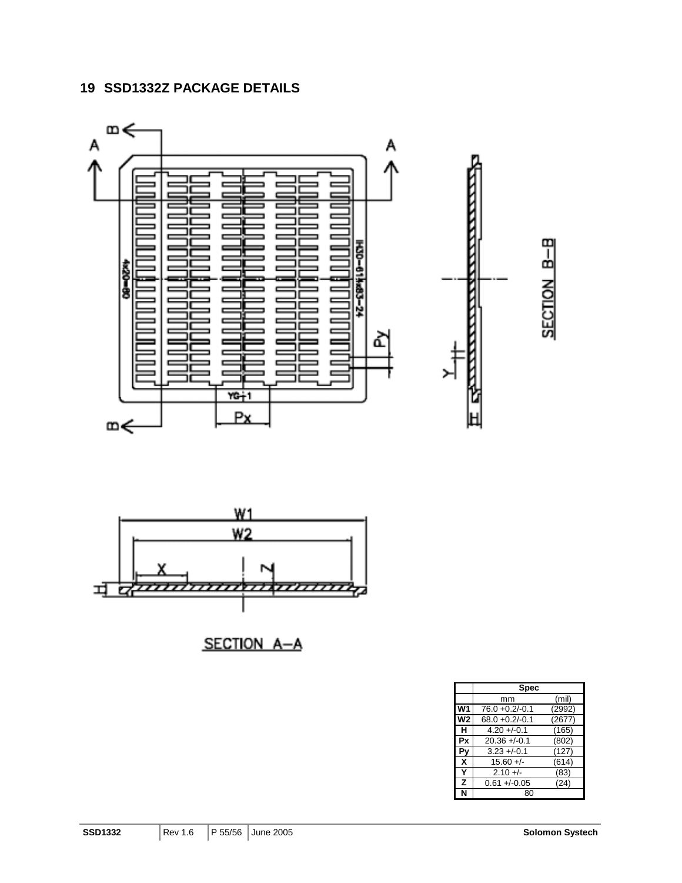# 19 SSD1332Z PACKAGE DETAILS

SECTION B–B

SECTION A–A

| | Spec | |
|---|---|---|
| | mm | (mil) |
| W1 | 76.0 +0.2/-0.1 | (2992) |
| W2 | 68.0 +0.2/-0.1 | (2677) |
| H | 4.20 +/-0.1 | (165) |
| Px | 20.36 +/-0.1 | (802) |
| Py | 3.23 +/-0.1 | (127) |
| X | 15.60 +/- | (614) |
| Y | 2.10 +/- | (83) |
| Z | 0.61 +/-0.05 | (24) |
| N | 80 | |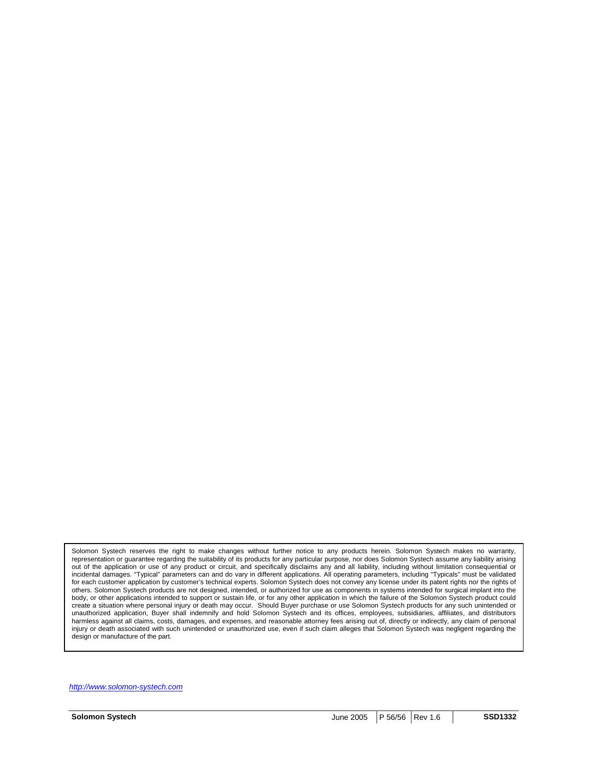Solomon Systech reserves the right to make changes without further notice to any products herein. Solomon Systech makes no warranty, representation or guarantee regarding the suitability of its products for any particular purpose, nor does Solomon Systech assume any liability arising out of the application or use of any product or circuit, and specifically disclaims any and all liability, including without limitation consequential or incidental damages. "Typical" parameters can and do vary in different applications. All operating parameters, including "Typicals" must be validated for each customer application by customer's technical experts. Solomon Systech does not convey any license under its patent rights nor the rights of others. Solomon Systech products are not designed, intended, or authorized for use as components in systems intended for surgical implant into the body, or other applications intended to support or sustain life, or for any other application in which the failure of the Solomon Systech product could create a situation where personal injury or death may occur. Should Buyer purchase or use Solomon Systech products for any such unintended or unauthorized application, Buyer shall indemnify and hold Solomon Systech and its offices, employees, subsidiaries, affiliates, and distributors harmless against all claims, costs, damages, and expenses, and reasonable attorney fees arising out of, directly or indirectly, any claim of personal injury or death associated with such unintended or unauthorized use, even if such claim alleges that Solomon Systech was negligent regarding the design or manufacture of the part.

http://www.solomon-systech.com